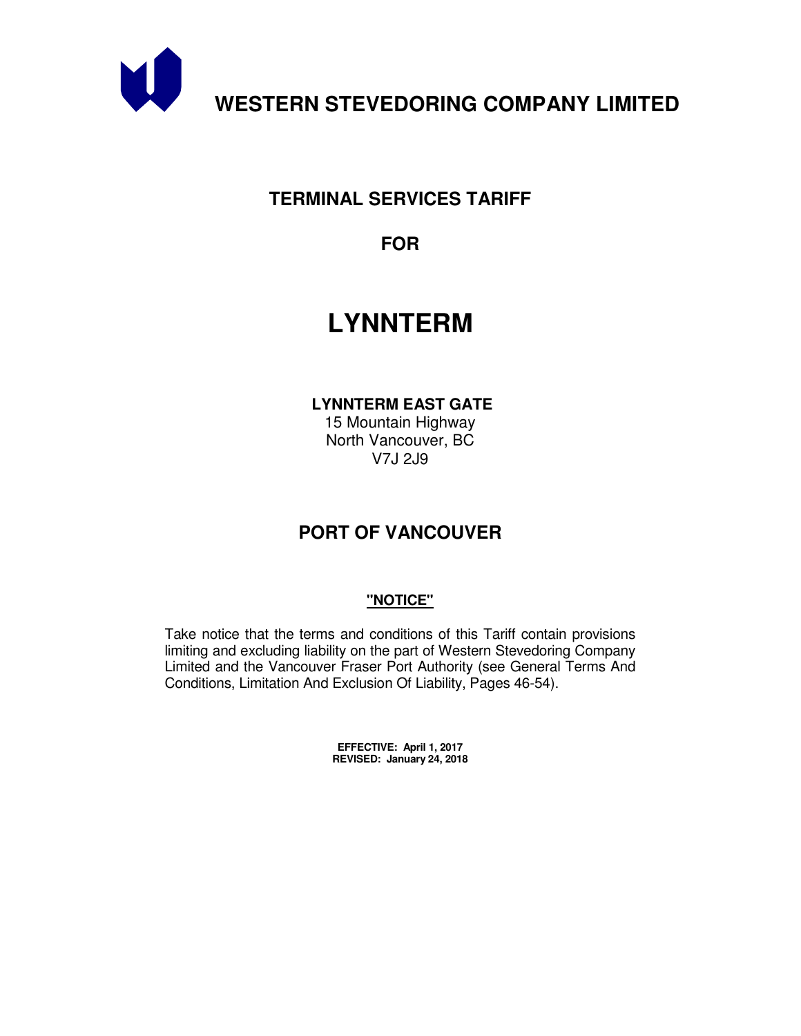# WESTERN STEVEDORING COMPANY LIMITED

## TERMINAL SERVICES TARIFF

## FOR

# LYNNTERM

**LYNNTERM EAST GATE**
15 Mountain Highway
North Vancouver, BC
V7J 2J9

## PORT OF VANCOUVER

**"NOTICE"**

Take notice that the terms and conditions of this Tariff contain provisions limiting and excluding liability on the part of Western Stevedoring Company Limited and the Vancouver Fraser Port Authority (see General Terms And Conditions, Limitation And Exclusion Of Liability, Pages 46-54).

**EFFECTIVE: April 1, 2017**
**REVISED: January 24, 2018**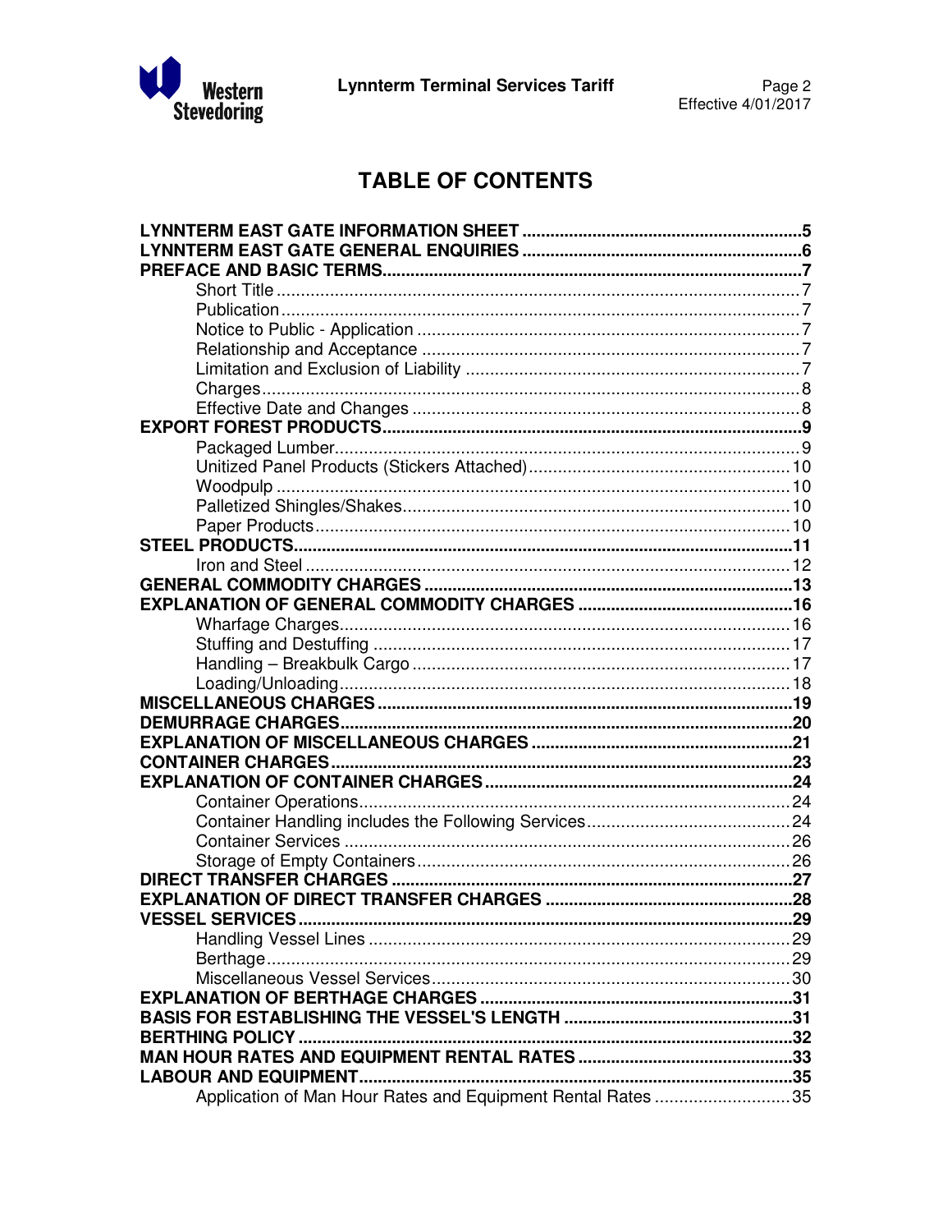# TABLE OF CONTENTS

| | |
|---|---|
| **LYNNTERM EAST GATE INFORMATION SHEET** | **5** |
| **LYNNTERM EAST GATE GENERAL ENQUIRIES** | **6** |
| **PREFACE AND BASIC TERMS** | **7** |
| Short Title | 7 |
| Publication | 7 |
| Notice to Public - Application | 7 |
| Relationship and Acceptance | 7 |
| Limitation and Exclusion of Liability | 7 |
| Charges | 8 |
| Effective Date and Changes | 8 |
| **EXPORT FOREST PRODUCTS** | **9** |
| Packaged Lumber | 9 |
| Unitized Panel Products (Stickers Attached) | 10 |
| Woodpulp | 10 |
| Palletized Shingles/Shakes | 10 |
| Paper Products | 10 |
| **STEEL PRODUCTS** | **11** |
| Iron and Steel | 12 |
| **GENERAL COMMODITY CHARGES** | **13** |
| **EXPLANATION OF GENERAL COMMODITY CHARGES** | **16** |
| Wharfage Charges | 16 |
| Stuffing and Destuffing | 17 |
| Handling – Breakbulk Cargo | 17 |
| Loading/Unloading | 18 |
| **MISCELLANEOUS CHARGES** | **19** |
| **DEMURRAGE CHARGES** | **20** |
| **EXPLANATION OF MISCELLANEOUS CHARGES** | **21** |
| **CONTAINER CHARGES** | **23** |
| **EXPLANATION OF CONTAINER CHARGES** | **24** |
| Container Operations | 24 |
| Container Handling includes the Following Services | 24 |
| Container Services | 26 |
| Storage of Empty Containers | 26 |
| **DIRECT TRANSFER CHARGES** | **27** |
| **EXPLANATION OF DIRECT TRANSFER CHARGES** | **28** |
| **VESSEL SERVICES** | **29** |
| Handling Vessel Lines | 29 |
| Berthage | 29 |
| Miscellaneous Vessel Services | 30 |
| **EXPLANATION OF BERTHAGE CHARGES** | **31** |
| **BASIS FOR ESTABLISHING THE VESSEL'S LENGTH** | **31** |
| **BERTHING POLICY** | **32** |
| **MAN HOUR RATES AND EQUIPMENT RENTAL RATES** | **33** |
| **LABOUR AND EQUIPMENT** | **35** |
| Application of Man Hour Rates and Equipment Rental Rates | 35 |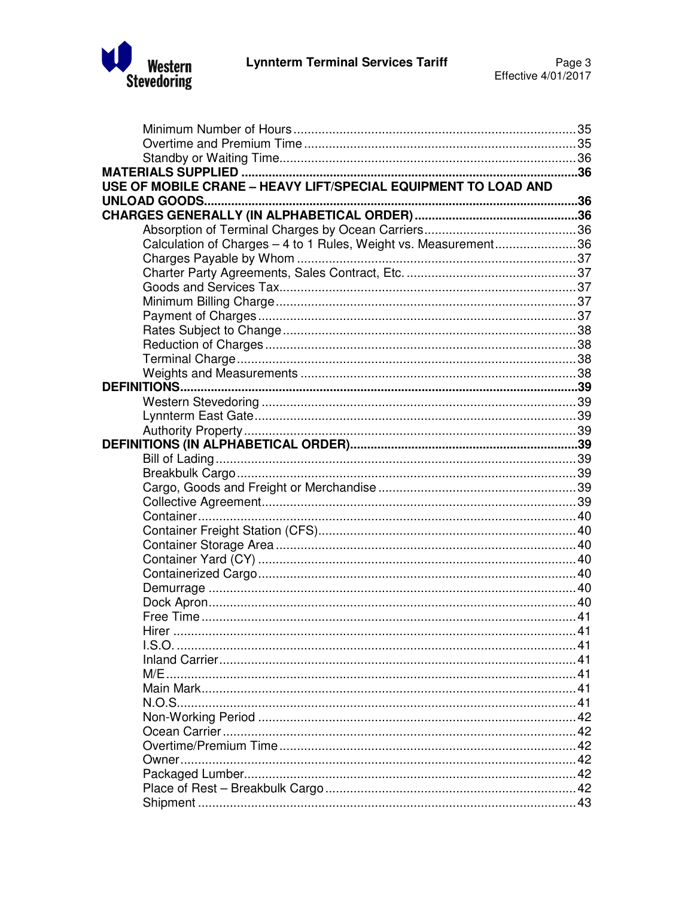Minimum Number of Hours ................................................................................ 35
Overtime and Premium Time ............................................................................ 35
Standby or Waiting Time.................................................................................... 36

**MATERIALS SUPPLIED ..................................................................................................36**

**USE OF MOBILE CRANE – HEAVY LIFT/SPECIAL EQUIPMENT TO LOAD AND UNLOAD GOODS..........................................................................................................................36**

**CHARGES GENERALLY (IN ALPHABETICAL ORDER) ..............................................36**

Absorption of Terminal Charges by Ocean Carriers .......................................... 36
Calculation of Charges – 4 to 1 Rules, Weight vs. Measurement ....................... 36
Charges Payable by Whom ................................................................................ 37
Charter Party Agreements, Sales Contract, Etc. ................................................ 37
Goods and Services Tax...................................................................................... 37
Minimum Billing Charge ..................................................................................... 37
Payment of Charges ........................................................................................... 37
Rates Subject to Change ..................................................................................... 38
Reduction of Charges ......................................................................................... 38
Terminal Charge ................................................................................................. 38
Weights and Measurements ............................................................................... 38

**DEFINITIONS...................................................................................................................39**

Western Stevedoring .......................................................................................... 39
Lynnterm East Gate ............................................................................................ 39
Authority Property ............................................................................................. 39

**DEFINITIONS (IN ALPHABETICAL ORDER)..................................................................39**

Bill of Lading ...................................................................................................... 39
Breakbulk Cargo ................................................................................................ 39
Cargo, Goods and Freight or Merchandise ........................................................ 39
Collective Agreement ......................................................................................... 39
Container ............................................................................................................ 40
Container Freight Station (CFS) ......................................................................... 40
Container Storage Area ...................................................................................... 40
Container Yard (CY) ........................................................................................... 40
Containerized Cargo ........................................................................................... 40
Demurrage ......................................................................................................... 40
Dock Apron ........................................................................................................ 40
Free Time ........................................................................................................... 41
Hirer ................................................................................................................... 41
I.S.O. .................................................................................................................. 41
Inland Carrier ..................................................................................................... 41
M/E .................................................................................................................... 41
Main Mark .......................................................................................................... 41
N.O.S. ................................................................................................................. 41
Non-Working Period .......................................................................................... 42
Ocean Carrier ..................................................................................................... 42
Overtime/Premium Time .................................................................................... 42
Owner ................................................................................................................. 42
Packaged Lumber ............................................................................................... 42
Place of Rest – Breakbulk Cargo ........................................................................ 42
Shipment ............................................................................................................ 43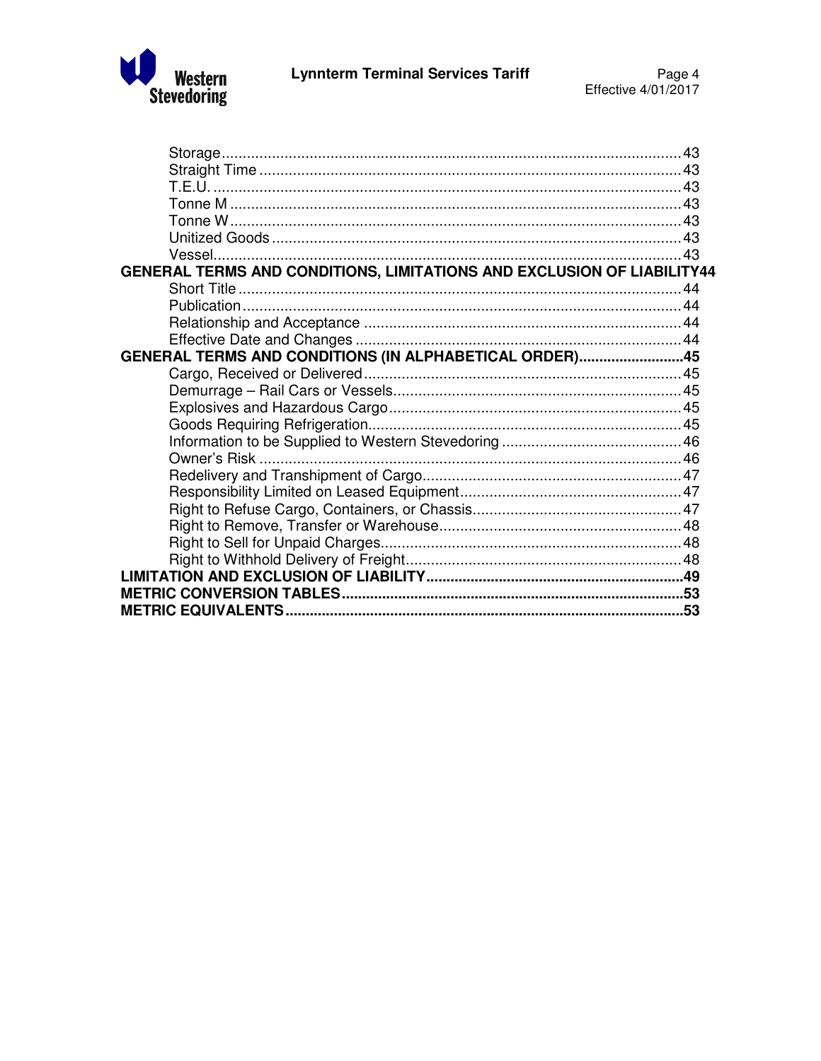Storage .......... 43
Straight Time .......... 43
T.E.U. .......... 43
Tonne M .......... 43
Tonne W .......... 43
Unitized Goods .......... 43
Vessel .......... 43

**GENERAL TERMS AND CONDITIONS, LIMITATIONS AND EXCLUSION OF LIABILITY 44**

Short Title .......... 44
Publication .......... 44
Relationship and Acceptance .......... 44
Effective Date and Changes .......... 44

**GENERAL TERMS AND CONDITIONS (IN ALPHABETICAL ORDER) .......... 45**

Cargo, Received or Delivered .......... 45
Demurrage – Rail Cars or Vessels .......... 45
Explosives and Hazardous Cargo .......... 45
Goods Requiring Refrigeration .......... 45
Information to be Supplied to Western Stevedoring .......... 46
Owner's Risk .......... 46
Redelivery and Transhipment of Cargo .......... 47
Responsibility Limited on Leased Equipment .......... 47
Right to Refuse Cargo, Containers, or Chassis .......... 47
Right to Remove, Transfer or Warehouse .......... 48
Right to Sell for Unpaid Charges .......... 48
Right to Withhold Delivery of Freight .......... 48

**LIMITATION AND EXCLUSION OF LIABILITY .......... 49**

**METRIC CONVERSION TABLES .......... 53**

**METRIC EQUIVALENTS .......... 53**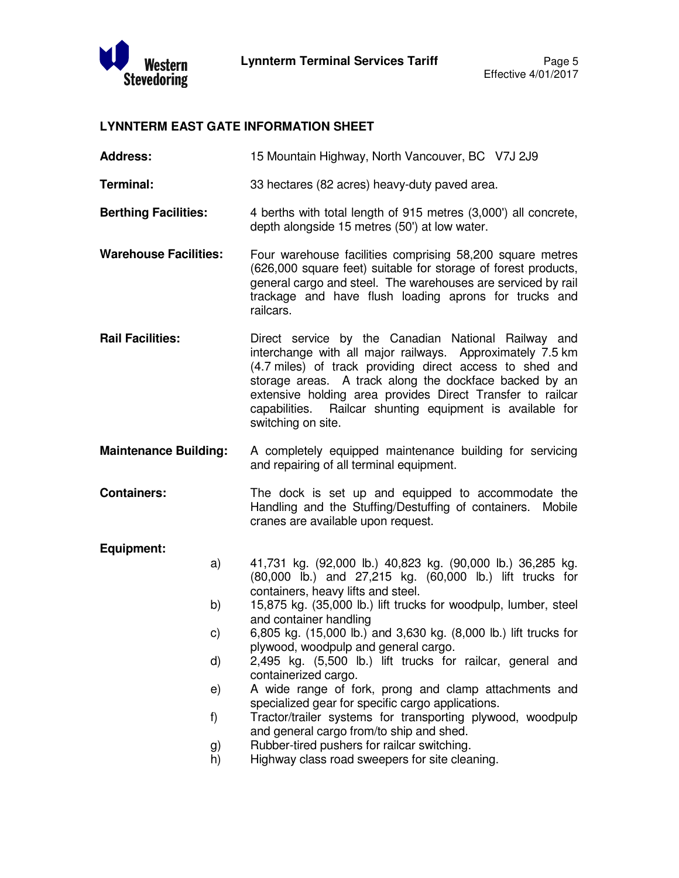## LYNNTERM EAST GATE INFORMATION SHEET

**Address:** 15 Mountain Highway, North Vancouver, BC V7J 2J9

**Terminal:** 33 hectares (82 acres) heavy-duty paved area.

**Berthing Facilities:** 4 berths with total length of 915 metres (3,000') all concrete, depth alongside 15 metres (50') at low water.

**Warehouse Facilities:** Four warehouse facilities comprising 58,200 square metres (626,000 square feet) suitable for storage of forest products, general cargo and steel. The warehouses are serviced by rail trackage and have flush loading aprons for trucks and railcars.

**Rail Facilities:** Direct service by the Canadian National Railway and interchange with all major railways. Approximately 7.5 km (4.7 miles) of track providing direct access to shed and storage areas. A track along the dockface backed by an extensive holding area provides Direct Transfer to railcar capabilities. Railcar shunting equipment is available for switching on site.

**Maintenance Building:** A completely equipped maintenance building for servicing and repairing of all terminal equipment.

**Containers:** The dock is set up and equipped to accommodate the Handling and the Stuffing/Destuffing of containers. Mobile cranes are available upon request.

**Equipment:**

a) 41,731 kg. (92,000 lb.) 40,823 kg. (90,000 lb.) 36,285 kg. (80,000 lb.) and 27,215 kg. (60,000 lb.) lift trucks for containers, heavy lifts and steel.

b) 15,875 kg. (35,000 lb.) lift trucks for woodpulp, lumber, steel and container handling

c) 6,805 kg. (15,000 lb.) and 3,630 kg. (8,000 lb.) lift trucks for plywood, woodpulp and general cargo.

d) 2,495 kg. (5,500 lb.) lift trucks for railcar, general and containerized cargo.

e) A wide range of fork, prong and clamp attachments and specialized gear for specific cargo applications.

f) Tractor/trailer systems for transporting plywood, woodpulp and general cargo from/to ship and shed.

g) Rubber-tired pushers for railcar switching.

h) Highway class road sweepers for site cleaning.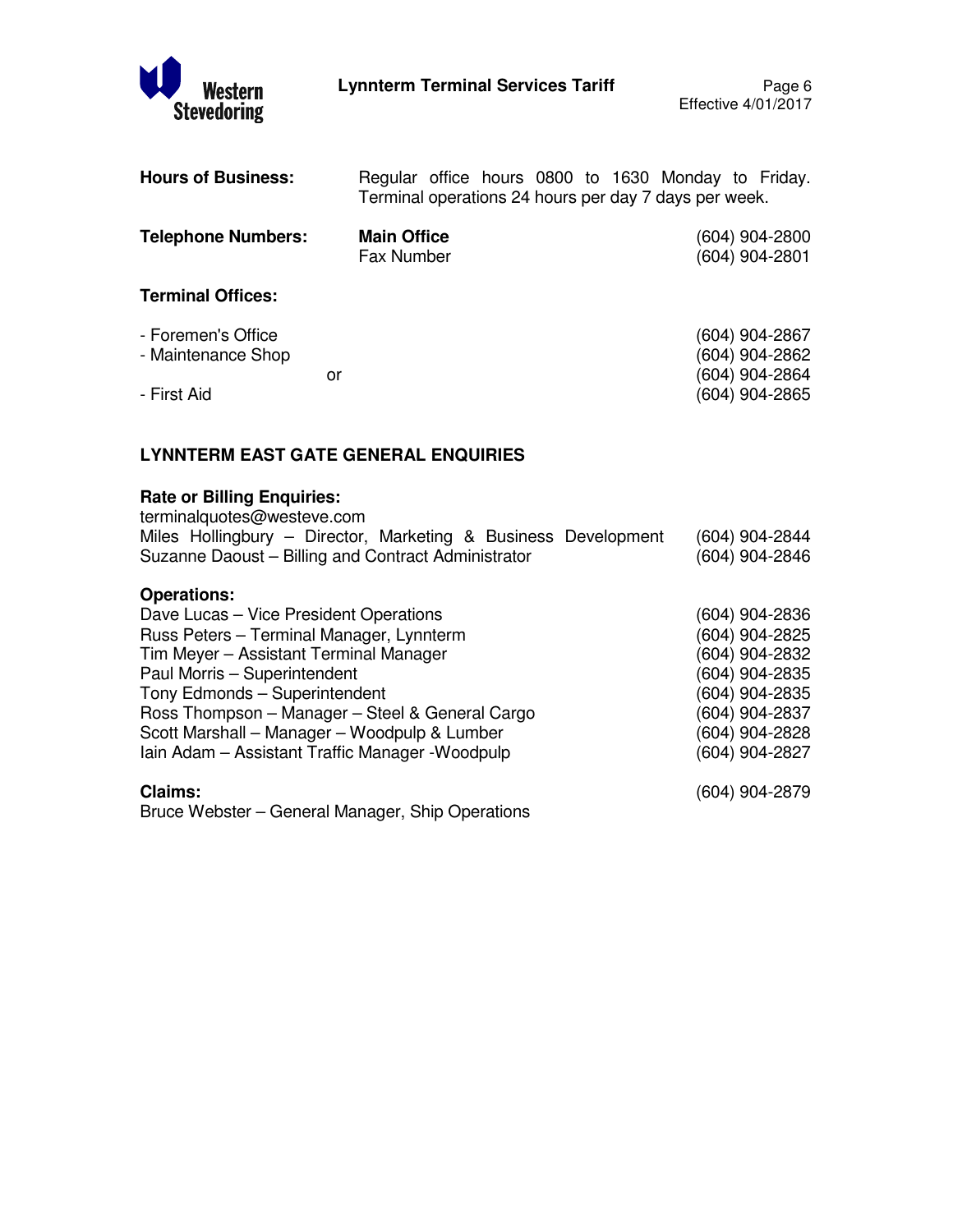**Hours of Business:** Regular office hours 0800 to 1630 Monday to Friday. Terminal operations 24 hours per day 7 days per week.

| **Telephone Numbers:** | **Main Office** | (604) 904-2800 |
|---|---|---|
| | Fax Number | (604) 904-2801 |

**Terminal Offices:**

| | |
|---|---|
| - Foremen's Office | (604) 904-2867 |
| - Maintenance Shop | (604) 904-2862 |
| or | (604) 904-2864 |
| - First Aid | (604) 904-2865 |

## LYNNTERM EAST GATE GENERAL ENQUIRIES

**Rate or Billing Enquiries:**

terminalquotes@westeve.com

| | |
|---|---|
| Miles Hollingbury – Director, Marketing & Business Development | (604) 904-2844 |
| Suzanne Daoust – Billing and Contract Administrator | (604) 904-2846 |

**Operations:**

| | |
|---|---|
| Dave Lucas – Vice President Operations | (604) 904-2836 |
| Russ Peters – Terminal Manager, Lynnterm | (604) 904-2825 |
| Tim Meyer – Assistant Terminal Manager | (604) 904-2832 |
| Paul Morris – Superintendent | (604) 904-2835 |
| Tony Edmonds – Superintendent | (604) 904-2835 |
| Ross Thompson – Manager – Steel & General Cargo | (604) 904-2837 |
| Scott Marshall – Manager – Woodpulp & Lumber | (604) 904-2828 |
| Iain Adam – Assistant Traffic Manager -Woodpulp | (604) 904-2827 |

**Claims:** (604) 904-2879

Bruce Webster – General Manager, Ship Operations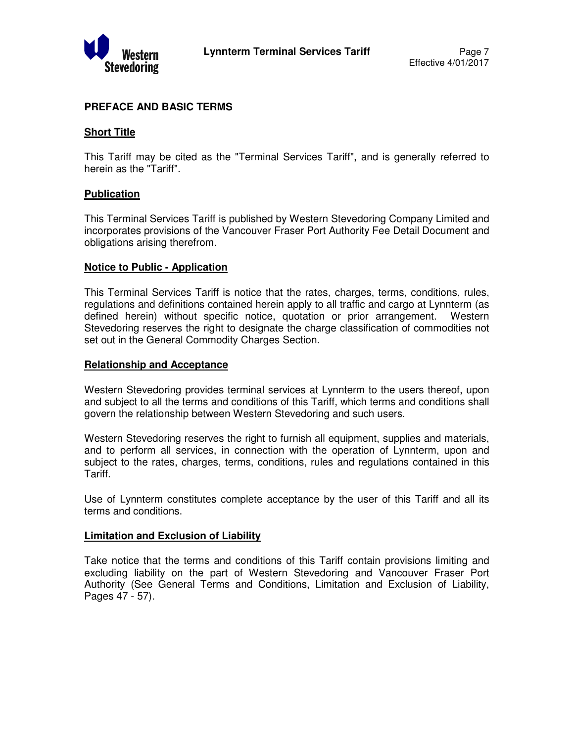## PREFACE AND BASIC TERMS

### Short Title

This Tariff may be cited as the "Terminal Services Tariff", and is generally referred to herein as the "Tariff".

### Publication

This Terminal Services Tariff is published by Western Stevedoring Company Limited and incorporates provisions of the Vancouver Fraser Port Authority Fee Detail Document and obligations arising therefrom.

### Notice to Public - Application

This Terminal Services Tariff is notice that the rates, charges, terms, conditions, rules, regulations and definitions contained herein apply to all traffic and cargo at Lynnterm (as defined herein) without specific notice, quotation or prior arrangement. Western Stevedoring reserves the right to designate the charge classification of commodities not set out in the General Commodity Charges Section.

### Relationship and Acceptance

Western Stevedoring provides terminal services at Lynnterm to the users thereof, upon and subject to all the terms and conditions of this Tariff, which terms and conditions shall govern the relationship between Western Stevedoring and such users.

Western Stevedoring reserves the right to furnish all equipment, supplies and materials, and to perform all services, in connection with the operation of Lynnterm, upon and subject to the rates, charges, terms, conditions, rules and regulations contained in this Tariff.

Use of Lynnterm constitutes complete acceptance by the user of this Tariff and all its terms and conditions.

### Limitation and Exclusion of Liability

Take notice that the terms and conditions of this Tariff contain provisions limiting and excluding liability on the part of Western Stevedoring and Vancouver Fraser Port Authority (See General Terms and Conditions, Limitation and Exclusion of Liability, Pages 47 - 57).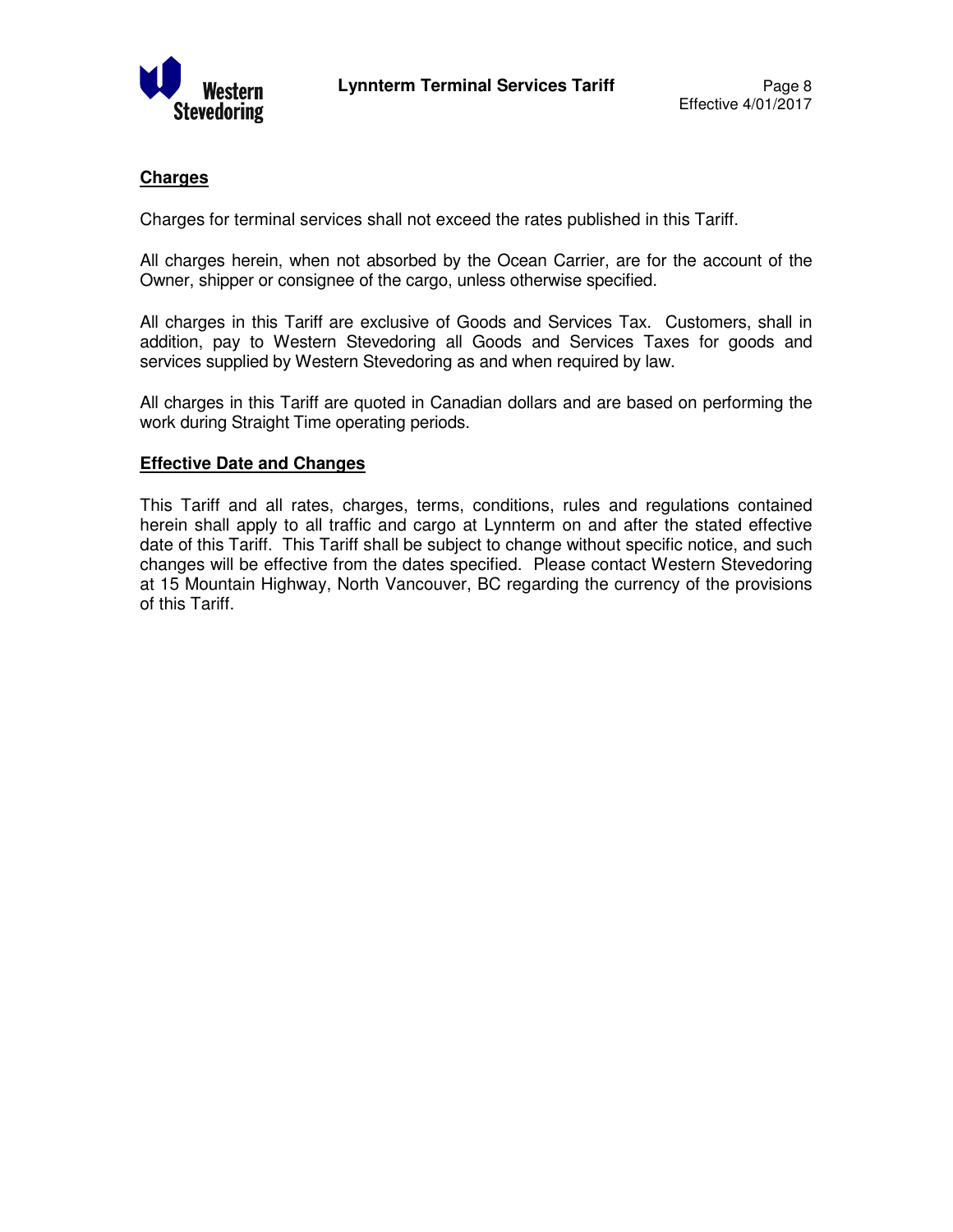## Charges

Charges for terminal services shall not exceed the rates published in this Tariff.

All charges herein, when not absorbed by the Ocean Carrier, are for the account of the Owner, shipper or consignee of the cargo, unless otherwise specified.

All charges in this Tariff are exclusive of Goods and Services Tax. Customers, shall in addition, pay to Western Stevedoring all Goods and Services Taxes for goods and services supplied by Western Stevedoring as and when required by law.

All charges in this Tariff are quoted in Canadian dollars and are based on performing the work during Straight Time operating periods.

## Effective Date and Changes

This Tariff and all rates, charges, terms, conditions, rules and regulations contained herein shall apply to all traffic and cargo at Lynnterm on and after the stated effective date of this Tariff. This Tariff shall be subject to change without specific notice, and such changes will be effective from the dates specified. Please contact Western Stevedoring at 15 Mountain Highway, North Vancouver, BC regarding the currency of the provisions of this Tariff.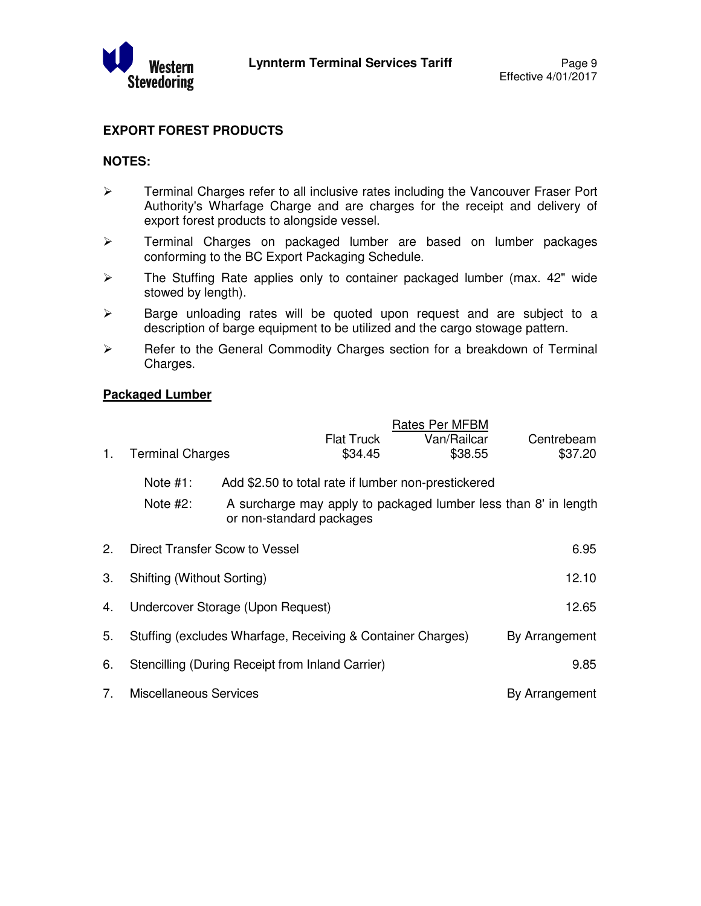## EXPORT FOREST PRODUCTS

### NOTES:

- Terminal Charges refer to all inclusive rates including the Vancouver Fraser Port Authority's Wharfage Charge and are charges for the receipt and delivery of export forest products to alongside vessel.
- Terminal Charges on packaged lumber are based on lumber packages conforming to the BC Export Packaging Schedule.
- The Stuffing Rate applies only to container packaged lumber (max. 42" wide stowed by length).
- Barge unloading rates will be quoted upon request and are subject to a description of barge equipment to be utilized and the cargo stowage pattern.
- Refer to the General Commodity Charges section for a breakdown of Terminal Charges.

### Packaged Lumber

| | | Rates Per MFBM | | |
|---|---|---|---|---|
| | | Flat Truck | Van/Railcar | Centrebeam |
| 1. | Terminal Charges | $34.45 | $38.55 | $37.20 |

Note #1: Add $2.50 to total rate if lumber non-prestickered

Note #2: A surcharge may apply to packaged lumber less than 8' in length or non-standard packages

| | | |
|---|---|---|
| 2. | Direct Transfer Scow to Vessel | 6.95 |
| 3. | Shifting (Without Sorting) | 12.10 |
| 4. | Undercover Storage (Upon Request) | 12.65 |
| 5. | Stuffing (excludes Wharfage, Receiving & Container Charges) | By Arrangement |
| 6. | Stencilling (During Receipt from Inland Carrier) | 9.85 |
| 7. | Miscellaneous Services | By Arrangement |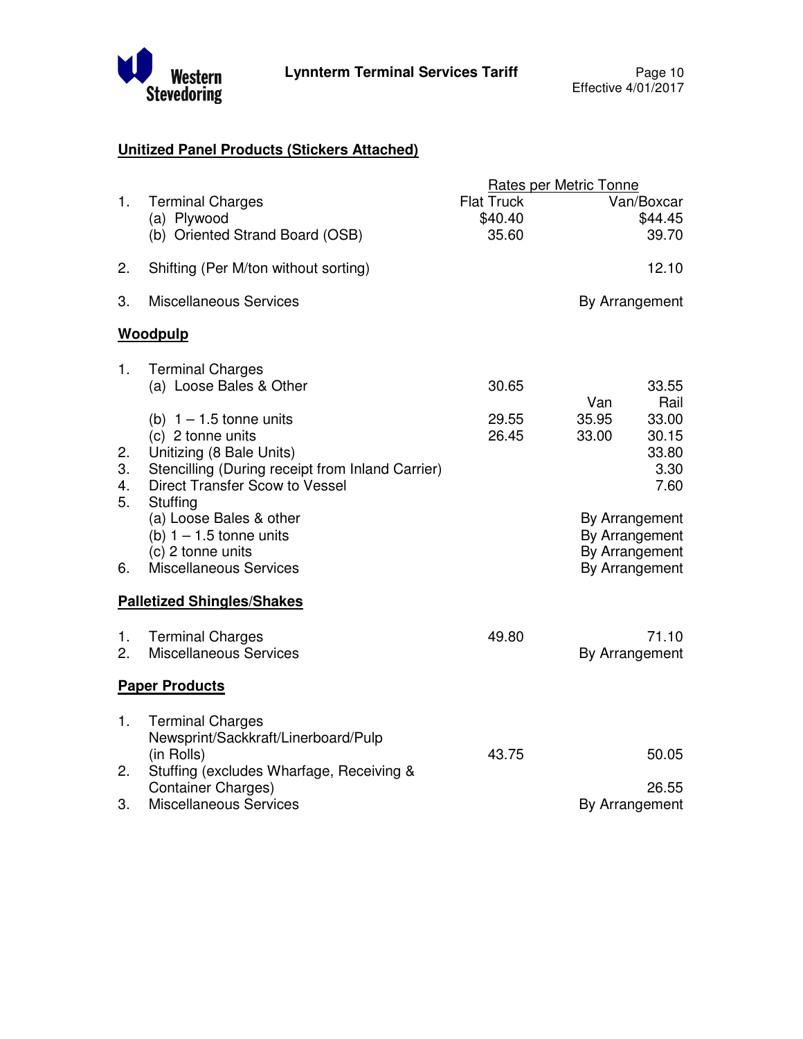## Unitized Panel Products (Stickers Attached)

| | | Rates per Metric Tonne | |
|---|---|---|---|
| | | Flat Truck | Van/Boxcar |
| 1. | Terminal Charges | | |
| | (a) Plywood | $40.40 | $44.45 |
| | (b) Oriented Strand Board (OSB) | 35.60 | 39.70 |
| 2. | Shifting (Per M/ton without sorting) | | 12.10 |
| 3. | Miscellaneous Services | | By Arrangement |

## Woodpulp

| | | Flat Truck | Van | Rail |
|---|---|---|---|---|
| 1. | Terminal Charges | | | |
| | (a) Loose Bales & Other | 30.65 | | 33.55 |
| | (b) 1 – 1.5 tonne units | 29.55 | 35.95 | 33.00 |
| | (c) 2 tonne units | 26.45 | 33.00 | 30.15 |
| 2. | Unitizing (8 Bale Units) | | | 33.80 |
| 3. | Stencilling (During receipt from Inland Carrier) | | | 3.30 |
| 4. | Direct Transfer Scow to Vessel | | | 7.60 |
| 5. | Stuffing | | | |
| | (a) Loose Bales & other | | | By Arrangement |
| | (b) 1 – 1.5 tonne units | | | By Arrangement |
| | (c) 2 tonne units | | | By Arrangement |
| 6. | Miscellaneous Services | | | By Arrangement |

## Palletized Shingles/Shakes

| | | Flat Truck | Van/Boxcar |
|---|---|---|---|
| 1. | Terminal Charges | 49.80 | 71.10 |
| 2. | Miscellaneous Services | | By Arrangement |

## Paper Products

| | | Flat Truck | Van/Boxcar |
|---|---|---|---|
| 1. | Terminal Charges<br>Newsprint/Sackkraft/Linerboard/Pulp (in Rolls) | 43.75 | 50.05 |
| 2. | Stuffing (excludes Wharfage, Receiving & Container Charges) | | 26.55 |
| 3. | Miscellaneous Services | | By Arrangement |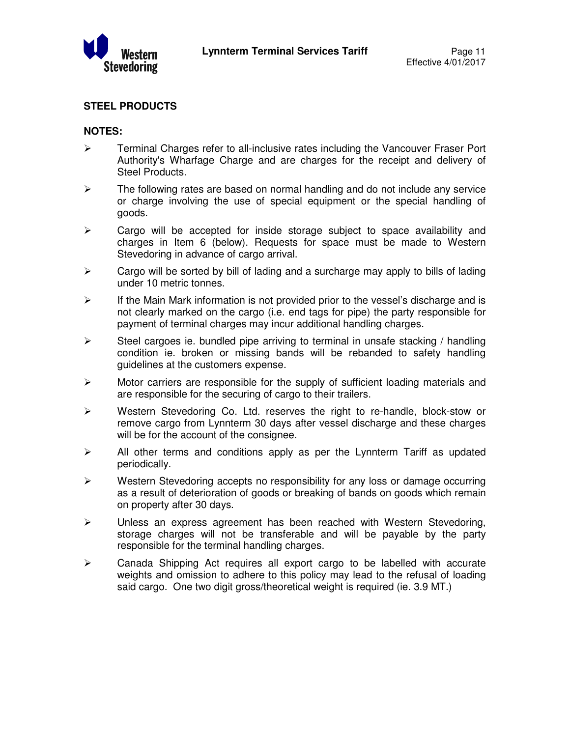## STEEL PRODUCTS

### NOTES:

- Terminal Charges refer to all-inclusive rates including the Vancouver Fraser Port Authority's Wharfage Charge and are charges for the receipt and delivery of Steel Products.
- The following rates are based on normal handling and do not include any service or charge involving the use of special equipment or the special handling of goods.
- Cargo will be accepted for inside storage subject to space availability and charges in Item 6 (below). Requests for space must be made to Western Stevedoring in advance of cargo arrival.
- Cargo will be sorted by bill of lading and a surcharge may apply to bills of lading under 10 metric tonnes.
- If the Main Mark information is not provided prior to the vessel's discharge and is not clearly marked on the cargo (i.e. end tags for pipe) the party responsible for payment of terminal charges may incur additional handling charges.
- Steel cargoes ie. bundled pipe arriving to terminal in unsafe stacking / handling condition ie. broken or missing bands will be rebanded to safety handling guidelines at the customers expense.
- Motor carriers are responsible for the supply of sufficient loading materials and are responsible for the securing of cargo to their trailers.
- Western Stevedoring Co. Ltd. reserves the right to re-handle, block-stow or remove cargo from Lynnterm 30 days after vessel discharge and these charges will be for the account of the consignee.
- All other terms and conditions apply as per the Lynnterm Tariff as updated periodically.
- Western Stevedoring accepts no responsibility for any loss or damage occurring as a result of deterioration of goods or breaking of bands on goods which remain on property after 30 days.
- Unless an express agreement has been reached with Western Stevedoring, storage charges will not be transferable and will be payable by the party responsible for the terminal handling charges.
- Canada Shipping Act requires all export cargo to be labelled with accurate weights and omission to adhere to this policy may lead to the refusal of loading said cargo. One two digit gross/theoretical weight is required (ie. 3.9 MT.)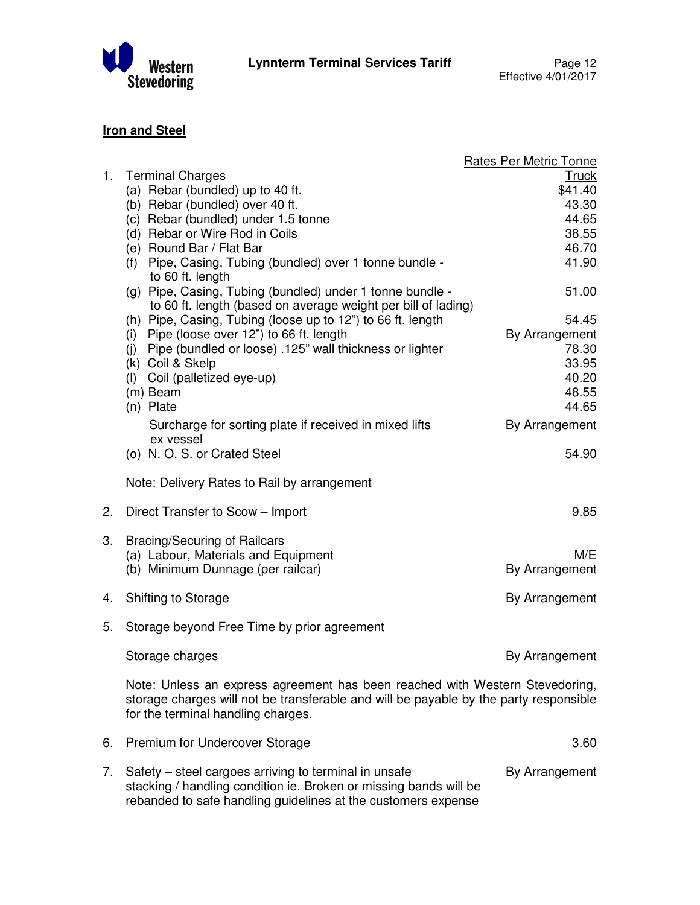## Iron and Steel

| | | Rates Per Metric Tonne |
|---|---|---|
| | | Truck |
| 1. | Terminal Charges | |
| | (a) Rebar (bundled) up to 40 ft. | $41.40 |
| | (b) Rebar (bundled) over 40 ft. | 43.30 |
| | (c) Rebar (bundled) under 1.5 tonne | 44.65 |
| | (d) Rebar or Wire Rod in Coils | 38.55 |
| | (e) Round Bar / Flat Bar | 46.70 |
| | (f) Pipe, Casing, Tubing (bundled) over 1 tonne bundle - to 60 ft. length | 41.90 |
| | (g) Pipe, Casing, Tubing (bundled) under 1 tonne bundle - to 60 ft. length (based on average weight per bill of lading) | 51.00 |
| | (h) Pipe, Casing, Tubing (loose up to 12") to 66 ft. length | 54.45 |
| | (i) Pipe (loose over 12") to 66 ft. length | By Arrangement |
| | (j) Pipe (bundled or loose) .125" wall thickness or lighter | 78.30 |
| | (k) Coil & Skelp | 33.95 |
| | (l) Coil (palletized eye-up) | 40.20 |
| | (m) Beam | 48.55 |
| | (n) Plate | 44.65 |
| | Surcharge for sorting plate if received in mixed lifts ex vessel | By Arrangement |
| | (o) N. O. S. or Crated Steel | 54.90 |
| | Note: Delivery Rates to Rail by arrangement | |
| 2. | Direct Transfer to Scow – Import | 9.85 |
| 3. | Bracing/Securing of Railcars | |
| | (a) Labour, Materials and Equipment | M/E |
| | (b) Minimum Dunnage (per railcar) | By Arrangement |
| 4. | Shifting to Storage | By Arrangement |
| 5. | Storage beyond Free Time by prior agreement | |
| | Storage charges | By Arrangement |

Note: Unless an express agreement has been reached with Western Stevedoring, storage charges will not be transferable and will be payable by the party responsible for the terminal handling charges.

| | | |
|---|---|---|
| 6. | Premium for Undercover Storage | 3.60 |
| 7. | Safety – steel cargoes arriving to terminal in unsafe stacking / handling condition ie. Broken or missing bands will be rebanded to safe handling guidelines at the customers expense | By Arrangement |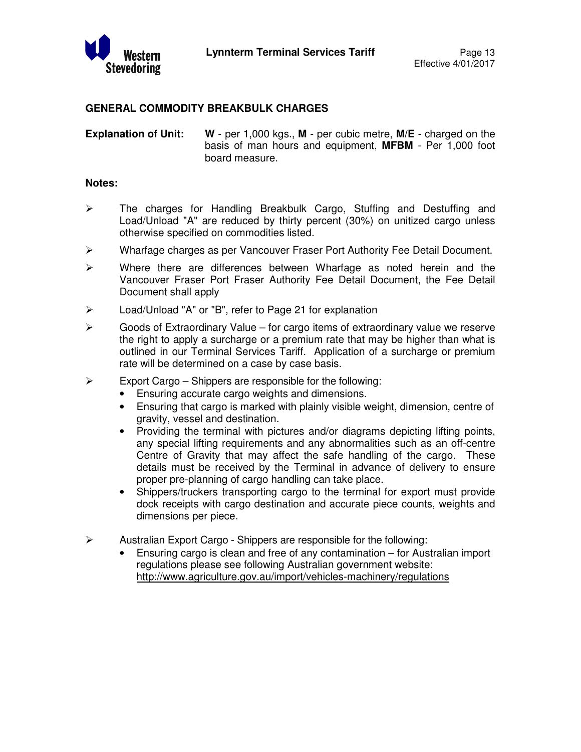## GENERAL COMMODITY BREAKBULK CHARGES

**Explanation of Unit:** **W** - per 1,000 kgs., **M** - per cubic metre, **M/E** - charged on the basis of man hours and equipment, **MFBM** - Per 1,000 foot board measure.

**Notes:**

- The charges for Handling Breakbulk Cargo, Stuffing and Destuffing and Load/Unload "A" are reduced by thirty percent (30%) on unitized cargo unless otherwise specified on commodities listed.
- Wharfage charges as per Vancouver Fraser Port Authority Fee Detail Document.
- Where there are differences between Wharfage as noted herein and the Vancouver Fraser Port Fraser Authority Fee Detail Document, the Fee Detail Document shall apply
- Load/Unload "A" or "B", refer to Page 21 for explanation
- Goods of Extraordinary Value – for cargo items of extraordinary value we reserve the right to apply a surcharge or a premium rate that may be higher than what is outlined in our Terminal Services Tariff. Application of a surcharge or premium rate will be determined on a case by case basis.
- Export Cargo – Shippers are responsible for the following:
  - Ensuring accurate cargo weights and dimensions.
  - Ensuring that cargo is marked with plainly visible weight, dimension, centre of gravity, vessel and destination.
  - Providing the terminal with pictures and/or diagrams depicting lifting points, any special lifting requirements and any abnormalities such as an off-centre Centre of Gravity that may affect the safe handling of the cargo. These details must be received by the Terminal in advance of delivery to ensure proper pre-planning of cargo handling can take place.
  - Shippers/truckers transporting cargo to the terminal for export must provide dock receipts with cargo destination and accurate piece counts, weights and dimensions per piece.
- Australian Export Cargo - Shippers are responsible for the following:
  - Ensuring cargo is clean and free of any contamination – for Australian import regulations please see following Australian government website: http://www.agriculture.gov.au/import/vehicles-machinery/regulations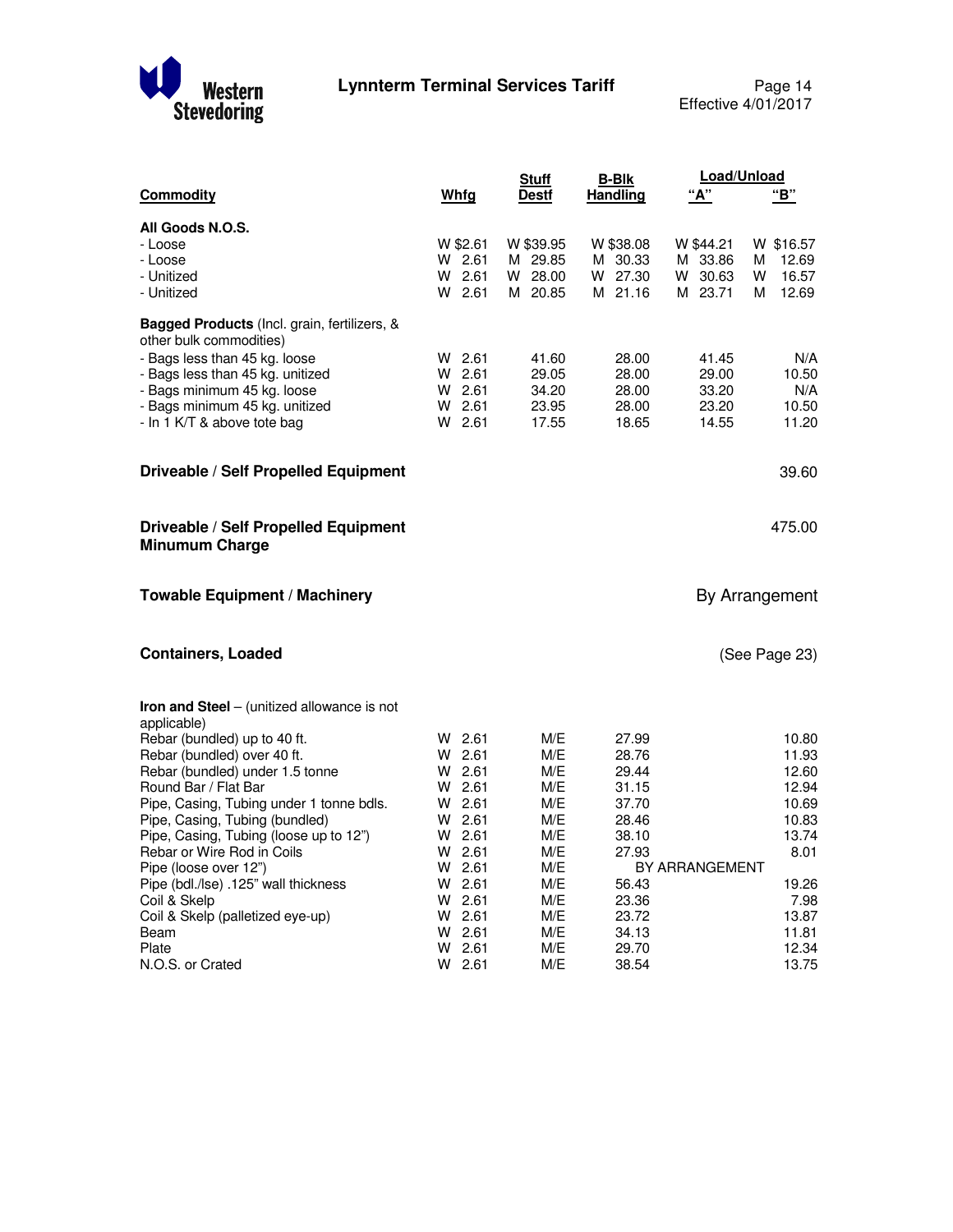| Commodity | Whfg | Stuff Destf | B-Blk Handling | Load/Unload "A" | Load/Unload "B" |
|---|---|---|---|---|---|
| **All Goods N.O.S.** | | | | | |
| - Loose | W $2.61 | W $39.95 | W $38.08 | W $44.21 | W $16.57 |
| - Loose | W 2.61 | M 29.85 | M 30.33 | M 33.86 | M 12.69 |
| - Unitized | W 2.61 | W 28.00 | W 27.30 | W 30.63 | W 16.57 |
| - Unitized | W 2.61 | M 20.85 | M 21.16 | M 23.71 | M 12.69 |
| **Bagged Products** (Incl. grain, fertilizers, & other bulk commodities) | | | | | |
| - Bags less than 45 kg. loose | W 2.61 | 41.60 | 28.00 | 41.45 | N/A |
| - Bags less than 45 kg. unitized | W 2.61 | 29.05 | 28.00 | 29.00 | 10.50 |
| - Bags minimum 45 kg. loose | W 2.61 | 34.20 | 28.00 | 33.20 | N/A |
| - Bags minimum 45 kg. unitized | W 2.61 | 23.95 | 28.00 | 23.20 | 10.50 |
| - In 1 K/T & above tote bag | W 2.61 | 17.55 | 18.65 | 14.55 | 11.20 |
| **Driveable / Self Propelled Equipment** | | | | | 39.60 |
| **Driveable / Self Propelled Equipment Minumum Charge** | | | | | 475.00 |
| **Towable Equipment / Machinery** | | | | | By Arrangement |
| **Containers, Loaded** | | | | | (See Page 23) |
| **Iron and Steel** – (unitized allowance is not applicable) | | | | | |
| Rebar (bundled) up to 40 ft. | W 2.61 | M/E | 27.99 | | 10.80 |
| Rebar (bundled) over 40 ft. | W 2.61 | M/E | 28.76 | | 11.93 |
| Rebar (bundled) under 1.5 tonne | W 2.61 | M/E | 29.44 | | 12.60 |
| Round Bar / Flat Bar | W 2.61 | M/E | 31.15 | | 12.94 |
| Pipe, Casing, Tubing under 1 tonne bdls. | W 2.61 | M/E | 37.70 | | 10.69 |
| Pipe, Casing, Tubing (bundled) | W 2.61 | M/E | 28.46 | | 10.83 |
| Pipe, Casing, Tubing (loose up to 12") | W 2.61 | M/E | 38.10 | | 13.74 |
| Rebar or Wire Rod in Coils | W 2.61 | M/E | 27.93 | | 8.01 |
| Pipe (loose over 12") | W 2.61 | M/E | BY ARRANGEMENT | | |
| Pipe (bdl./lse) .125" wall thickness | W 2.61 | M/E | 56.43 | | 19.26 |
| Coil & Skelp | W 2.61 | M/E | 23.36 | | 7.98 |
| Coil & Skelp (palletized eye-up) | W 2.61 | M/E | 23.72 | | 13.87 |
| Beam | W 2.61 | M/E | 34.13 | | 11.81 |
| Plate | W 2.61 | M/E | 29.70 | | 12.34 |
| N.O.S. or Crated | W 2.61 | M/E | 38.54 | | 13.75 |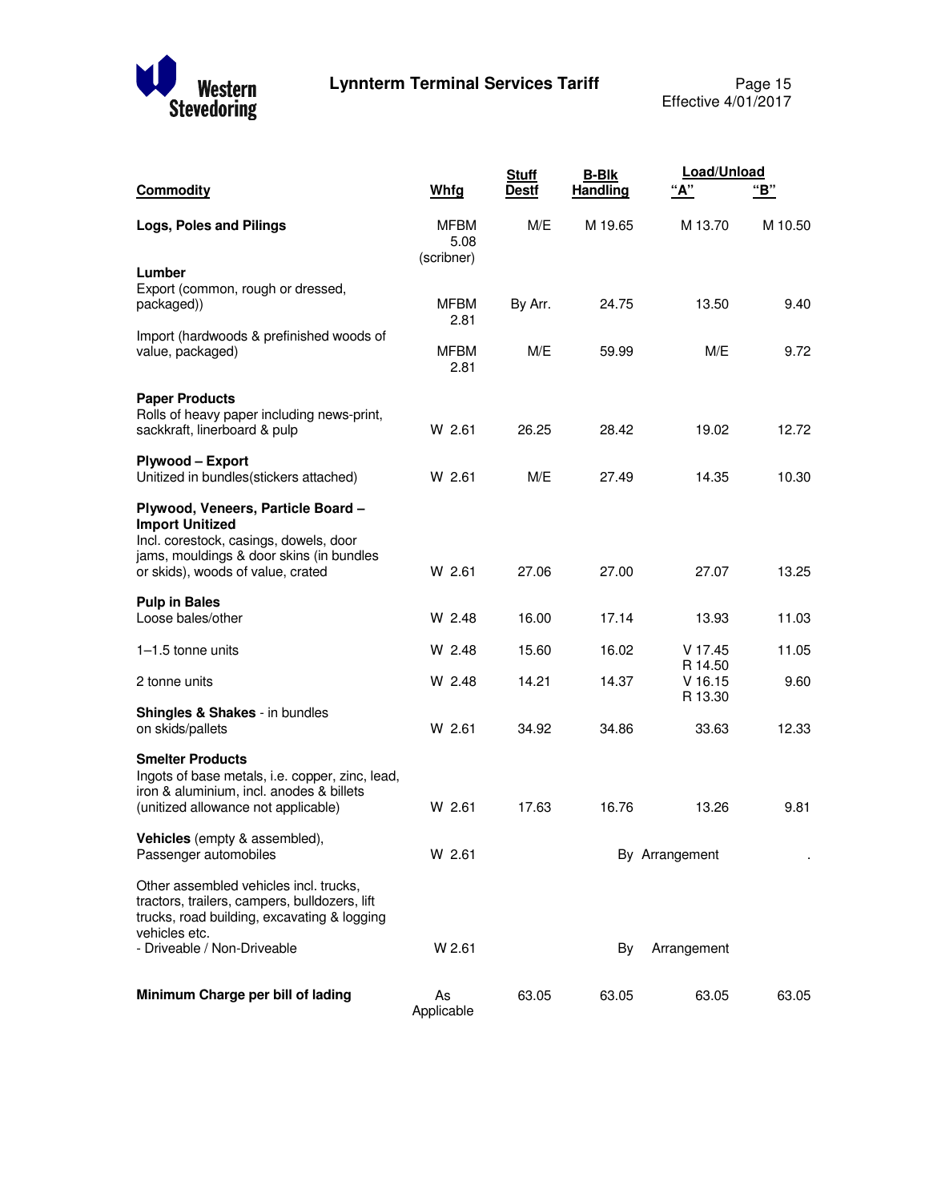| Commodity | Whfg | Stuff Destf | B-Blk Handling | Load/Unload "A" | Load/Unload "B" |
|---|---|---|---|---|---|
| **Logs, Poles and Pilings** | MFBM 5.08 (scribner) | M/E | M 19.65 | M 13.70 | M 10.50 |
| **Lumber** | | | | | |
| Export (common, rough or dressed, packaged)) | MFBM 2.81 | By Arr. | 24.75 | 13.50 | 9.40 |
| Import (hardwoods & prefinished woods of value, packaged) | MFBM 2.81 | M/E | 59.99 | M/E | 9.72 |
| **Paper Products** | | | | | |
| Rolls of heavy paper including news-print, sackkraft, linerboard & pulp | W 2.61 | 26.25 | 28.42 | 19.02 | 12.72 |
| **Plywood – Export** | | | | | |
| Unitized in bundles(stickers attached) | W 2.61 | M/E | 27.49 | 14.35 | 10.30 |
| **Plywood, Veneers, Particle Board – Import Unitized** Incl. corestock, casings, dowels, door jams, mouldings & door skins (in bundles or skids), woods of value, crated | W 2.61 | 27.06 | 27.00 | 27.07 | 13.25 |
| **Pulp in Bales** | | | | | |
| Loose bales/other | W 2.48 | 16.00 | 17.14 | 13.93 | 11.03 |
| 1–1.5 tonne units | W 2.48 | 15.60 | 16.02 | V 17.45 R 14.50 | 11.05 |
| 2 tonne units | W 2.48 | 14.21 | 14.37 | V 16.15 R 13.30 | 9.60 |
| **Shingles & Shakes** - in bundles on skids/pallets | W 2.61 | 34.92 | 34.86 | 33.63 | 12.33 |
| **Smelter Products** Ingots of base metals, i.e. copper, zinc, lead, iron & aluminium, incl. anodes & billets (unitized allowance not applicable) | W 2.61 | 17.63 | 16.76 | 13.26 | 9.81 |
| **Vehicles** (empty & assembled), Passenger automobiles | W 2.61 | | By Arrangement | | . |
| Other assembled vehicles incl. trucks, tractors, trailers, campers, bulldozers, lift trucks, road building, excavating & logging vehicles etc. - Driveable / Non-Driveable | W 2.61 | | By | Arrangement | |
| **Minimum Charge per bill of lading** | As Applicable | 63.05 | 63.05 | 63.05 | 63.05 |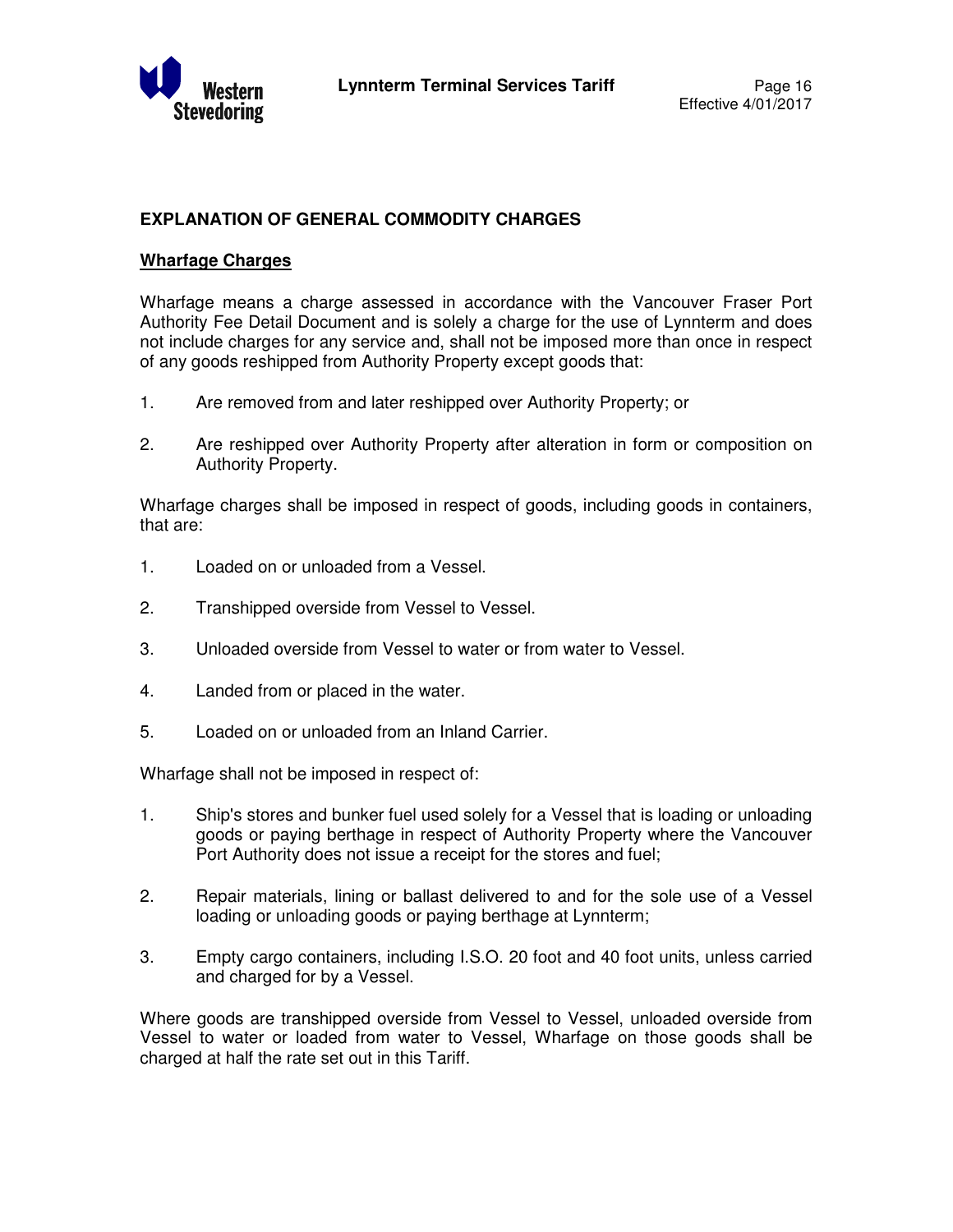## EXPLANATION OF GENERAL COMMODITY CHARGES

### Wharfage Charges

Wharfage means a charge assessed in accordance with the Vancouver Fraser Port Authority Fee Detail Document and is solely a charge for the use of Lynnterm and does not include charges for any service and, shall not be imposed more than once in respect of any goods reshipped from Authority Property except goods that:

1. Are removed from and later reshipped over Authority Property; or
2. Are reshipped over Authority Property after alteration in form or composition on Authority Property.

Wharfage charges shall be imposed in respect of goods, including goods in containers, that are:

1. Loaded on or unloaded from a Vessel.
2. Transhipped overside from Vessel to Vessel.
3. Unloaded overside from Vessel to water or from water to Vessel.
4. Landed from or placed in the water.
5. Loaded on or unloaded from an Inland Carrier.

Wharfage shall not be imposed in respect of:

1. Ship's stores and bunker fuel used solely for a Vessel that is loading or unloading goods or paying berthage in respect of Authority Property where the Vancouver Port Authority does not issue a receipt for the stores and fuel;
2. Repair materials, lining or ballast delivered to and for the sole use of a Vessel loading or unloading goods or paying berthage at Lynnterm;
3. Empty cargo containers, including I.S.O. 20 foot and 40 foot units, unless carried and charged for by a Vessel.

Where goods are transhipped overside from Vessel to Vessel, unloaded overside from Vessel to water or loaded from water to Vessel, Wharfage on those goods shall be charged at half the rate set out in this Tariff.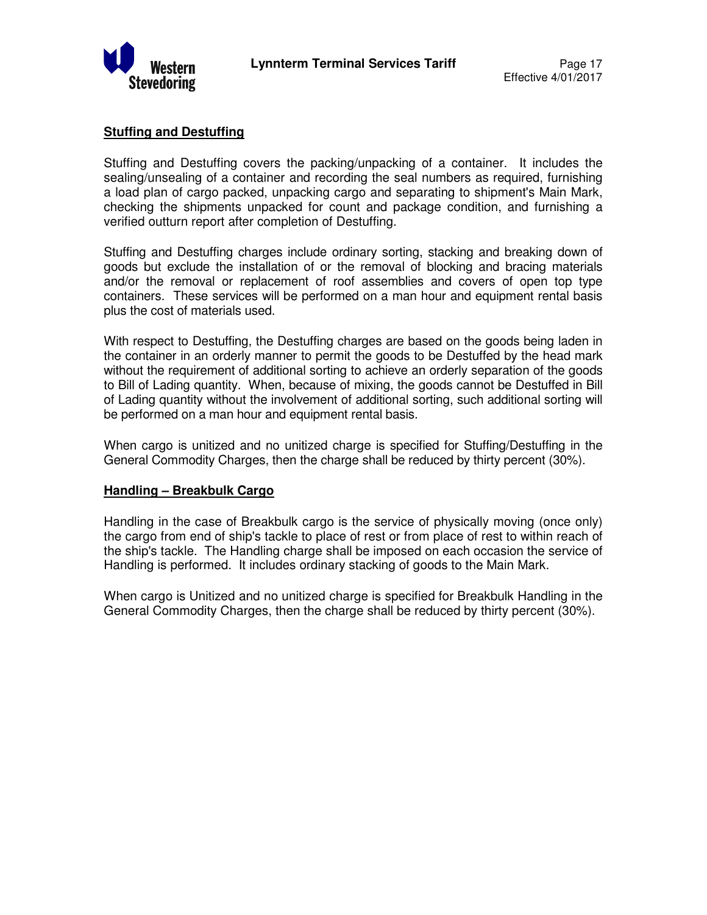## Stuffing and Destuffing

Stuffing and Destuffing covers the packing/unpacking of a container. It includes the sealing/unsealing of a container and recording the seal numbers as required, furnishing a load plan of cargo packed, unpacking cargo and separating to shipment's Main Mark, checking the shipments unpacked for count and package condition, and furnishing a verified outturn report after completion of Destuffing.

Stuffing and Destuffing charges include ordinary sorting, stacking and breaking down of goods but exclude the installation of or the removal of blocking and bracing materials and/or the removal or replacement of roof assemblies and covers of open top type containers. These services will be performed on a man hour and equipment rental basis plus the cost of materials used.

With respect to Destuffing, the Destuffing charges are based on the goods being laden in the container in an orderly manner to permit the goods to be Destuffed by the head mark without the requirement of additional sorting to achieve an orderly separation of the goods to Bill of Lading quantity. When, because of mixing, the goods cannot be Destuffed in Bill of Lading quantity without the involvement of additional sorting, such additional sorting will be performed on a man hour and equipment rental basis.

When cargo is unitized and no unitized charge is specified for Stuffing/Destuffing in the General Commodity Charges, then the charge shall be reduced by thirty percent (30%).

## Handling – Breakbulk Cargo

Handling in the case of Breakbulk cargo is the service of physically moving (once only) the cargo from end of ship's tackle to place of rest or from place of rest to within reach of the ship's tackle. The Handling charge shall be imposed on each occasion the service of Handling is performed. It includes ordinary stacking of goods to the Main Mark.

When cargo is Unitized and no unitized charge is specified for Breakbulk Handling in the General Commodity Charges, then the charge shall be reduced by thirty percent (30%).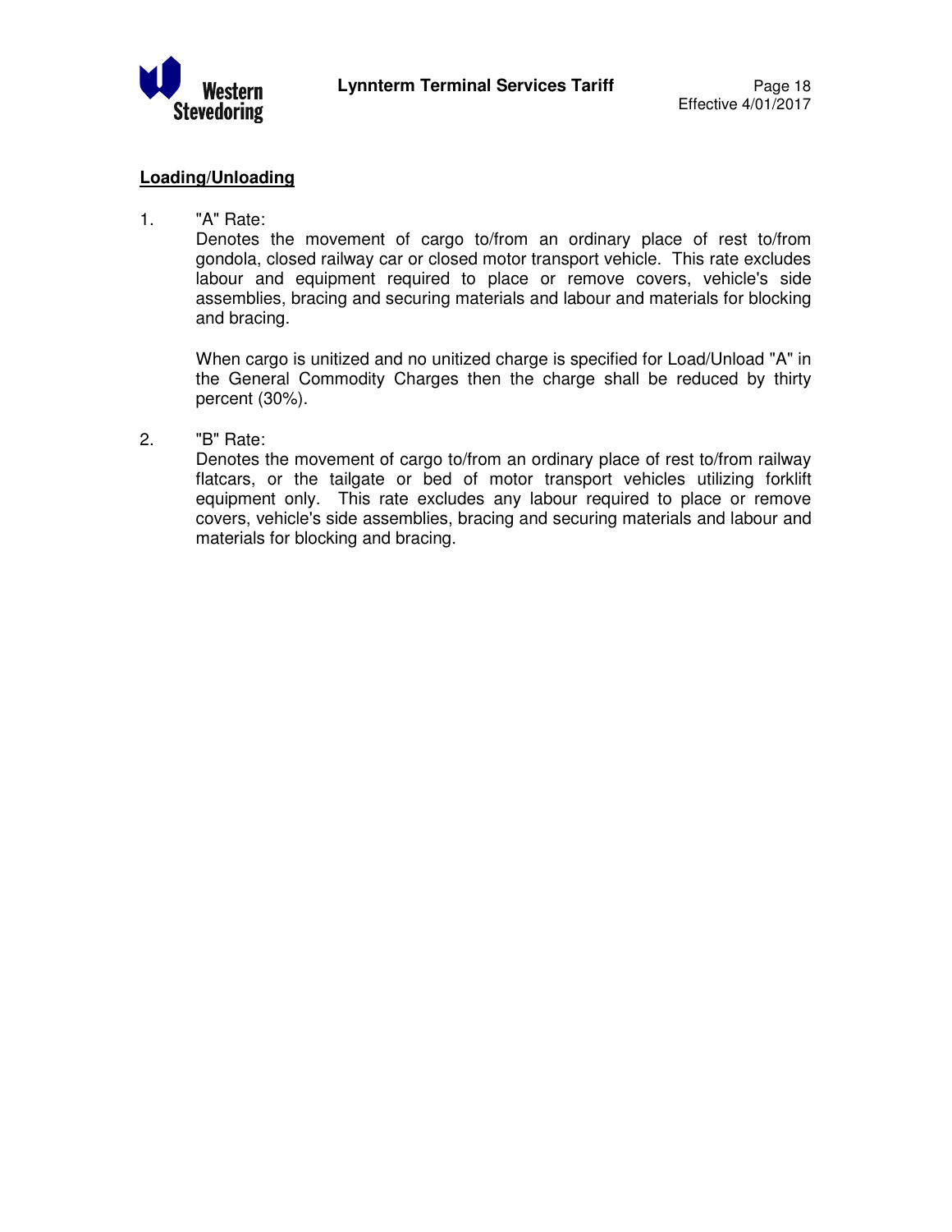## Loading/Unloading

1. "A" Rate:

   Denotes the movement of cargo to/from an ordinary place of rest to/from gondola, closed railway car or closed motor transport vehicle. This rate excludes labour and equipment required to place or remove covers, vehicle's side assemblies, bracing and securing materials and labour and materials for blocking and bracing.

   When cargo is unitized and no unitized charge is specified for Load/Unload "A" in the General Commodity Charges then the charge shall be reduced by thirty percent (30%).

2. "B" Rate:

   Denotes the movement of cargo to/from an ordinary place of rest to/from railway flatcars, or the tailgate or bed of motor transport vehicles utilizing forklift equipment only. This rate excludes any labour required to place or remove covers, vehicle's side assemblies, bracing and securing materials and labour and materials for blocking and bracing.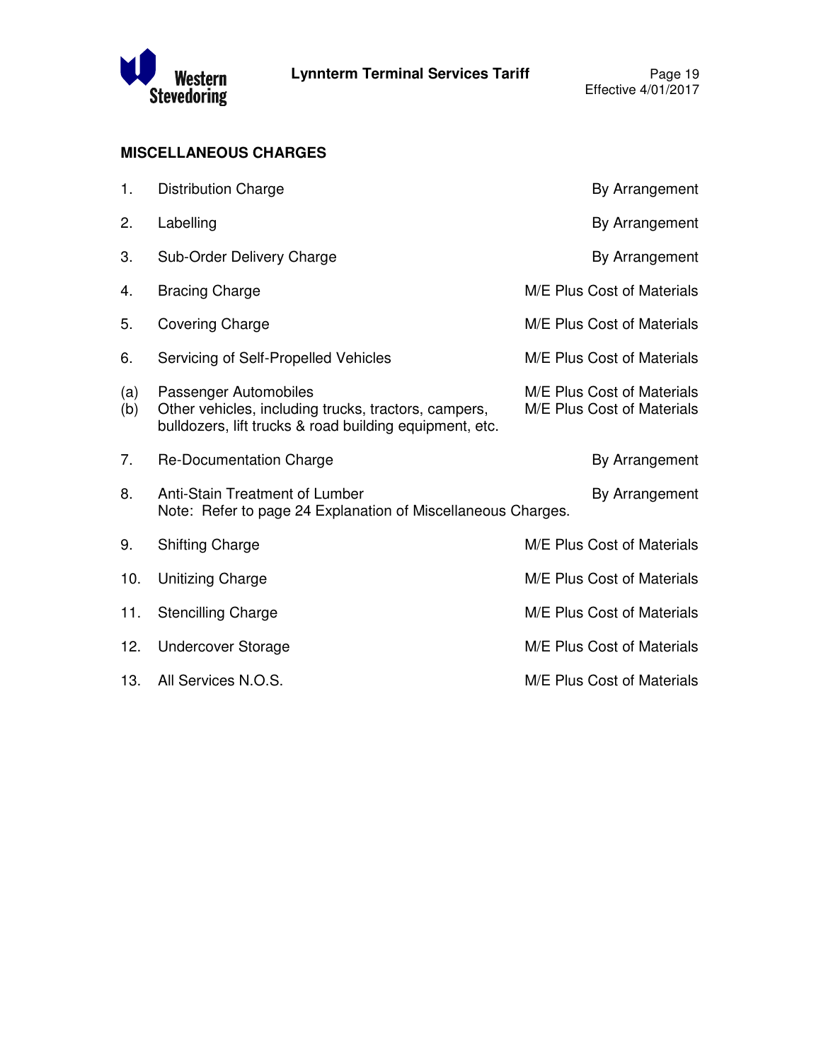## MISCELLANEOUS CHARGES

| | | |
|---|---|---|
| 1. | Distribution Charge | By Arrangement |
| 2. | Labelling | By Arrangement |
| 3. | Sub-Order Delivery Charge | By Arrangement |
| 4. | Bracing Charge | M/E Plus Cost of Materials |
| 5. | Covering Charge | M/E Plus Cost of Materials |
| 6. | Servicing of Self-Propelled Vehicles | M/E Plus Cost of Materials |
| (a) | Passenger Automobiles | M/E Plus Cost of Materials |
| (b) | Other vehicles, including trucks, tractors, campers, bulldozers, lift trucks & road building equipment, etc. | M/E Plus Cost of Materials |
| 7. | Re-Documentation Charge | By Arrangement |
| 8. | Anti-Stain Treatment of Lumber<br>Note: Refer to page 24 Explanation of Miscellaneous Charges. | By Arrangement |
| 9. | Shifting Charge | M/E Plus Cost of Materials |
| 10. | Unitizing Charge | M/E Plus Cost of Materials |
| 11. | Stencilling Charge | M/E Plus Cost of Materials |
| 12. | Undercover Storage | M/E Plus Cost of Materials |
| 13. | All Services N.O.S. | M/E Plus Cost of Materials |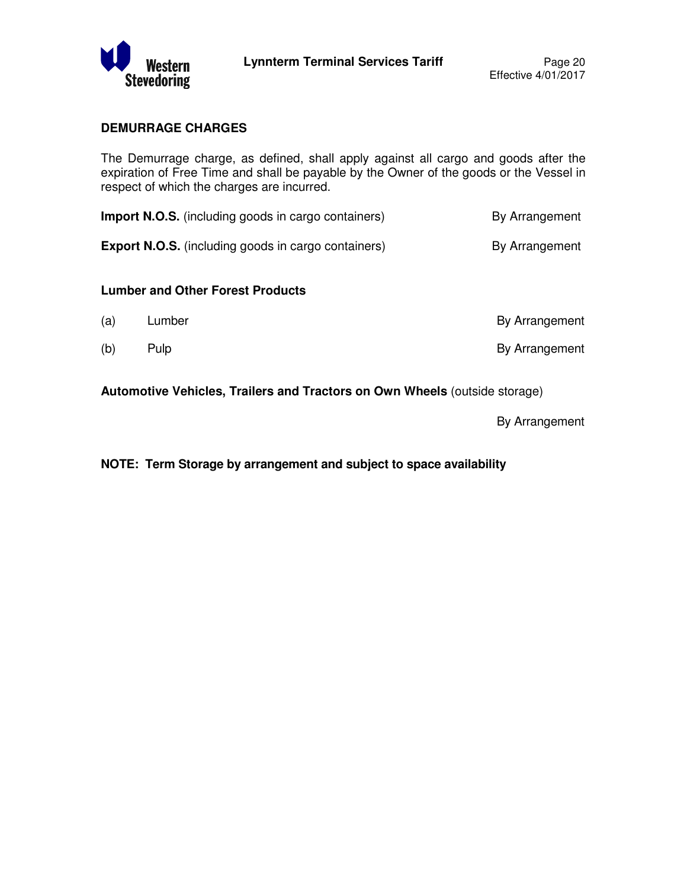## DEMURRAGE CHARGES

The Demurrage charge, as defined, shall apply against all cargo and goods after the expiration of Free Time and shall be payable by the Owner of the goods or the Vessel in respect of which the charges are incurred.

| | |
|---|---|
| **Import N.O.S.** (including goods in cargo containers) | By Arrangement |
| **Export N.O.S.** (including goods in cargo containers) | By Arrangement |

### Lumber and Other Forest Products

| | | |
|---|---|---|
| (a) | Lumber | By Arrangement |
| (b) | Pulp | By Arrangement |

**Automotive Vehicles, Trailers and Tractors on Own Wheels** (outside storage)

By Arrangement

**NOTE: Term Storage by arrangement and subject to space availability**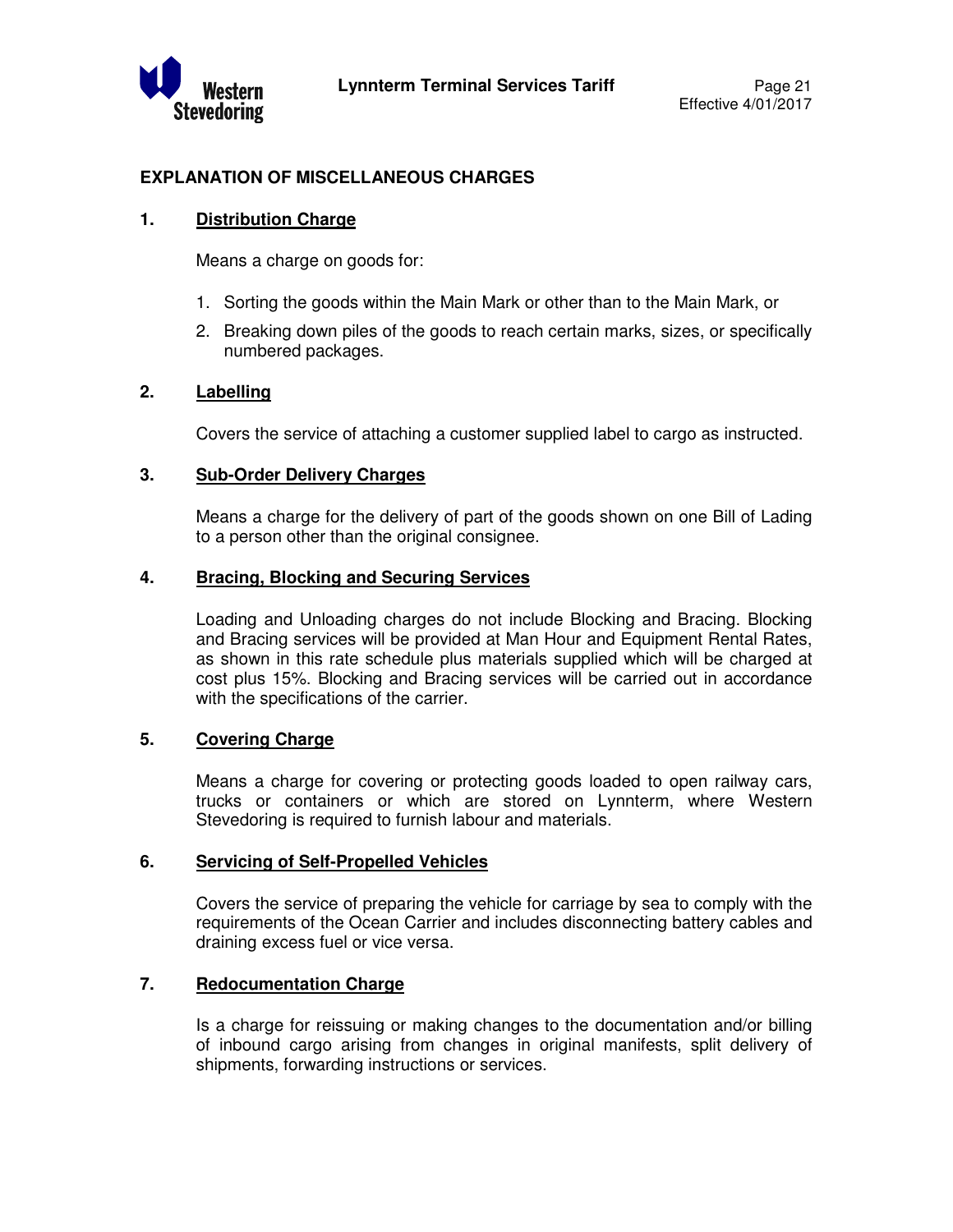## EXPLANATION OF MISCELLANEOUS CHARGES

### 1. Distribution Charge

Means a charge on goods for:

1. Sorting the goods within the Main Mark or other than to the Main Mark, or
2. Breaking down piles of the goods to reach certain marks, sizes, or specifically numbered packages.

### 2. Labelling

Covers the service of attaching a customer supplied label to cargo as instructed.

### 3. Sub-Order Delivery Charges

Means a charge for the delivery of part of the goods shown on one Bill of Lading to a person other than the original consignee.

### 4. Bracing, Blocking and Securing Services

Loading and Unloading charges do not include Blocking and Bracing. Blocking and Bracing services will be provided at Man Hour and Equipment Rental Rates, as shown in this rate schedule plus materials supplied which will be charged at cost plus 15%. Blocking and Bracing services will be carried out in accordance with the specifications of the carrier.

### 5. Covering Charge

Means a charge for covering or protecting goods loaded to open railway cars, trucks or containers or which are stored on Lynnterm, where Western Stevedoring is required to furnish labour and materials.

### 6. Servicing of Self-Propelled Vehicles

Covers the service of preparing the vehicle for carriage by sea to comply with the requirements of the Ocean Carrier and includes disconnecting battery cables and draining excess fuel or vice versa.

### 7. Redocumentation Charge

Is a charge for reissuing or making changes to the documentation and/or billing of inbound cargo arising from changes in original manifests, split delivery of shipments, forwarding instructions or services.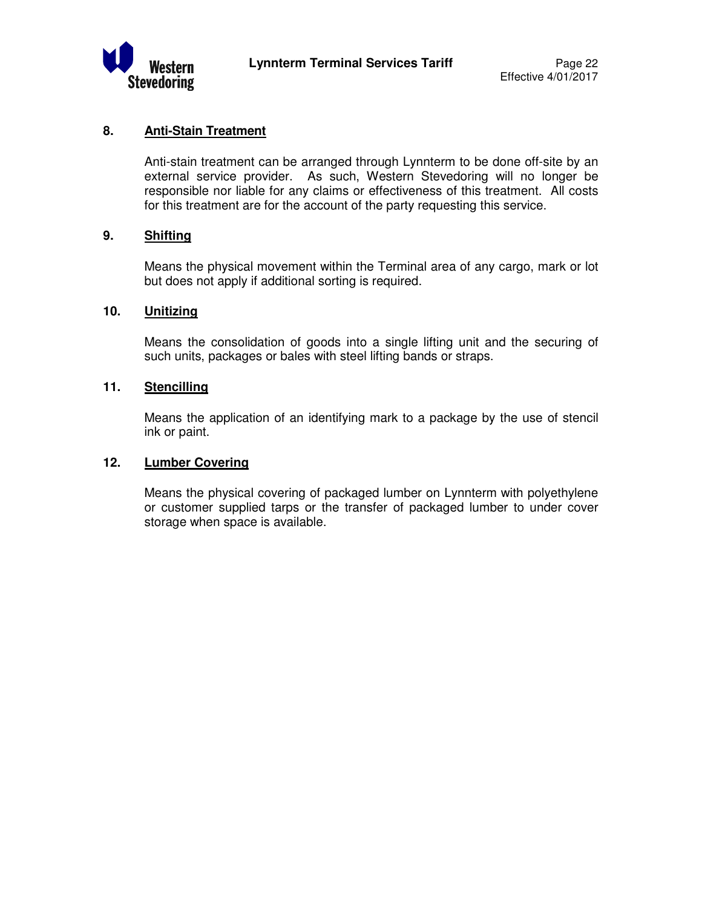## 8. Anti-Stain Treatment

Anti-stain treatment can be arranged through Lynnterm to be done off-site by an external service provider. As such, Western Stevedoring will no longer be responsible nor liable for any claims or effectiveness of this treatment. All costs for this treatment are for the account of the party requesting this service.

## 9. Shifting

Means the physical movement within the Terminal area of any cargo, mark or lot but does not apply if additional sorting is required.

## 10. Unitizing

Means the consolidation of goods into a single lifting unit and the securing of such units, packages or bales with steel lifting bands or straps.

## 11. Stencilling

Means the application of an identifying mark to a package by the use of stencil ink or paint.

## 12. Lumber Covering

Means the physical covering of packaged lumber on Lynnterm with polyethylene or customer supplied tarps or the transfer of packaged lumber to under cover storage when space is available.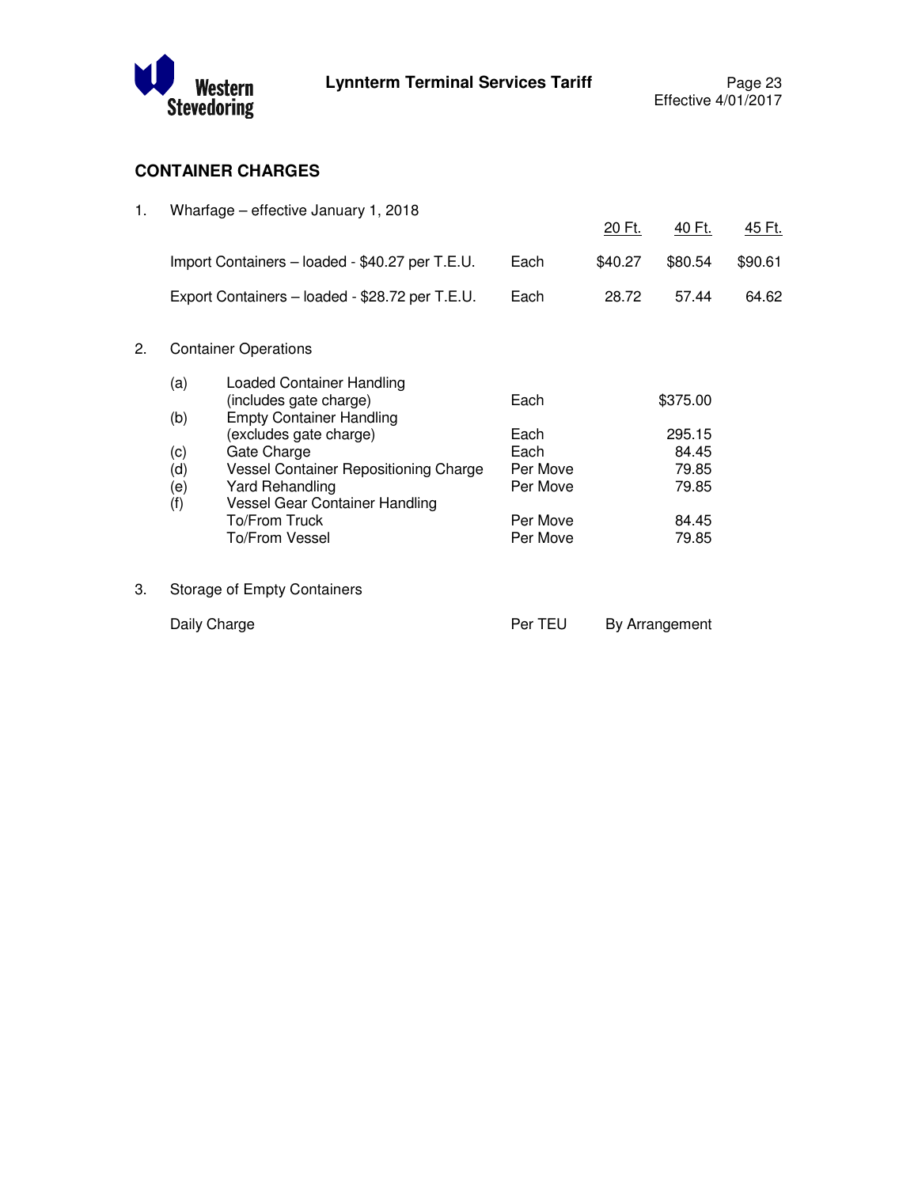## CONTAINER CHARGES

1. Wharfage – effective January 1, 2018

| | | 20 Ft. | 40 Ft. | 45 Ft. |
|---|---|---|---|---|
| Import Containers – loaded - $40.27 per T.E.U. | Each | $40.27 | $80.54 | $90.61 |
| Export Containers – loaded - $28.72 per T.E.U. | Each | 28.72 | 57.44 | 64.62 |

2. Container Operations

| | | | |
|---|---|---|---|
| (a) | Loaded Container Handling (includes gate charge) | Each | $375.00 |
| (b) | Empty Container Handling (excludes gate charge) | Each | 295.15 |
| (c) | Gate Charge | Each | 84.45 |
| (d) | Vessel Container Repositioning Charge | Per Move | 79.85 |
| (e) | Yard Rehandling | Per Move | 79.85 |
| (f) | Vessel Gear Container Handling | | |
| | To/From Truck | Per Move | 84.45 |
| | To/From Vessel | Per Move | 79.85 |

3. Storage of Empty Containers

| | | |
|---|---|---|
| Daily Charge | Per TEU | By Arrangement |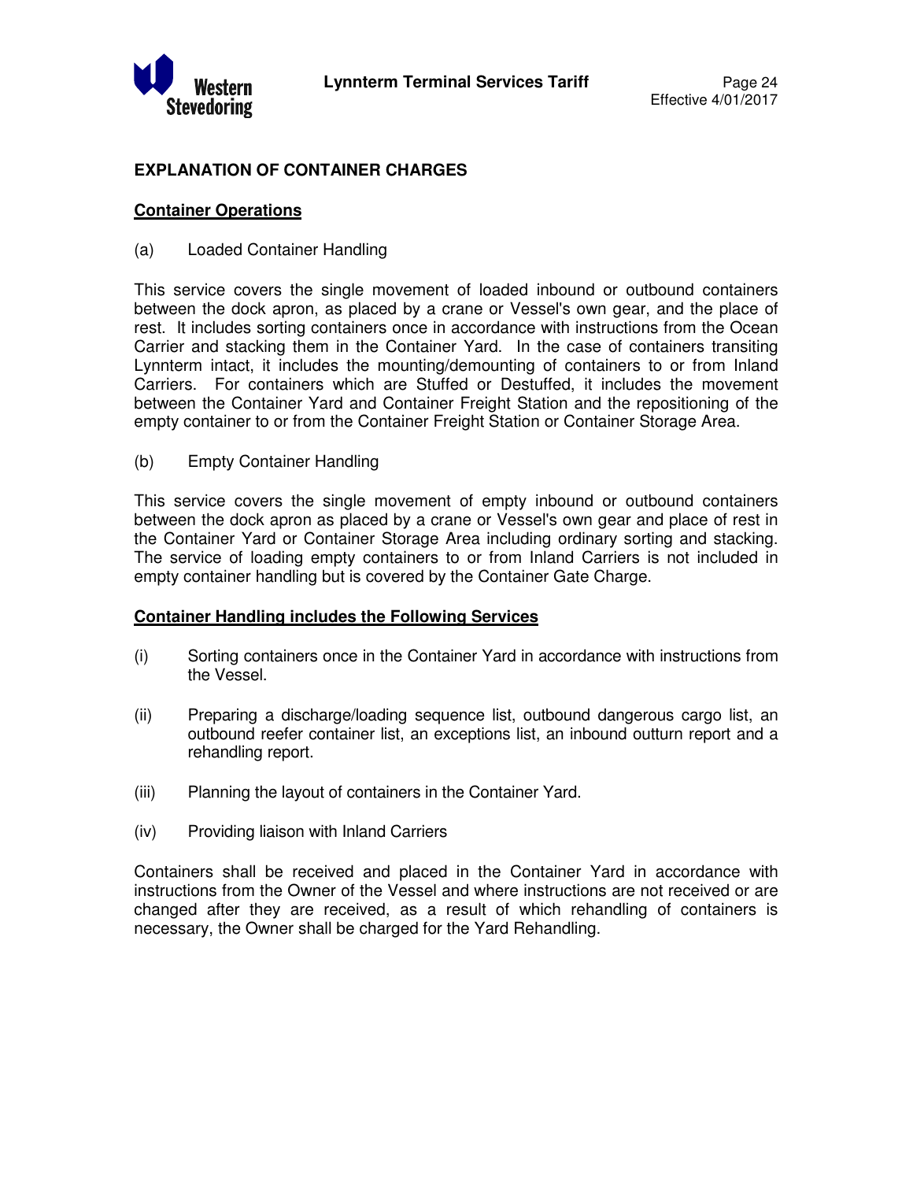## EXPLANATION OF CONTAINER CHARGES

### Container Operations

(a) Loaded Container Handling

This service covers the single movement of loaded inbound or outbound containers between the dock apron, as placed by a crane or Vessel's own gear, and the place of rest. It includes sorting containers once in accordance with instructions from the Ocean Carrier and stacking them in the Container Yard. In the case of containers transiting Lynnterm intact, it includes the mounting/demounting of containers to or from Inland Carriers. For containers which are Stuffed or Destuffed, it includes the movement between the Container Yard and Container Freight Station and the repositioning of the empty container to or from the Container Freight Station or Container Storage Area.

(b) Empty Container Handling

This service covers the single movement of empty inbound or outbound containers between the dock apron as placed by a crane or Vessel's own gear and place of rest in the Container Yard or Container Storage Area including ordinary sorting and stacking. The service of loading empty containers to or from Inland Carriers is not included in empty container handling but is covered by the Container Gate Charge.

### Container Handling includes the Following Services

(i) Sorting containers once in the Container Yard in accordance with instructions from the Vessel.

(ii) Preparing a discharge/loading sequence list, outbound dangerous cargo list, an outbound reefer container list, an exceptions list, an inbound outturn report and a rehandling report.

(iii) Planning the layout of containers in the Container Yard.

(iv) Providing liaison with Inland Carriers

Containers shall be received and placed in the Container Yard in accordance with instructions from the Owner of the Vessel and where instructions are not received or are changed after they are received, as a result of which rehandling of containers is necessary, the Owner shall be charged for the Yard Rehandling.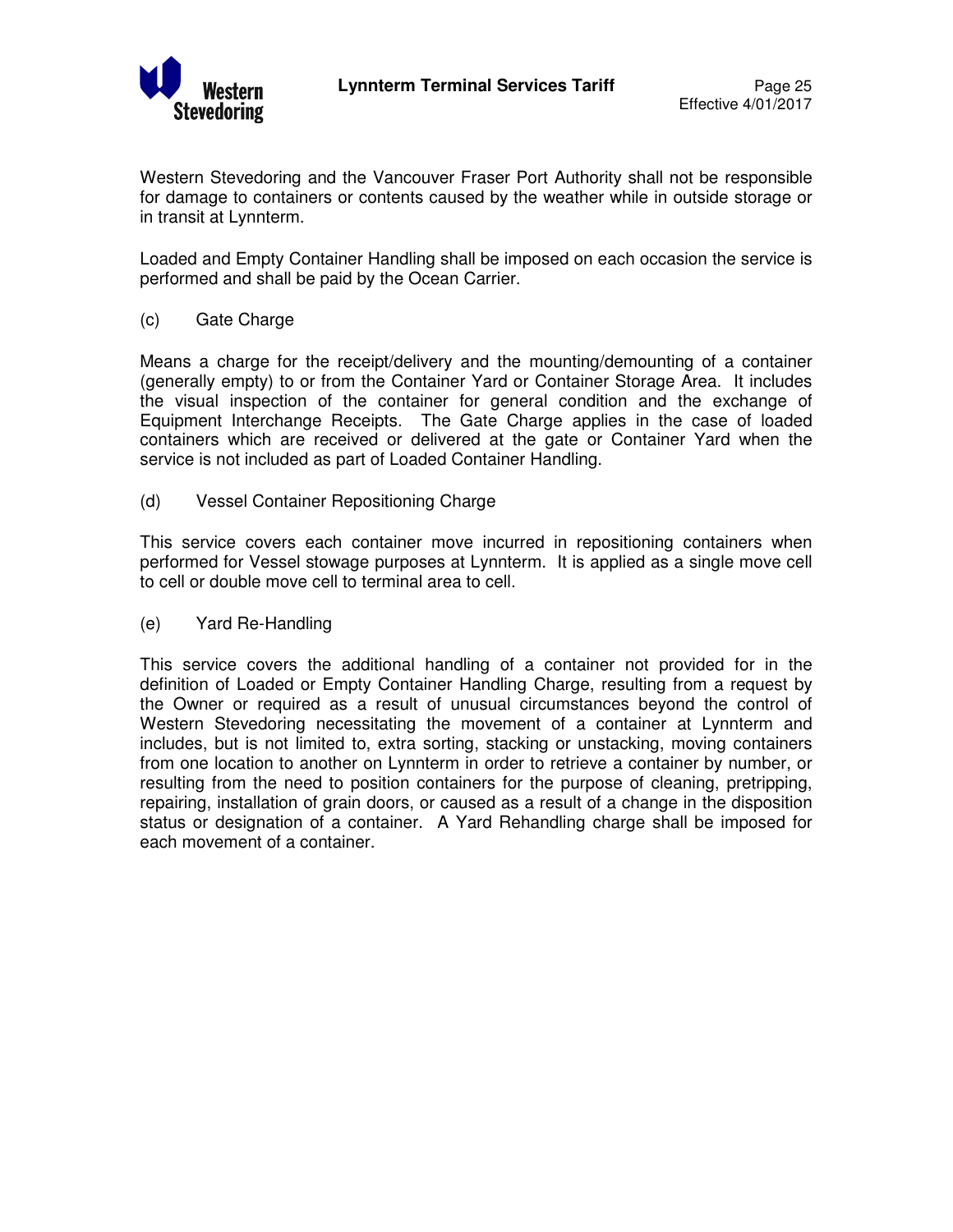Western Stevedoring and the Vancouver Fraser Port Authority shall not be responsible for damage to containers or contents caused by the weather while in outside storage or in transit at Lynnterm.

Loaded and Empty Container Handling shall be imposed on each occasion the service is performed and shall be paid by the Ocean Carrier.

(c) Gate Charge

Means a charge for the receipt/delivery and the mounting/demounting of a container (generally empty) to or from the Container Yard or Container Storage Area. It includes the visual inspection of the container for general condition and the exchange of Equipment Interchange Receipts. The Gate Charge applies in the case of loaded containers which are received or delivered at the gate or Container Yard when the service is not included as part of Loaded Container Handling.

(d) Vessel Container Repositioning Charge

This service covers each container move incurred in repositioning containers when performed for Vessel stowage purposes at Lynnterm. It is applied as a single move cell to cell or double move cell to terminal area to cell.

(e) Yard Re-Handling

This service covers the additional handling of a container not provided for in the definition of Loaded or Empty Container Handling Charge, resulting from a request by the Owner or required as a result of unusual circumstances beyond the control of Western Stevedoring necessitating the movement of a container at Lynnterm and includes, but is not limited to, extra sorting, stacking or unstacking, moving containers from one location to another on Lynnterm in order to retrieve a container by number, or resulting from the need to position containers for the purpose of cleaning, pretripping, repairing, installation of grain doors, or caused as a result of a change in the disposition status or designation of a container. A Yard Rehandling charge shall be imposed for each movement of a container.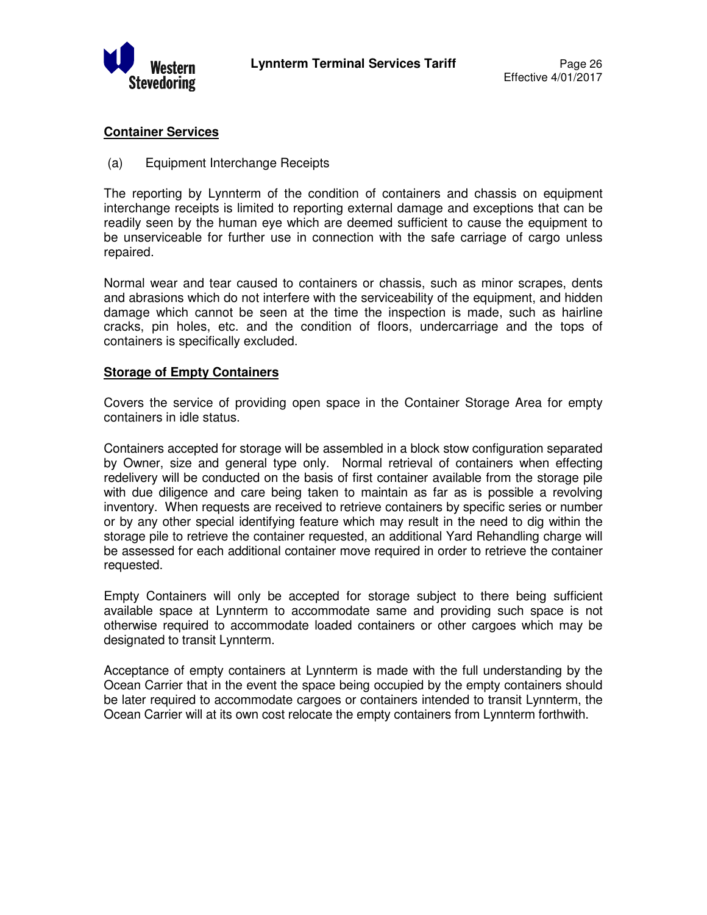## Container Services

(a) Equipment Interchange Receipts

The reporting by Lynnterm of the condition of containers and chassis on equipment interchange receipts is limited to reporting external damage and exceptions that can be readily seen by the human eye which are deemed sufficient to cause the equipment to be unserviceable for further use in connection with the safe carriage of cargo unless repaired.

Normal wear and tear caused to containers or chassis, such as minor scrapes, dents and abrasions which do not interfere with the serviceability of the equipment, and hidden damage which cannot be seen at the time the inspection is made, such as hairline cracks, pin holes, etc. and the condition of floors, undercarriage and the tops of containers is specifically excluded.

## Storage of Empty Containers

Covers the service of providing open space in the Container Storage Area for empty containers in idle status.

Containers accepted for storage will be assembled in a block stow configuration separated by Owner, size and general type only. Normal retrieval of containers when effecting redelivery will be conducted on the basis of first container available from the storage pile with due diligence and care being taken to maintain as far as is possible a revolving inventory. When requests are received to retrieve containers by specific series or number or by any other special identifying feature which may result in the need to dig within the storage pile to retrieve the container requested, an additional Yard Rehandling charge will be assessed for each additional container move required in order to retrieve the container requested.

Empty Containers will only be accepted for storage subject to there being sufficient available space at Lynnterm to accommodate same and providing such space is not otherwise required to accommodate loaded containers or other cargoes which may be designated to transit Lynnterm.

Acceptance of empty containers at Lynnterm is made with the full understanding by the Ocean Carrier that in the event the space being occupied by the empty containers should be later required to accommodate cargoes or containers intended to transit Lynnterm, the Ocean Carrier will at its own cost relocate the empty containers from Lynnterm forthwith.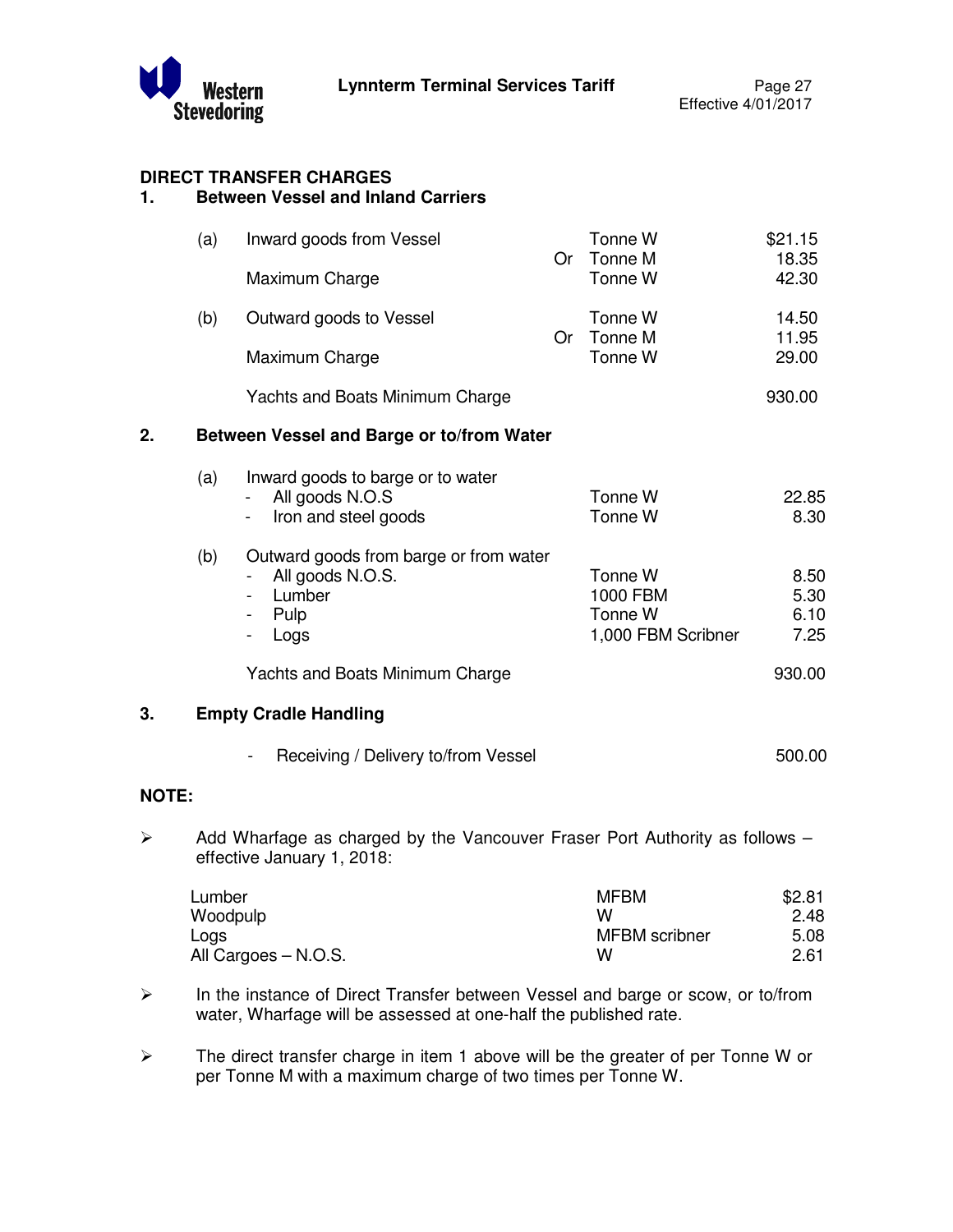## DIRECT TRANSFER CHARGES

### 1. Between Vessel and Inland Carriers

| | | | | |
|---|---|---|---|---|
| (a) | Inward goods from Vessel | | Tonne W | $21.15 |
| | | Or | Tonne M | 18.35 |
| | Maximum Charge | | Tonne W | 42.30 |
| (b) | Outward goods to Vessel | | Tonne W | 14.50 |
| | | Or | Tonne M | 11.95 |
| | Maximum Charge | | Tonne W | 29.00 |
| | Yachts and Boats Minimum Charge | | | 930.00 |

### 2. Between Vessel and Barge or to/from Water

| | | | |
|---|---|---|---|
| (a) | Inward goods to barge or to water | | |
| | - All goods N.O.S | Tonne W | 22.85 |
| | - Iron and steel goods | Tonne W | 8.30 |
| (b) | Outward goods from barge or from water | | |
| | - All goods N.O.S. | Tonne W | 8.50 |
| | - Lumber | 1000 FBM | 5.30 |
| | - Pulp | Tonne W | 6.10 |
| | - Logs | 1,000 FBM Scribner | 7.25 |
| | Yachts and Boats Minimum Charge | | 930.00 |

### 3. Empty Cradle Handling

| | |
|---|---|
| - Receiving / Delivery to/from Vessel | 500.00 |

**NOTE:**

- Add Wharfage as charged by the Vancouver Fraser Port Authority as follows – effective January 1, 2018:

| | | |
|---|---|---|
| Lumber | MFBM | $2.81 |
| Woodpulp | W | 2.48 |
| Logs | MFBM scribner | 5.08 |
| All Cargoes – N.O.S. | W | 2.61 |

- In the instance of Direct Transfer between Vessel and barge or scow, or to/from water, Wharfage will be assessed at one-half the published rate.
- The direct transfer charge in item 1 above will be the greater of per Tonne W or per Tonne M with a maximum charge of two times per Tonne W.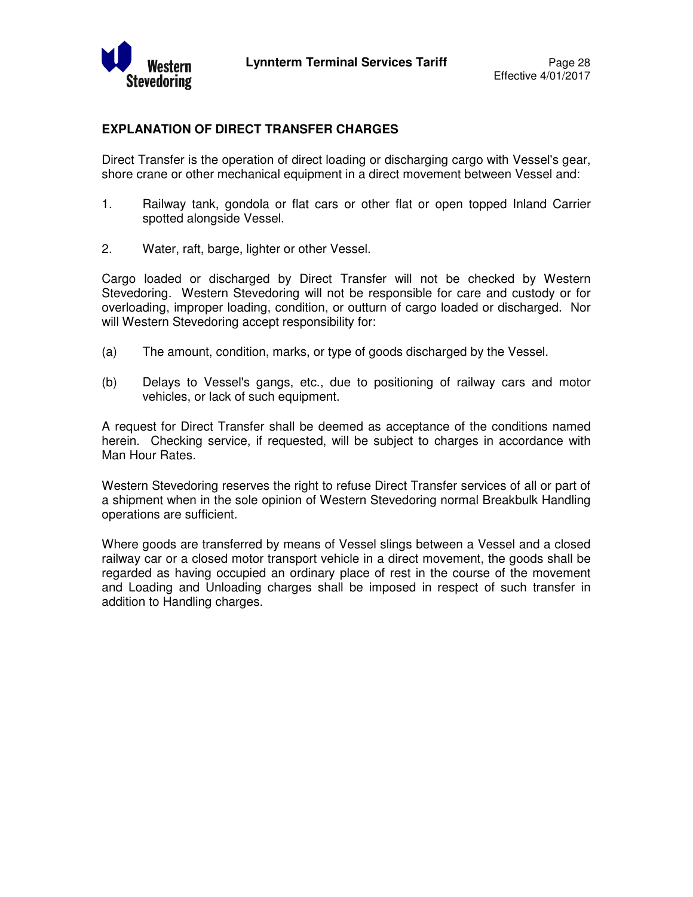## EXPLANATION OF DIRECT TRANSFER CHARGES

Direct Transfer is the operation of direct loading or discharging cargo with Vessel's gear, shore crane or other mechanical equipment in a direct movement between Vessel and:

1. Railway tank, gondola or flat cars or other flat or open topped Inland Carrier spotted alongside Vessel.

2. Water, raft, barge, lighter or other Vessel.

Cargo loaded or discharged by Direct Transfer will not be checked by Western Stevedoring. Western Stevedoring will not be responsible for care and custody or for overloading, improper loading, condition, or outturn of cargo loaded or discharged. Nor will Western Stevedoring accept responsibility for:

(a) The amount, condition, marks, or type of goods discharged by the Vessel.

(b) Delays to Vessel's gangs, etc., due to positioning of railway cars and motor vehicles, or lack of such equipment.

A request for Direct Transfer shall be deemed as acceptance of the conditions named herein. Checking service, if requested, will be subject to charges in accordance with Man Hour Rates.

Western Stevedoring reserves the right to refuse Direct Transfer services of all or part of a shipment when in the sole opinion of Western Stevedoring normal Breakbulk Handling operations are sufficient.

Where goods are transferred by means of Vessel slings between a Vessel and a closed railway car or a closed motor transport vehicle in a direct movement, the goods shall be regarded as having occupied an ordinary place of rest in the course of the movement and Loading and Unloading charges shall be imposed in respect of such transfer in addition to Handling charges.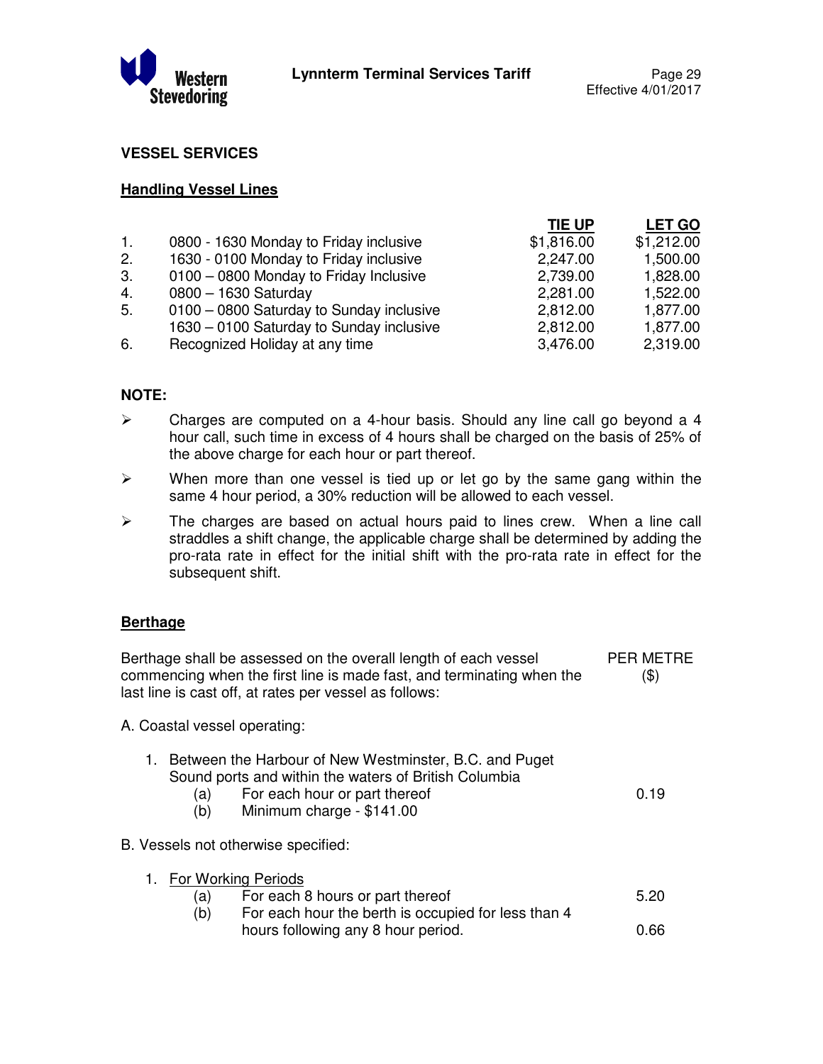## VESSEL SERVICES

### Handling Vessel Lines

| | | TIE UP | LET GO |
|---|---|---|---|
| 1. | 0800 - 1630 Monday to Friday inclusive | $1,816.00 | $1,212.00 |
| 2. | 1630 - 0100 Monday to Friday inclusive | 2,247.00 | 1,500.00 |
| 3. | 0100 – 0800 Monday to Friday Inclusive | 2,739.00 | 1,828.00 |
| 4. | 0800 – 1630 Saturday | 2,281.00 | 1,522.00 |
| 5. | 0100 – 0800 Saturday to Sunday inclusive | 2,812.00 | 1,877.00 |
| | 1630 – 0100 Saturday to Sunday inclusive | 2,812.00 | 1,877.00 |
| 6. | Recognized Holiday at any time | 3,476.00 | 2,319.00 |

**NOTE:**

- Charges are computed on a 4-hour basis. Should any line call go beyond a 4 hour call, such time in excess of 4 hours shall be charged on the basis of 25% of the above charge for each hour or part thereof.
- When more than one vessel is tied up or let go by the same gang within the same 4 hour period, a 30% reduction will be allowed to each vessel.
- The charges are based on actual hours paid to lines crew. When a line call straddles a shift change, the applicable charge shall be determined by adding the pro-rata rate in effect for the initial shift with the pro-rata rate in effect for the subsequent shift.

### Berthage

| Berthage shall be assessed on the overall length of each vessel commencing when the first line is made fast, and terminating when the last line is cast off, at rates per vessel as follows: | PER METRE ($) |
|---|---|
| A. Coastal vessel operating: | |
| 1. Between the Harbour of New Westminster, B.C. and Puget Sound ports and within the waters of British Columbia | |
| (a) For each hour or part thereof | 0.19 |
| (b) Minimum charge - $141.00 | |
| B. Vessels not otherwise specified: | |
| 1. For Working Periods | |
| (a) For each 8 hours or part thereof | 5.20 |
| (b) For each hour the berth is occupied for less than 4 hours following any 8 hour period. | 0.66 |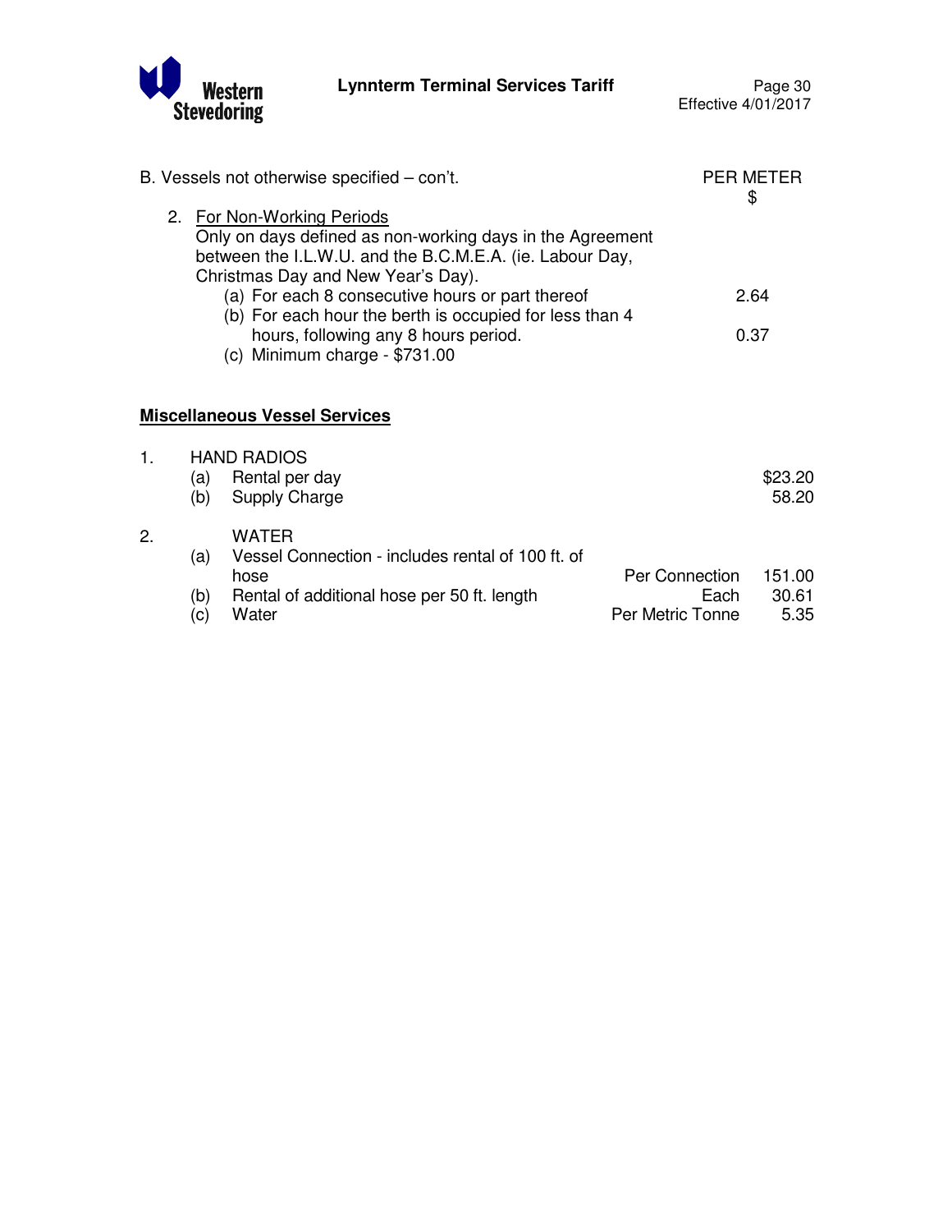B. Vessels not otherwise specified – con't.

| | PER METER $ |
|---|---|
| 2. <u>For Non-Working Periods</u> | |
| Only on days defined as non-working days in the Agreement between the I.L.W.U. and the B.C.M.E.A. (ie. Labour Day, Christmas Day and New Year's Day). | |
| (a) For each 8 consecutive hours or part thereof | 2.64 |
| (b) For each hour the berth is occupied for less than 4 hours, following any 8 hours period. | 0.37 |
| (c) Minimum charge - $731.00 | |

**<u>Miscellaneous Vessel Services</u>**

1. HAND RADIOS

| | | | |
|---|---|---|---|
| (a) | Rental per day | | $23.20 |
| (b) | Supply Charge | | 58.20 |

2. WATER

| | | | |
|---|---|---|---|
| (a) | Vessel Connection - includes rental of 100 ft. of hose | Per Connection | 151.00 |
| (b) | Rental of additional hose per 50 ft. length | Each | 30.61 |
| (c) | Water | Per Metric Tonne | 5.35 |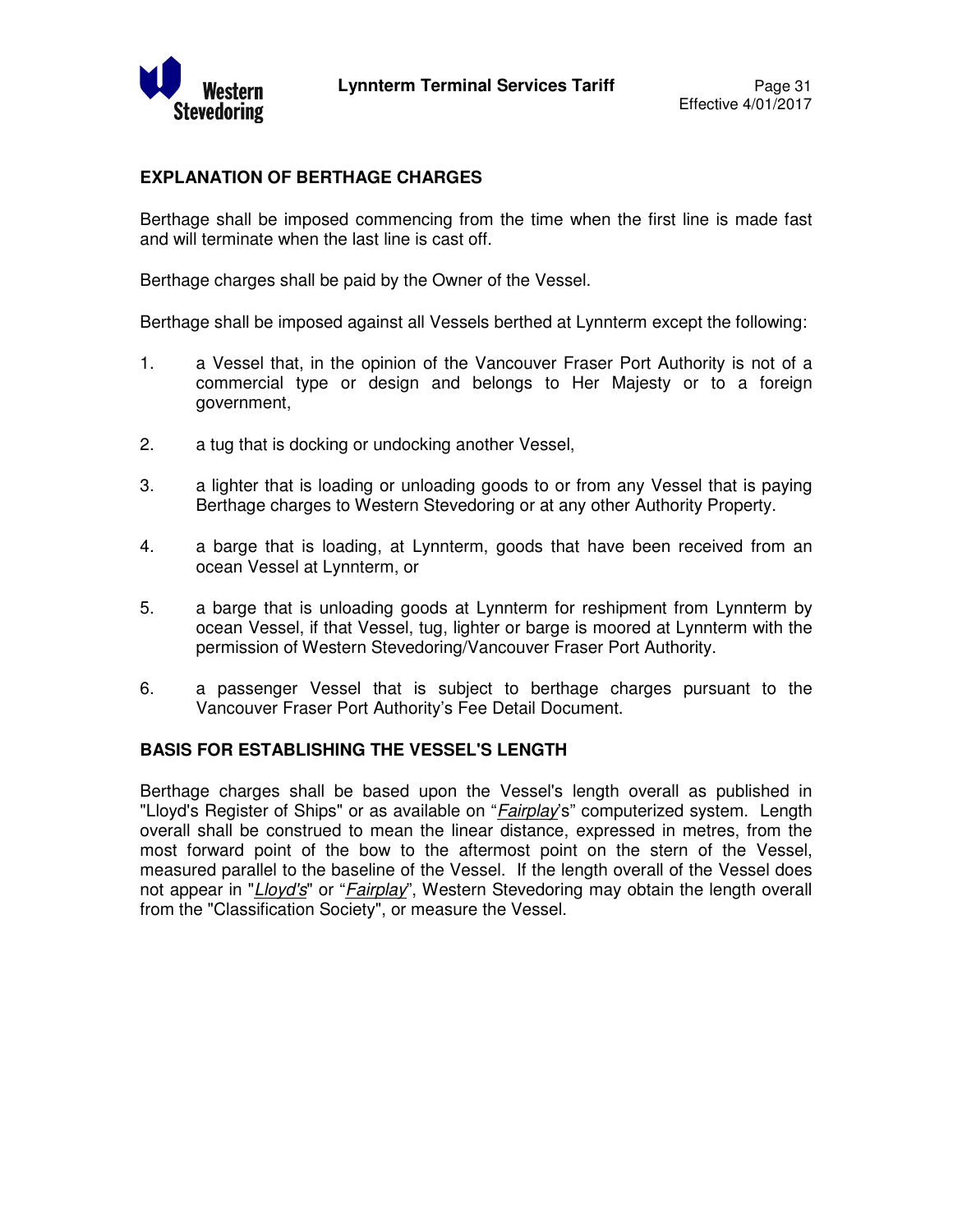## EXPLANATION OF BERTHAGE CHARGES

Berthage shall be imposed commencing from the time when the first line is made fast and will terminate when the last line is cast off.

Berthage charges shall be paid by the Owner of the Vessel.

Berthage shall be imposed against all Vessels berthed at Lynnterm except the following:

1. a Vessel that, in the opinion of the Vancouver Fraser Port Authority is not of a commercial type or design and belongs to Her Majesty or to a foreign government,

2. a tug that is docking or undocking another Vessel,

3. a lighter that is loading or unloading goods to or from any Vessel that is paying Berthage charges to Western Stevedoring or at any other Authority Property.

4. a barge that is loading, at Lynnterm, goods that have been received from an ocean Vessel at Lynnterm, or

5. a barge that is unloading goods at Lynnterm for reshipment from Lynnterm by ocean Vessel, if that Vessel, tug, lighter or barge is moored at Lynnterm with the permission of Western Stevedoring/Vancouver Fraser Port Authority.

6. a passenger Vessel that is subject to berthage charges pursuant to the Vancouver Fraser Port Authority's Fee Detail Document.

## BASIS FOR ESTABLISHING THE VESSEL'S LENGTH

Berthage charges shall be based upon the Vessel's length overall as published in "Lloyd's Register of Ships" or as available on "*Fairplay*'s" computerized system. Length overall shall be construed to mean the linear distance, expressed in metres, from the most forward point of the bow to the aftermost point on the stern of the Vessel, measured parallel to the baseline of the Vessel. If the length overall of the Vessel does not appear in "*Lloyd's*" or "*Fairplay*", Western Stevedoring may obtain the length overall from the "Classification Society", or measure the Vessel.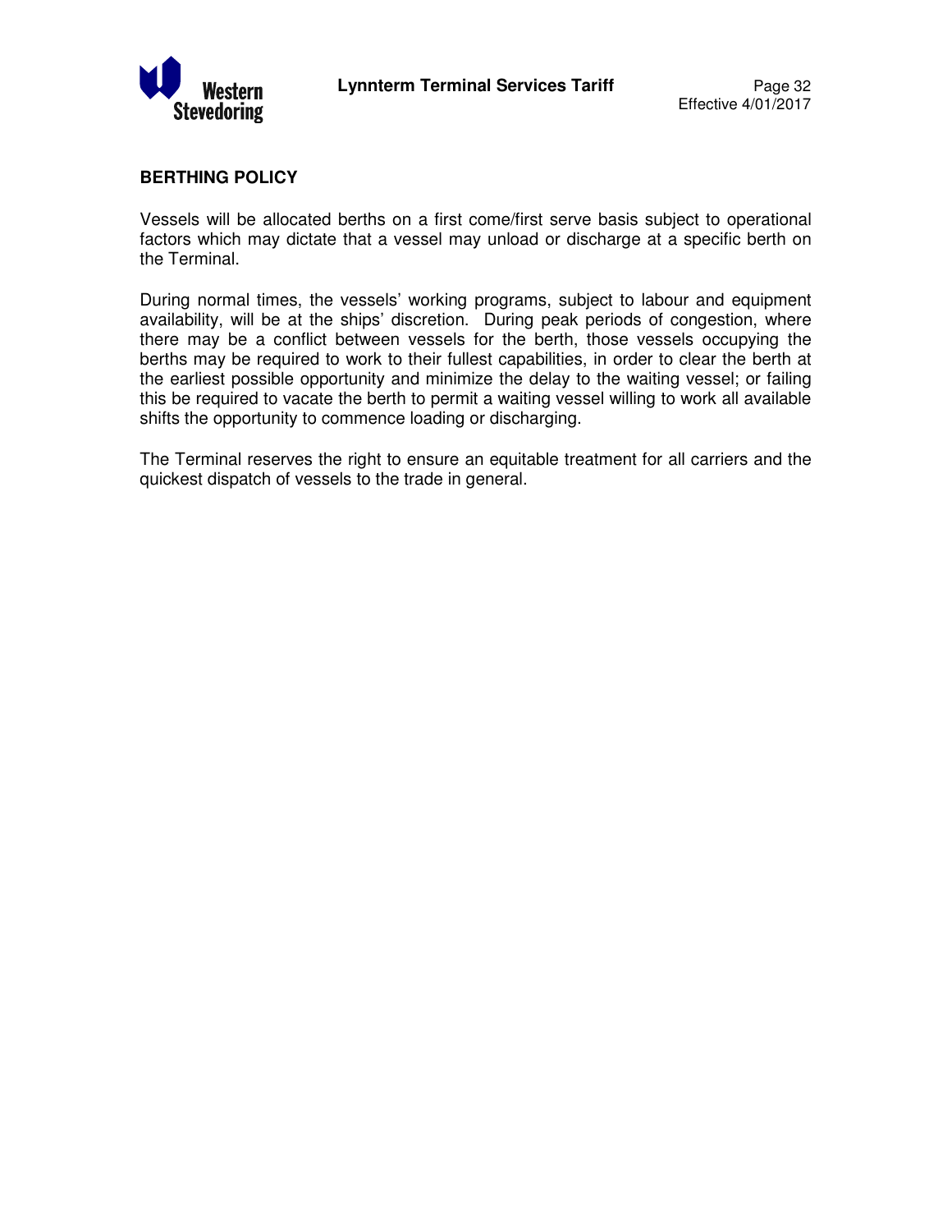## BERTHING POLICY

Vessels will be allocated berths on a first come/first serve basis subject to operational factors which may dictate that a vessel may unload or discharge at a specific berth on the Terminal.

During normal times, the vessels' working programs, subject to labour and equipment availability, will be at the ships' discretion. During peak periods of congestion, where there may be a conflict between vessels for the berth, those vessels occupying the berths may be required to work to their fullest capabilities, in order to clear the berth at the earliest possible opportunity and minimize the delay to the waiting vessel; or failing this be required to vacate the berth to permit a waiting vessel willing to work all available shifts the opportunity to commence loading or discharging.

The Terminal reserves the right to ensure an equitable treatment for all carriers and the quickest dispatch of vessels to the trade in general.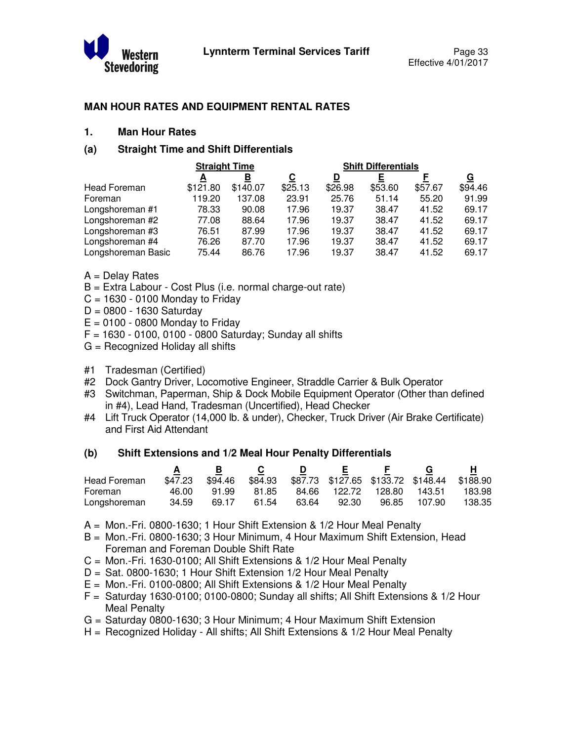## MAN HOUR RATES AND EQUIPMENT RENTAL RATES

### 1. Man Hour Rates

#### (a) Straight Time and Shift Differentials

| | Straight Time | | Shift Differentials | | | | |
|---|---|---|---|---|---|---|---|
| | A | B | C | D | E | F | G |
| Head Foreman | $121.80 | $140.07 | $25.13 | $26.98 | $53.60 | $57.67 | $94.46 |
| Foreman | 119.20 | 137.08 | 23.91 | 25.76 | 51.14 | 55.20 | 91.99 |
| Longshoreman #1 | 78.33 | 90.08 | 17.96 | 19.37 | 38.47 | 41.52 | 69.17 |
| Longshoreman #2 | 77.08 | 88.64 | 17.96 | 19.37 | 38.47 | 41.52 | 69.17 |
| Longshoreman #3 | 76.51 | 87.99 | 17.96 | 19.37 | 38.47 | 41.52 | 69.17 |
| Longshoreman #4 | 76.26 | 87.70 | 17.96 | 19.37 | 38.47 | 41.52 | 69.17 |
| Longshoreman Basic | 75.44 | 86.76 | 17.96 | 19.37 | 38.47 | 41.52 | 69.17 |

A = Delay Rates
B = Extra Labour - Cost Plus (i.e. normal charge-out rate)
C = 1630 - 0100 Monday to Friday
D = 0800 - 1630 Saturday
E = 0100 - 0800 Monday to Friday
F = 1630 - 0100, 0100 - 0800 Saturday; Sunday all shifts
G = Recognized Holiday all shifts

#1 Tradesman (Certified)
#2 Dock Gantry Driver, Locomotive Engineer, Straddle Carrier & Bulk Operator
#3 Switchman, Paperman, Ship & Dock Mobile Equipment Operator (Other than defined in #4), Lead Hand, Tradesman (Uncertified), Head Checker
#4 Lift Truck Operator (14,000 lb. & under), Checker, Truck Driver (Air Brake Certificate) and First Aid Attendant

#### (b) Shift Extensions and 1/2 Meal Hour Penalty Differentials

| | A | B | C | D | E | F | G | H |
|---|---|---|---|---|---|---|---|---|
| Head Foreman | $47.23 | $94.46 | $84.93 | $87.73 | $127.65 | $133.72 | $148.44 | $188.90 |
| Foreman | 46.00 | 91.99 | 81.85 | 84.66 | 122.72 | 128.80 | 143.51 | 183.98 |
| Longshoreman | 34.59 | 69.17 | 61.54 | 63.64 | 92.30 | 96.85 | 107.90 | 138.35 |

A = Mon.-Fri. 0800-1630; 1 Hour Shift Extension & 1/2 Hour Meal Penalty
B = Mon.-Fri. 0800-1630; 3 Hour Minimum, 4 Hour Maximum Shift Extension, Head Foreman and Foreman Double Shift Rate
C = Mon.-Fri. 1630-0100; All Shift Extensions & 1/2 Hour Meal Penalty
D = Sat. 0800-1630; 1 Hour Shift Extension 1/2 Hour Meal Penalty
E = Mon.-Fri. 0100-0800; All Shift Extensions & 1/2 Hour Meal Penalty
F = Saturday 1630-0100; 0100-0800; Sunday all shifts; All Shift Extensions & 1/2 Hour Meal Penalty
G = Saturday 0800-1630; 3 Hour Minimum; 4 Hour Maximum Shift Extension
H = Recognized Holiday - All shifts; All Shift Extensions & 1/2 Hour Meal Penalty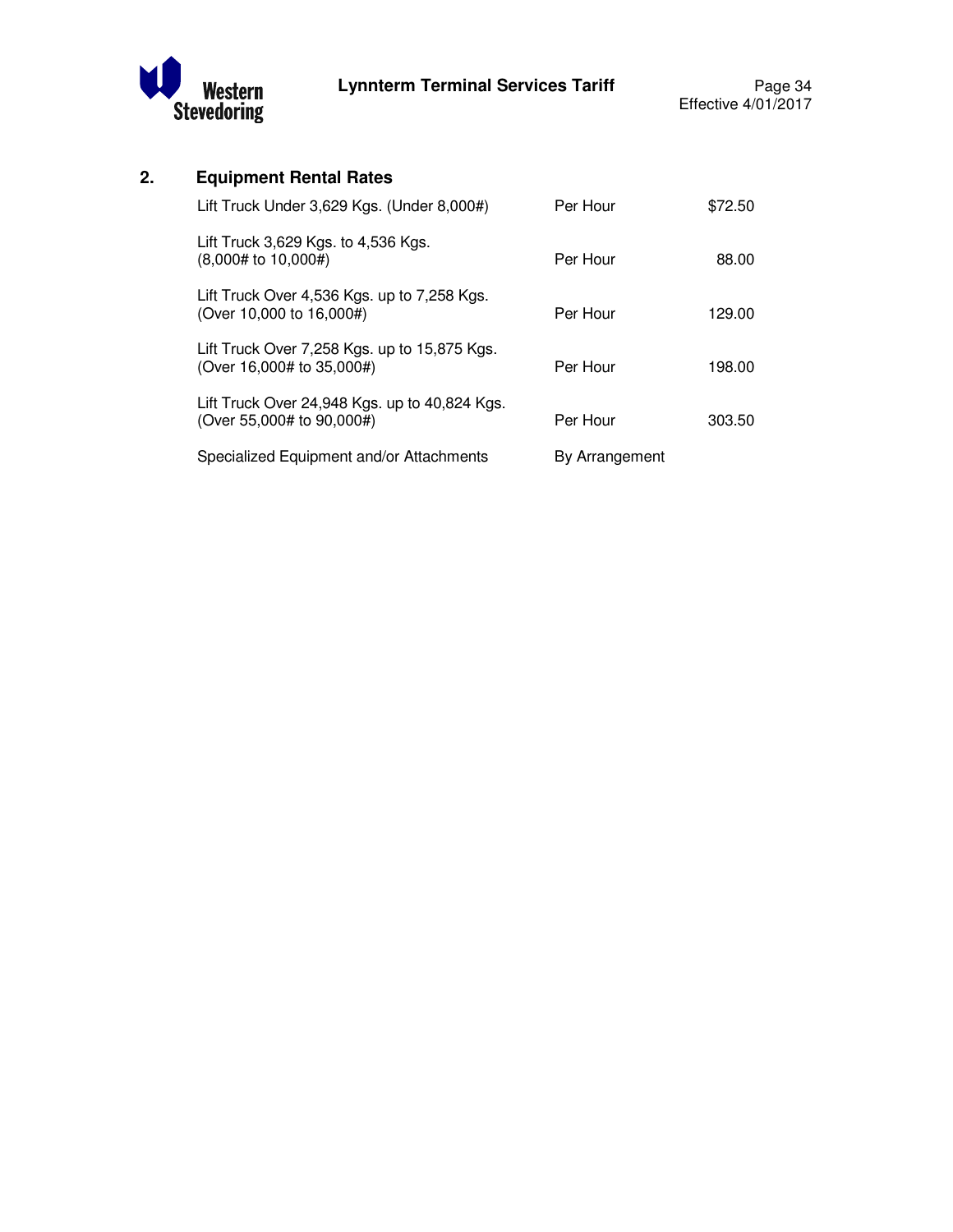## 2. Equipment Rental Rates

| | | |
|---|---|---|
| Lift Truck Under 3,629 Kgs. (Under 8,000#) | Per Hour | $72.50 |
| Lift Truck 3,629 Kgs. to 4,536 Kgs. (8,000# to 10,000#) | Per Hour | 88.00 |
| Lift Truck Over 4,536 Kgs. up to 7,258 Kgs. (Over 10,000 to 16,000#) | Per Hour | 129.00 |
| Lift Truck Over 7,258 Kgs. up to 15,875 Kgs. (Over 16,000# to 35,000#) | Per Hour | 198.00 |
| Lift Truck Over 24,948 Kgs. up to 40,824 Kgs. (Over 55,000# to 90,000#) | Per Hour | 303.50 |
| Specialized Equipment and/or Attachments | By Arrangement | |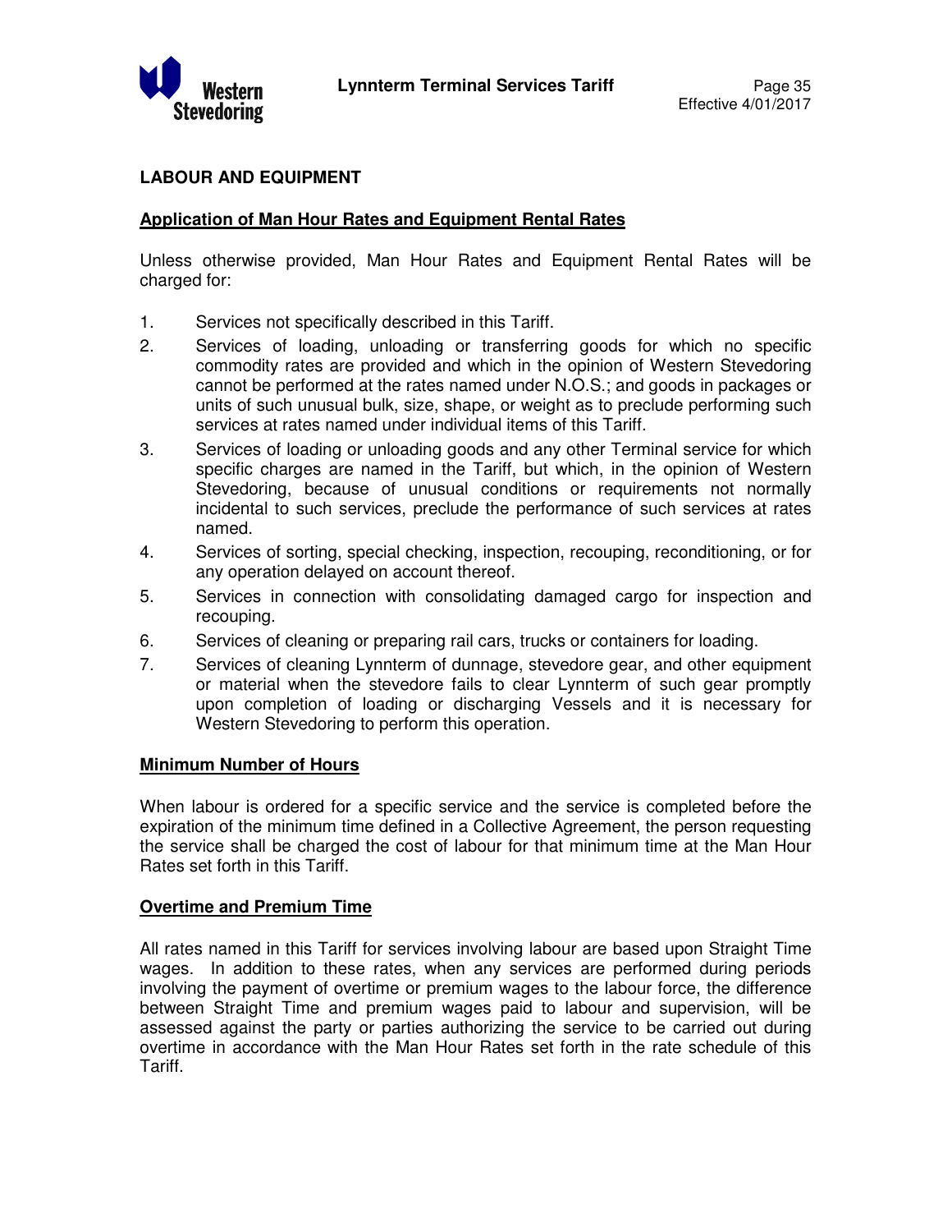## LABOUR AND EQUIPMENT

### Application of Man Hour Rates and Equipment Rental Rates

Unless otherwise provided, Man Hour Rates and Equipment Rental Rates will be charged for:

1. Services not specifically described in this Tariff.
2. Services of loading, unloading or transferring goods for which no specific commodity rates are provided and which in the opinion of Western Stevedoring cannot be performed at the rates named under N.O.S.; and goods in packages or units of such unusual bulk, size, shape, or weight as to preclude performing such services at rates named under individual items of this Tariff.
3. Services of loading or unloading goods and any other Terminal service for which specific charges are named in the Tariff, but which, in the opinion of Western Stevedoring, because of unusual conditions or requirements not normally incidental to such services, preclude the performance of such services at rates named.
4. Services of sorting, special checking, inspection, recouping, reconditioning, or for any operation delayed on account thereof.
5. Services in connection with consolidating damaged cargo for inspection and recouping.
6. Services of cleaning or preparing rail cars, trucks or containers for loading.
7. Services of cleaning Lynnterm of dunnage, stevedore gear, and other equipment or material when the stevedore fails to clear Lynnterm of such gear promptly upon completion of loading or discharging Vessels and it is necessary for Western Stevedoring to perform this operation.

### Minimum Number of Hours

When labour is ordered for a specific service and the service is completed before the expiration of the minimum time defined in a Collective Agreement, the person requesting the service shall be charged the cost of labour for that minimum time at the Man Hour Rates set forth in this Tariff.

### Overtime and Premium Time

All rates named in this Tariff for services involving labour are based upon Straight Time wages. In addition to these rates, when any services are performed during periods involving the payment of overtime or premium wages to the labour force, the difference between Straight Time and premium wages paid to labour and supervision, will be assessed against the party or parties authorizing the service to be carried out during overtime in accordance with the Man Hour Rates set forth in the rate schedule of this Tariff.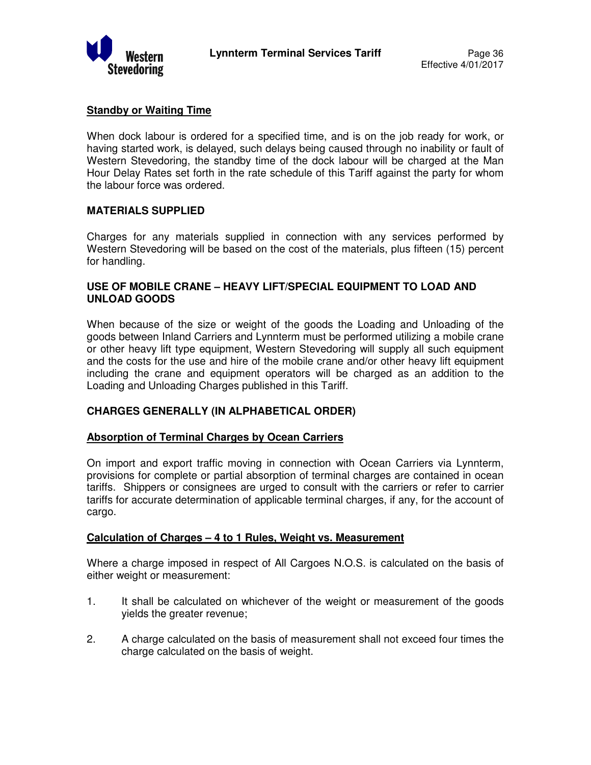## Standby or Waiting Time

When dock labour is ordered for a specified time, and is on the job ready for work, or having started work, is delayed, such delays being caused through no inability or fault of Western Stevedoring, the standby time of the dock labour will be charged at the Man Hour Delay Rates set forth in the rate schedule of this Tariff against the party for whom the labour force was ordered.

## MATERIALS SUPPLIED

Charges for any materials supplied in connection with any services performed by Western Stevedoring will be based on the cost of the materials, plus fifteen (15) percent for handling.

## USE OF MOBILE CRANE – HEAVY LIFT/SPECIAL EQUIPMENT TO LOAD AND UNLOAD GOODS

When because of the size or weight of the goods the Loading and Unloading of the goods between Inland Carriers and Lynnterm must be performed utilizing a mobile crane or other heavy lift type equipment, Western Stevedoring will supply all such equipment and the costs for the use and hire of the mobile crane and/or other heavy lift equipment including the crane and equipment operators will be charged as an addition to the Loading and Unloading Charges published in this Tariff.

## CHARGES GENERALLY (IN ALPHABETICAL ORDER)

### Absorption of Terminal Charges by Ocean Carriers

On import and export traffic moving in connection with Ocean Carriers via Lynnterm, provisions for complete or partial absorption of terminal charges are contained in ocean tariffs. Shippers or consignees are urged to consult with the carriers or refer to carrier tariffs for accurate determination of applicable terminal charges, if any, for the account of cargo.

### Calculation of Charges – 4 to 1 Rules, Weight vs. Measurement

Where a charge imposed in respect of All Cargoes N.O.S. is calculated on the basis of either weight or measurement:

1. It shall be calculated on whichever of the weight or measurement of the goods yields the greater revenue;
2. A charge calculated on the basis of measurement shall not exceed four times the charge calculated on the basis of weight.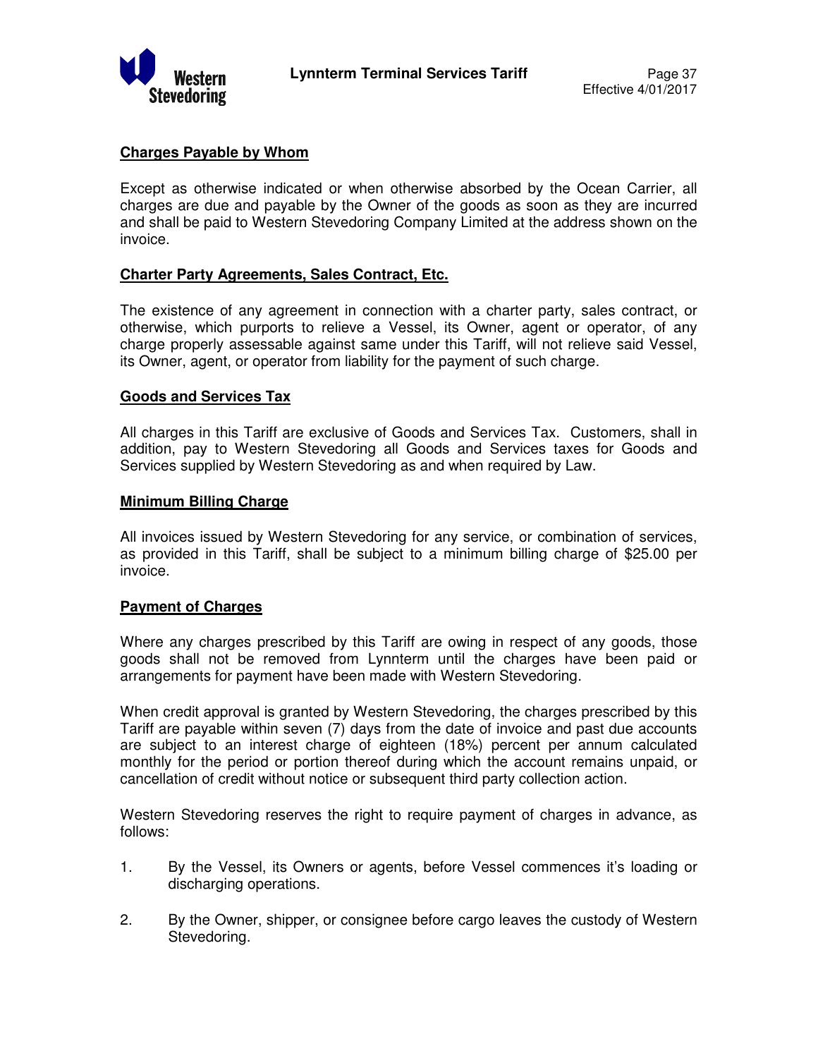**Charges Payable by Whom**

Except as otherwise indicated or when otherwise absorbed by the Ocean Carrier, all charges are due and payable by the Owner of the goods as soon as they are incurred and shall be paid to Western Stevedoring Company Limited at the address shown on the invoice.

**Charter Party Agreements, Sales Contract, Etc.**

The existence of any agreement in connection with a charter party, sales contract, or otherwise, which purports to relieve a Vessel, its Owner, agent or operator, of any charge properly assessable against same under this Tariff, will not relieve said Vessel, its Owner, agent, or operator from liability for the payment of such charge.

**Goods and Services Tax**

All charges in this Tariff are exclusive of Goods and Services Tax. Customers, shall in addition, pay to Western Stevedoring all Goods and Services taxes for Goods and Services supplied by Western Stevedoring as and when required by Law.

**Minimum Billing Charge**

All invoices issued by Western Stevedoring for any service, or combination of services, as provided in this Tariff, shall be subject to a minimum billing charge of $25.00 per invoice.

**Payment of Charges**

Where any charges prescribed by this Tariff are owing in respect of any goods, those goods shall not be removed from Lynnterm until the charges have been paid or arrangements for payment have been made with Western Stevedoring.

When credit approval is granted by Western Stevedoring, the charges prescribed by this Tariff are payable within seven (7) days from the date of invoice and past due accounts are subject to an interest charge of eighteen (18%) percent per annum calculated monthly for the period or portion thereof during which the account remains unpaid, or cancellation of credit without notice or subsequent third party collection action.

Western Stevedoring reserves the right to require payment of charges in advance, as follows:

1. By the Vessel, its Owners or agents, before Vessel commences it's loading or discharging operations.
2. By the Owner, shipper, or consignee before cargo leaves the custody of Western Stevedoring.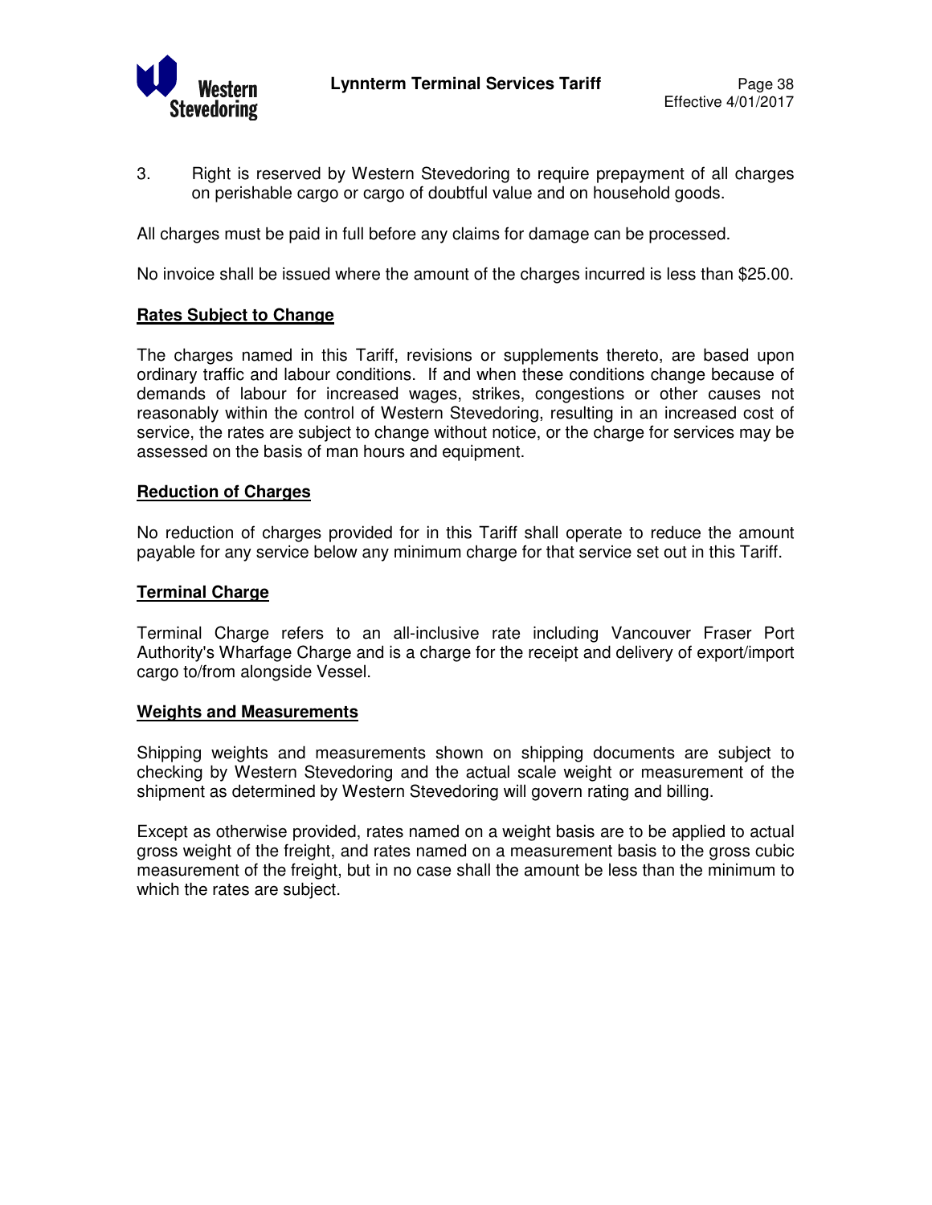3. Right is reserved by Western Stevedoring to require prepayment of all charges on perishable cargo or cargo of doubtful value and on household goods.

All charges must be paid in full before any claims for damage can be processed.

No invoice shall be issued where the amount of the charges incurred is less than $25.00.

**Rates Subject to Change**

The charges named in this Tariff, revisions or supplements thereto, are based upon ordinary traffic and labour conditions. If and when these conditions change because of demands of labour for increased wages, strikes, congestions or other causes not reasonably within the control of Western Stevedoring, resulting in an increased cost of service, the rates are subject to change without notice, or the charge for services may be assessed on the basis of man hours and equipment.

**Reduction of Charges**

No reduction of charges provided for in this Tariff shall operate to reduce the amount payable for any service below any minimum charge for that service set out in this Tariff.

**Terminal Charge**

Terminal Charge refers to an all-inclusive rate including Vancouver Fraser Port Authority's Wharfage Charge and is a charge for the receipt and delivery of export/import cargo to/from alongside Vessel.

**Weights and Measurements**

Shipping weights and measurements shown on shipping documents are subject to checking by Western Stevedoring and the actual scale weight or measurement of the shipment as determined by Western Stevedoring will govern rating and billing.

Except as otherwise provided, rates named on a weight basis are to be applied to actual gross weight of the freight, and rates named on a measurement basis to the gross cubic measurement of the freight, but in no case shall the amount be less than the minimum to which the rates are subject.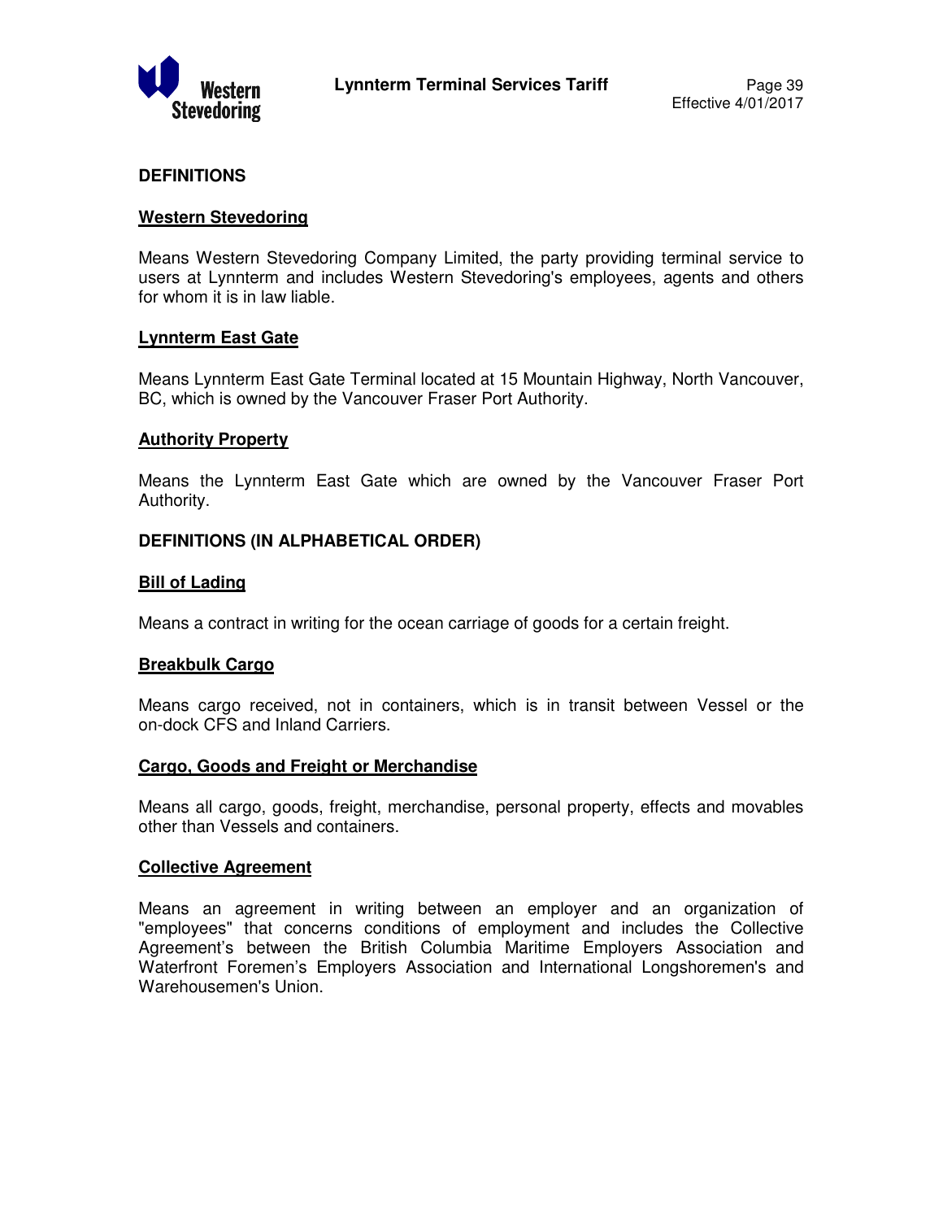## DEFINITIONS

### Western Stevedoring

Means Western Stevedoring Company Limited, the party providing terminal service to users at Lynnterm and includes Western Stevedoring's employees, agents and others for whom it is in law liable.

### Lynnterm East Gate

Means Lynnterm East Gate Terminal located at 15 Mountain Highway, North Vancouver, BC, which is owned by the Vancouver Fraser Port Authority.

### Authority Property

Means the Lynnterm East Gate which are owned by the Vancouver Fraser Port Authority.

## DEFINITIONS (IN ALPHABETICAL ORDER)

### Bill of Lading

Means a contract in writing for the ocean carriage of goods for a certain freight.

### Breakbulk Cargo

Means cargo received, not in containers, which is in transit between Vessel or the on-dock CFS and Inland Carriers.

### Cargo, Goods and Freight or Merchandise

Means all cargo, goods, freight, merchandise, personal property, effects and movables other than Vessels and containers.

### Collective Agreement

Means an agreement in writing between an employer and an organization of "employees" that concerns conditions of employment and includes the Collective Agreement's between the British Columbia Maritime Employers Association and Waterfront Foremen's Employers Association and International Longshoremen's and Warehousemen's Union.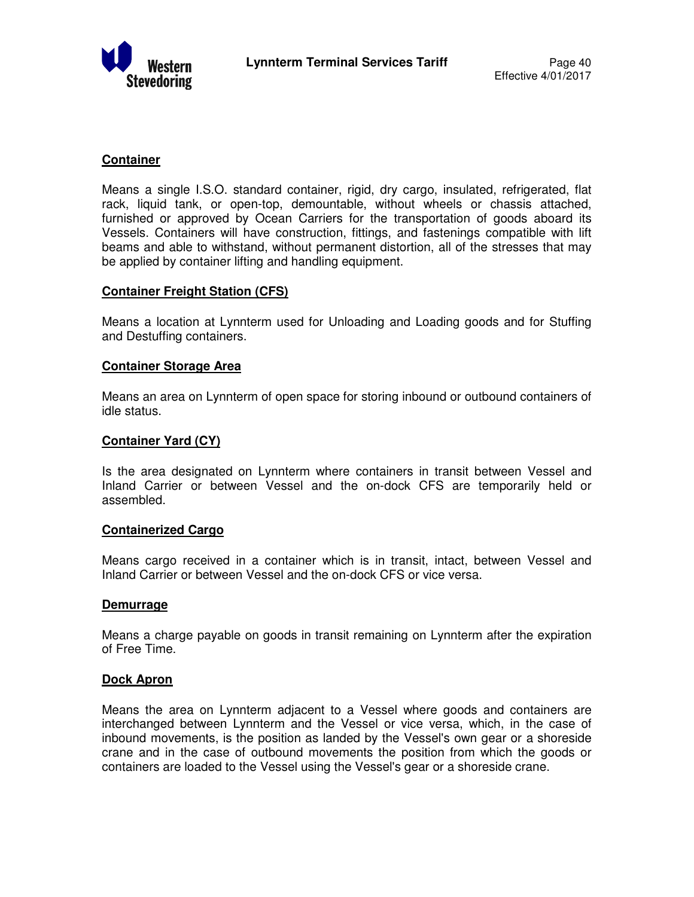**Container**

Means a single I.S.O. standard container, rigid, dry cargo, insulated, refrigerated, flat rack, liquid tank, or open-top, demountable, without wheels or chassis attached, furnished or approved by Ocean Carriers for the transportation of goods aboard its Vessels. Containers will have construction, fittings, and fastenings compatible with lift beams and able to withstand, without permanent distortion, all of the stresses that may be applied by container lifting and handling equipment.

**Container Freight Station (CFS)**

Means a location at Lynnterm used for Unloading and Loading goods and for Stuffing and Destuffing containers.

**Container Storage Area**

Means an area on Lynnterm of open space for storing inbound or outbound containers of idle status.

**Container Yard (CY)**

Is the area designated on Lynnterm where containers in transit between Vessel and Inland Carrier or between Vessel and the on-dock CFS are temporarily held or assembled.

**Containerized Cargo**

Means cargo received in a container which is in transit, intact, between Vessel and Inland Carrier or between Vessel and the on-dock CFS or vice versa.

**Demurrage**

Means a charge payable on goods in transit remaining on Lynnterm after the expiration of Free Time.

**Dock Apron**

Means the area on Lynnterm adjacent to a Vessel where goods and containers are interchanged between Lynnterm and the Vessel or vice versa, which, in the case of inbound movements, is the position as landed by the Vessel's own gear or a shoreside crane and in the case of outbound movements the position from which the goods or containers are loaded to the Vessel using the Vessel's gear or a shoreside crane.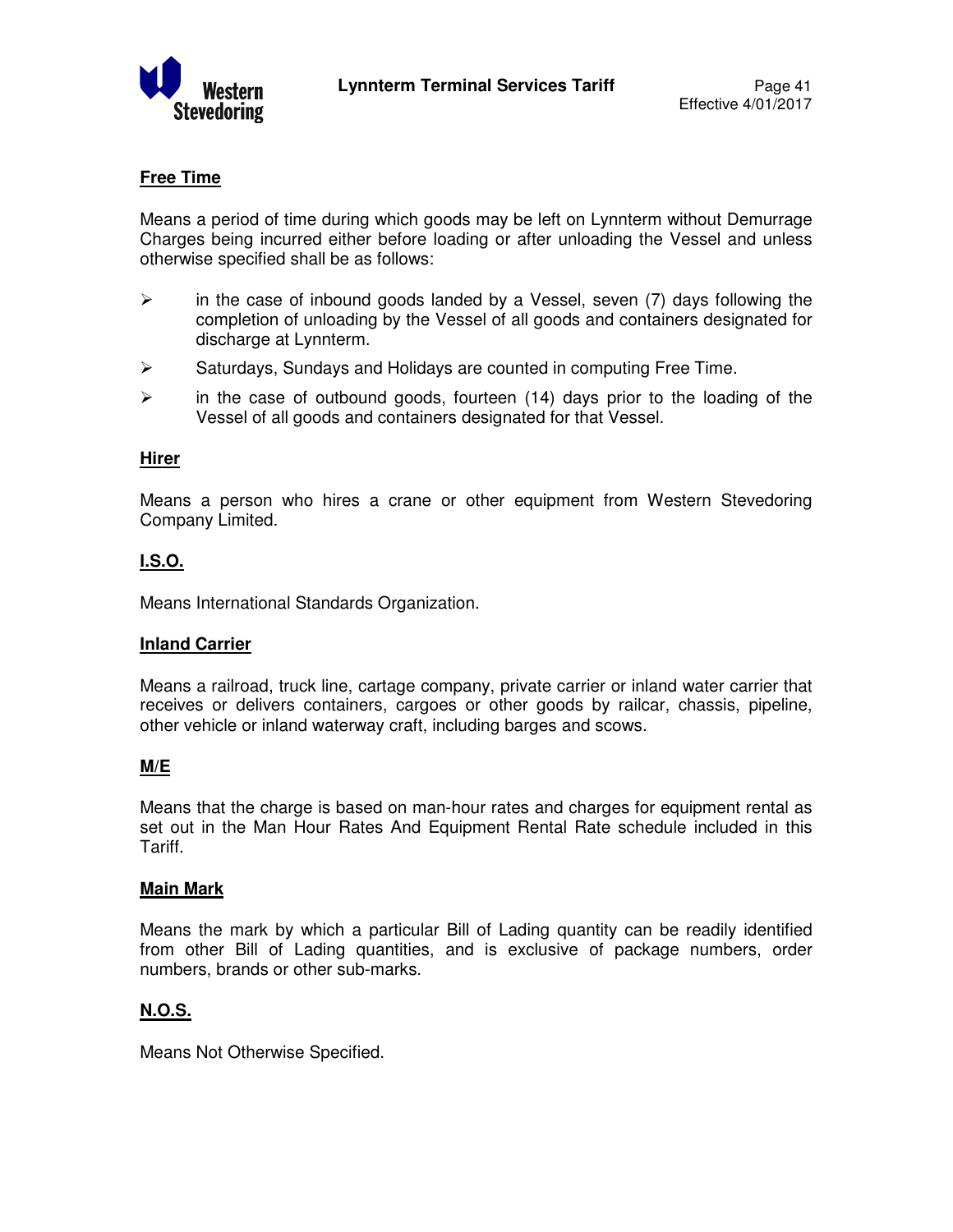**Free Time**

Means a period of time during which goods may be left on Lynnterm without Demurrage Charges being incurred either before loading or after unloading the Vessel and unless otherwise specified shall be as follows:

- in the case of inbound goods landed by a Vessel, seven (7) days following the completion of unloading by the Vessel of all goods and containers designated for discharge at Lynnterm.
- Saturdays, Sundays and Holidays are counted in computing Free Time.
- in the case of outbound goods, fourteen (14) days prior to the loading of the Vessel of all goods and containers designated for that Vessel.

**Hirer**

Means a person who hires a crane or other equipment from Western Stevedoring Company Limited.

**I.S.O.**

Means International Standards Organization.

**Inland Carrier**

Means a railroad, truck line, cartage company, private carrier or inland water carrier that receives or delivers containers, cargoes or other goods by railcar, chassis, pipeline, other vehicle or inland waterway craft, including barges and scows.

**M/E**

Means that the charge is based on man-hour rates and charges for equipment rental as set out in the Man Hour Rates And Equipment Rental Rate schedule included in this Tariff.

**Main Mark**

Means the mark by which a particular Bill of Lading quantity can be readily identified from other Bill of Lading quantities, and is exclusive of package numbers, order numbers, brands or other sub-marks.

**N.O.S.**

Means Not Otherwise Specified.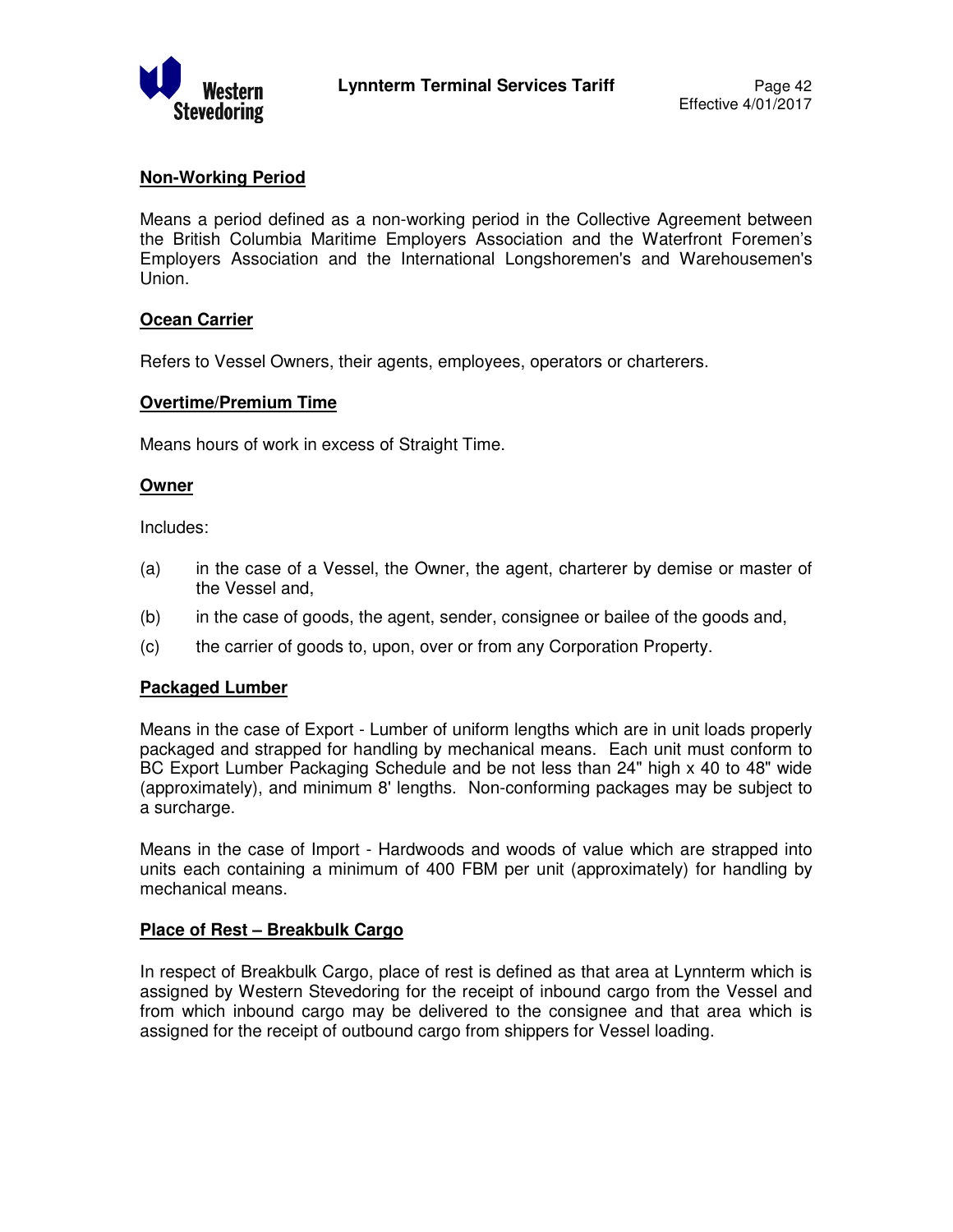**Non-Working Period**

Means a period defined as a non-working period in the Collective Agreement between the British Columbia Maritime Employers Association and the Waterfront Foremen's Employers Association and the International Longshoremen's and Warehousemen's Union.

**Ocean Carrier**

Refers to Vessel Owners, their agents, employees, operators or charterers.

**Overtime/Premium Time**

Means hours of work in excess of Straight Time.

**Owner**

Includes:

(a) in the case of a Vessel, the Owner, the agent, charterer by demise or master of the Vessel and,

(b) in the case of goods, the agent, sender, consignee or bailee of the goods and,

(c) the carrier of goods to, upon, over or from any Corporation Property.

**Packaged Lumber**

Means in the case of Export - Lumber of uniform lengths which are in unit loads properly packaged and strapped for handling by mechanical means. Each unit must conform to BC Export Lumber Packaging Schedule and be not less than 24" high x 40 to 48" wide (approximately), and minimum 8' lengths. Non-conforming packages may be subject to a surcharge.

Means in the case of Import - Hardwoods and woods of value which are strapped into units each containing a minimum of 400 FBM per unit (approximately) for handling by mechanical means.

**Place of Rest – Breakbulk Cargo**

In respect of Breakbulk Cargo, place of rest is defined as that area at Lynnterm which is assigned by Western Stevedoring for the receipt of inbound cargo from the Vessel and from which inbound cargo may be delivered to the consignee and that area which is assigned for the receipt of outbound cargo from shippers for Vessel loading.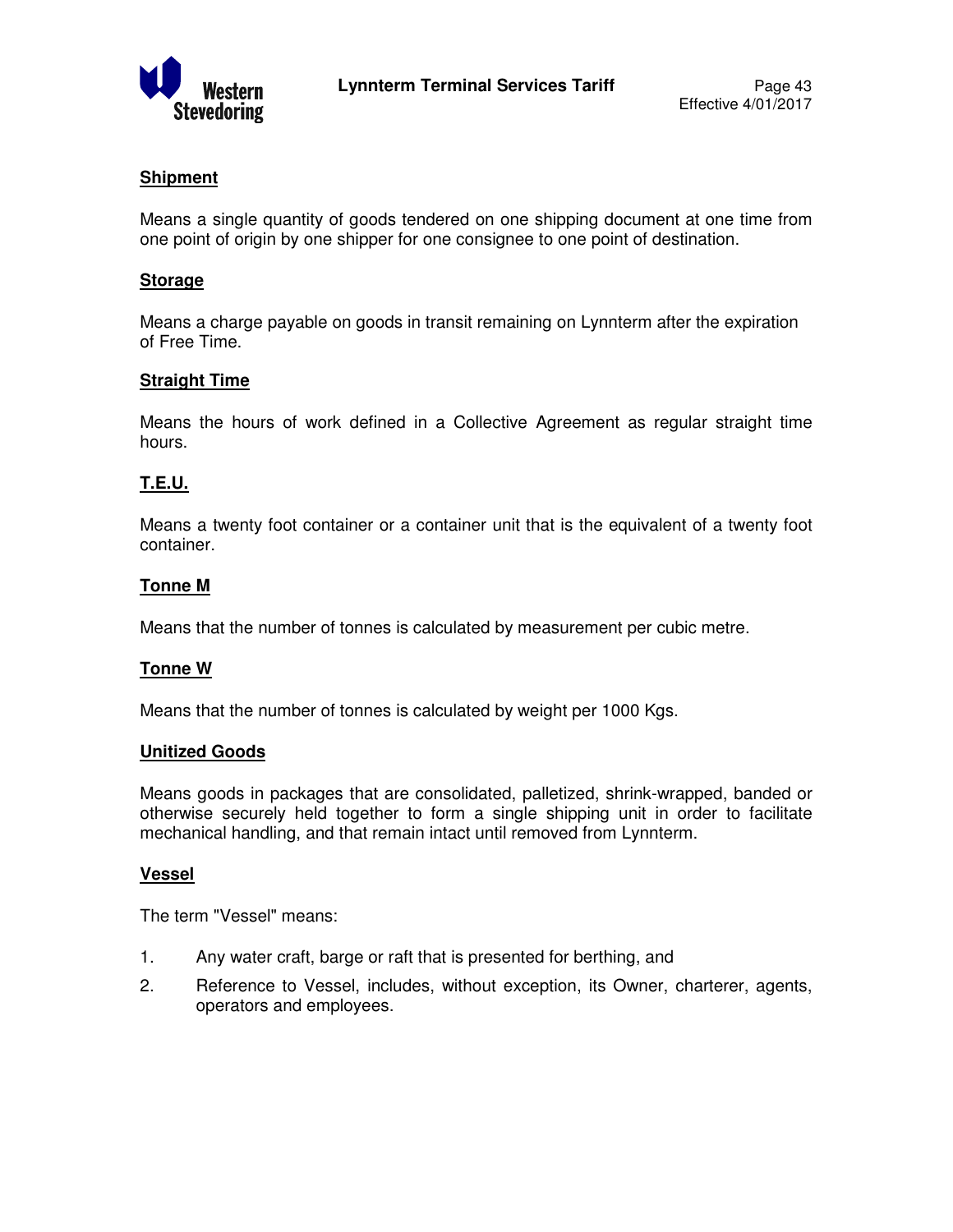**Shipment**

Means a single quantity of goods tendered on one shipping document at one time from one point of origin by one shipper for one consignee to one point of destination.

**Storage**

Means a charge payable on goods in transit remaining on Lynnterm after the expiration of Free Time.

**Straight Time**

Means the hours of work defined in a Collective Agreement as regular straight time hours.

**T.E.U.**

Means a twenty foot container or a container unit that is the equivalent of a twenty foot container.

**Tonne M**

Means that the number of tonnes is calculated by measurement per cubic metre.

**Tonne W**

Means that the number of tonnes is calculated by weight per 1000 Kgs.

**Unitized Goods**

Means goods in packages that are consolidated, palletized, shrink-wrapped, banded or otherwise securely held together to form a single shipping unit in order to facilitate mechanical handling, and that remain intact until removed from Lynnterm.

**Vessel**

The term "Vessel" means:

1. Any water craft, barge or raft that is presented for berthing, and
2. Reference to Vessel, includes, without exception, its Owner, charterer, agents, operators and employees.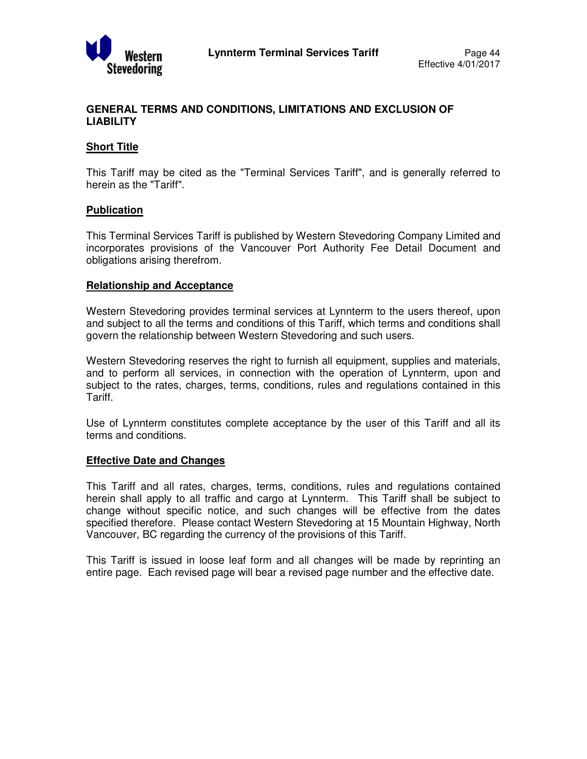## GENERAL TERMS AND CONDITIONS, LIMITATIONS AND EXCLUSION OF LIABILITY

### Short Title

This Tariff may be cited as the "Terminal Services Tariff", and is generally referred to herein as the "Tariff".

### Publication

This Terminal Services Tariff is published by Western Stevedoring Company Limited and incorporates provisions of the Vancouver Port Authority Fee Detail Document and obligations arising therefrom.

### Relationship and Acceptance

Western Stevedoring provides terminal services at Lynnterm to the users thereof, upon and subject to all the terms and conditions of this Tariff, which terms and conditions shall govern the relationship between Western Stevedoring and such users.

Western Stevedoring reserves the right to furnish all equipment, supplies and materials, and to perform all services, in connection with the operation of Lynnterm, upon and subject to the rates, charges, terms, conditions, rules and regulations contained in this Tariff.

Use of Lynnterm constitutes complete acceptance by the user of this Tariff and all its terms and conditions.

### Effective Date and Changes

This Tariff and all rates, charges, terms, conditions, rules and regulations contained herein shall apply to all traffic and cargo at Lynnterm. This Tariff shall be subject to change without specific notice, and such changes will be effective from the dates specified therefore. Please contact Western Stevedoring at 15 Mountain Highway, North Vancouver, BC regarding the currency of the provisions of this Tariff.

This Tariff is issued in loose leaf form and all changes will be made by reprinting an entire page. Each revised page will bear a revised page number and the effective date.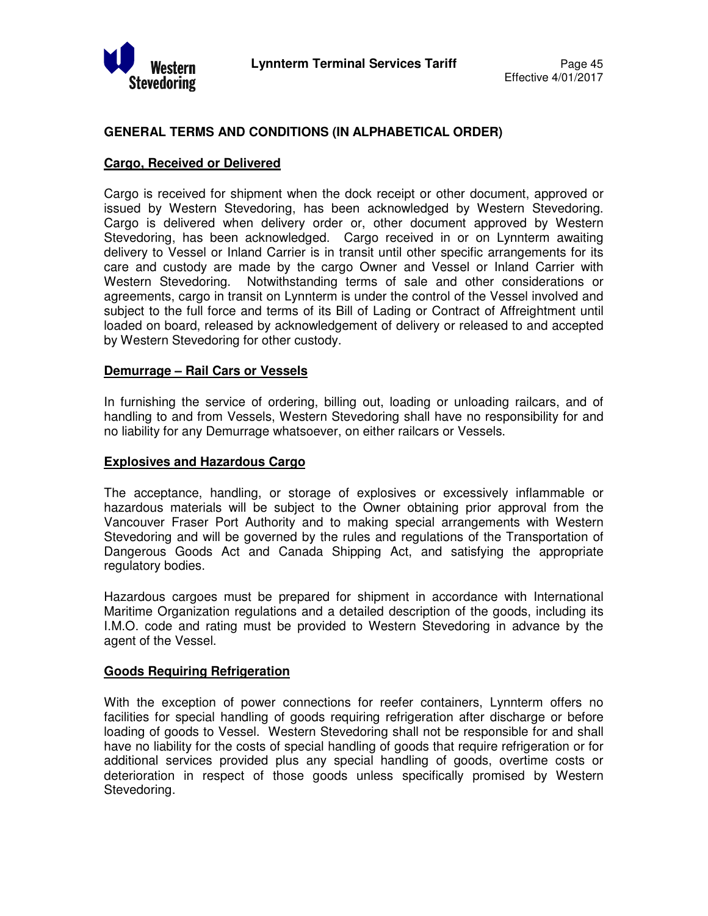## GENERAL TERMS AND CONDITIONS (IN ALPHABETICAL ORDER)

### Cargo, Received or Delivered

Cargo is received for shipment when the dock receipt or other document, approved or issued by Western Stevedoring, has been acknowledged by Western Stevedoring. Cargo is delivered when delivery order or, other document approved by Western Stevedoring, has been acknowledged. Cargo received in or on Lynnterm awaiting delivery to Vessel or Inland Carrier is in transit until other specific arrangements for its care and custody are made by the cargo Owner and Vessel or Inland Carrier with Western Stevedoring. Notwithstanding terms of sale and other considerations or agreements, cargo in transit on Lynnterm is under the control of the Vessel involved and subject to the full force and terms of its Bill of Lading or Contract of Affreightment until loaded on board, released by acknowledgement of delivery or released to and accepted by Western Stevedoring for other custody.

### Demurrage – Rail Cars or Vessels

In furnishing the service of ordering, billing out, loading or unloading railcars, and of handling to and from Vessels, Western Stevedoring shall have no responsibility for and no liability for any Demurrage whatsoever, on either railcars or Vessels.

### Explosives and Hazardous Cargo

The acceptance, handling, or storage of explosives or excessively inflammable or hazardous materials will be subject to the Owner obtaining prior approval from the Vancouver Fraser Port Authority and to making special arrangements with Western Stevedoring and will be governed by the rules and regulations of the Transportation of Dangerous Goods Act and Canada Shipping Act, and satisfying the appropriate regulatory bodies.

Hazardous cargoes must be prepared for shipment in accordance with International Maritime Organization regulations and a detailed description of the goods, including its I.M.O. code and rating must be provided to Western Stevedoring in advance by the agent of the Vessel.

### Goods Requiring Refrigeration

With the exception of power connections for reefer containers, Lynnterm offers no facilities for special handling of goods requiring refrigeration after discharge or before loading of goods to Vessel. Western Stevedoring shall not be responsible for and shall have no liability for the costs of special handling of goods that require refrigeration or for additional services provided plus any special handling of goods, overtime costs or deterioration in respect of those goods unless specifically promised by Western Stevedoring.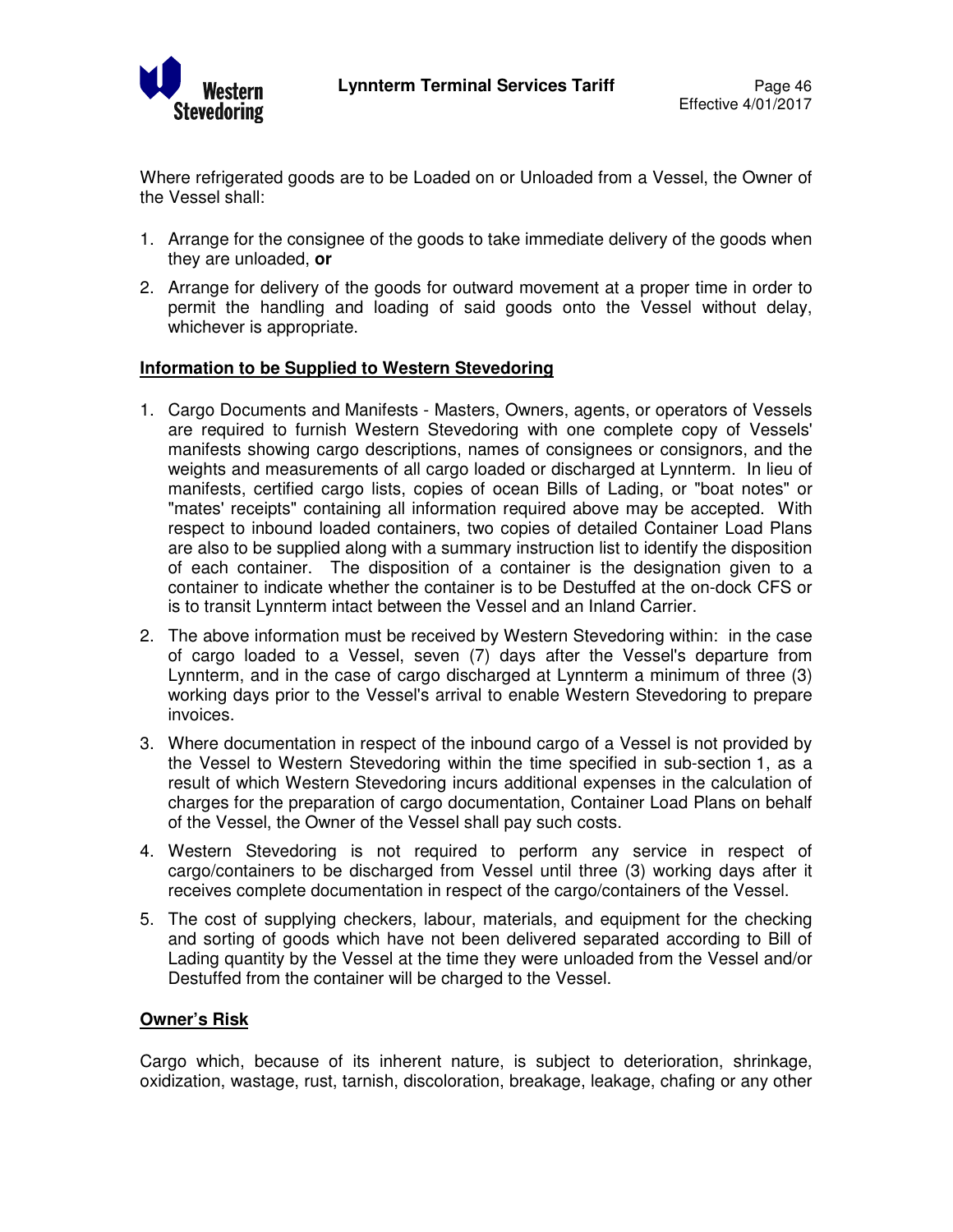Where refrigerated goods are to be Loaded on or Unloaded from a Vessel, the Owner of the Vessel shall:

1. Arrange for the consignee of the goods to take immediate delivery of the goods when they are unloaded, **or**
2. Arrange for delivery of the goods for outward movement at a proper time in order to permit the handling and loading of said goods onto the Vessel without delay, whichever is appropriate.

**Information to be Supplied to Western Stevedoring**

1. Cargo Documents and Manifests - Masters, Owners, agents, or operators of Vessels are required to furnish Western Stevedoring with one complete copy of Vessels' manifests showing cargo descriptions, names of consignees or consignors, and the weights and measurements of all cargo loaded or discharged at Lynnterm. In lieu of manifests, certified cargo lists, copies of ocean Bills of Lading, or "boat notes" or "mates' receipts" containing all information required above may be accepted. With respect to inbound loaded containers, two copies of detailed Container Load Plans are also to be supplied along with a summary instruction list to identify the disposition of each container. The disposition of a container is the designation given to a container to indicate whether the container is to be Destuffed at the on-dock CFS or is to transit Lynnterm intact between the Vessel and an Inland Carrier.
2. The above information must be received by Western Stevedoring within: in the case of cargo loaded to a Vessel, seven (7) days after the Vessel's departure from Lynnterm, and in the case of cargo discharged at Lynnterm a minimum of three (3) working days prior to the Vessel's arrival to enable Western Stevedoring to prepare invoices.
3. Where documentation in respect of the inbound cargo of a Vessel is not provided by the Vessel to Western Stevedoring within the time specified in sub-section 1, as a result of which Western Stevedoring incurs additional expenses in the calculation of charges for the preparation of cargo documentation, Container Load Plans on behalf of the Vessel, the Owner of the Vessel shall pay such costs.
4. Western Stevedoring is not required to perform any service in respect of cargo/containers to be discharged from Vessel until three (3) working days after it receives complete documentation in respect of the cargo/containers of the Vessel.
5. The cost of supplying checkers, labour, materials, and equipment for the checking and sorting of goods which have not been delivered separated according to Bill of Lading quantity by the Vessel at the time they were unloaded from the Vessel and/or Destuffed from the container will be charged to the Vessel.

**Owner's Risk**

Cargo which, because of its inherent nature, is subject to deterioration, shrinkage, oxidization, wastage, rust, tarnish, discoloration, breakage, leakage, chafing or any other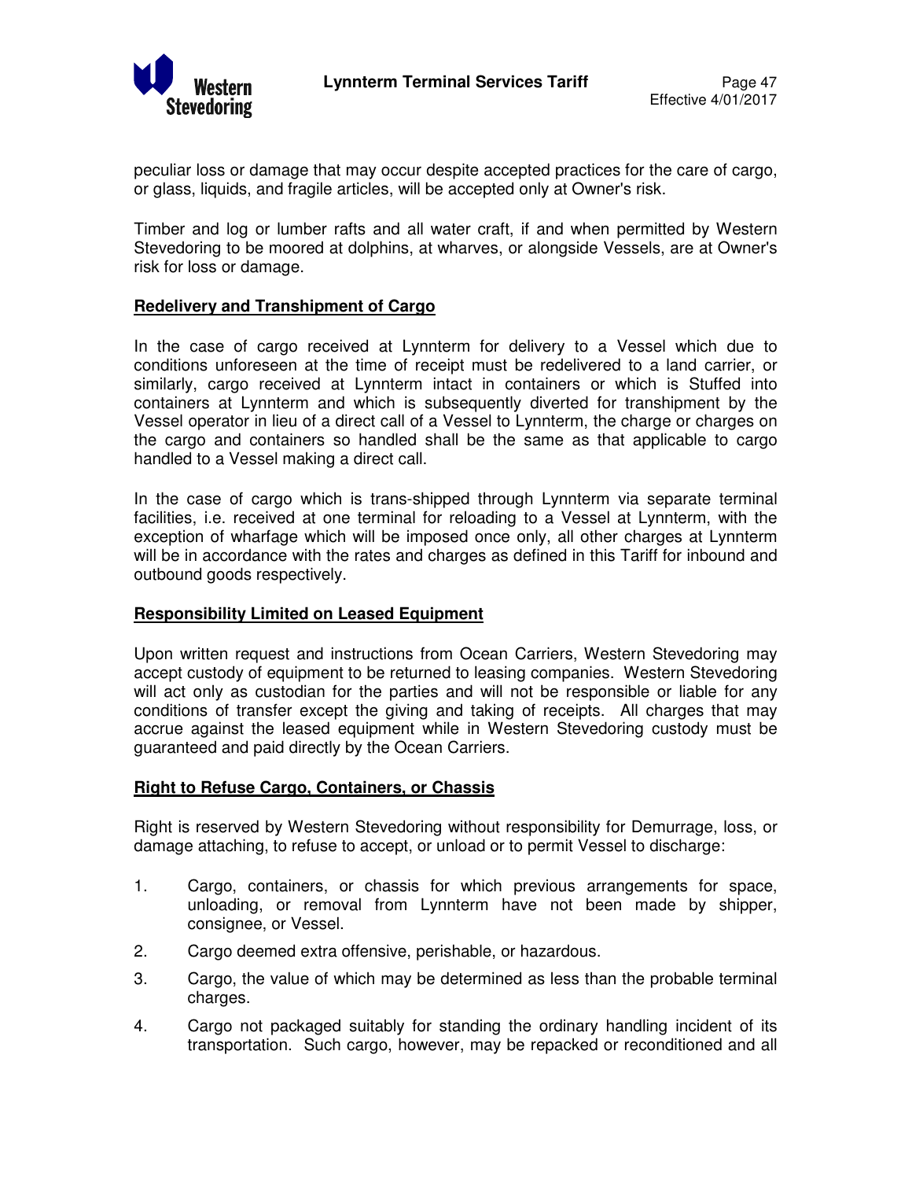peculiar loss or damage that may occur despite accepted practices for the care of cargo, or glass, liquids, and fragile articles, will be accepted only at Owner's risk.

Timber and log or lumber rafts and all water craft, if and when permitted by Western Stevedoring to be moored at dolphins, at wharves, or alongside Vessels, are at Owner's risk for loss or damage.

**Redelivery and Transhipment of Cargo**

In the case of cargo received at Lynnterm for delivery to a Vessel which due to conditions unforeseen at the time of receipt must be redelivered to a land carrier, or similarly, cargo received at Lynnterm intact in containers or which is Stuffed into containers at Lynnterm and which is subsequently diverted for transhipment by the Vessel operator in lieu of a direct call of a Vessel to Lynnterm, the charge or charges on the cargo and containers so handled shall be the same as that applicable to cargo handled to a Vessel making a direct call.

In the case of cargo which is trans-shipped through Lynnterm via separate terminal facilities, i.e. received at one terminal for reloading to a Vessel at Lynnterm, with the exception of wharfage which will be imposed once only, all other charges at Lynnterm will be in accordance with the rates and charges as defined in this Tariff for inbound and outbound goods respectively.

**Responsibility Limited on Leased Equipment**

Upon written request and instructions from Ocean Carriers, Western Stevedoring may accept custody of equipment to be returned to leasing companies. Western Stevedoring will act only as custodian for the parties and will not be responsible or liable for any conditions of transfer except the giving and taking of receipts. All charges that may accrue against the leased equipment while in Western Stevedoring custody must be guaranteed and paid directly by the Ocean Carriers.

**Right to Refuse Cargo, Containers, or Chassis**

Right is reserved by Western Stevedoring without responsibility for Demurrage, loss, or damage attaching, to refuse to accept, or unload or to permit Vessel to discharge:

1. Cargo, containers, or chassis for which previous arrangements for space, unloading, or removal from Lynnterm have not been made by shipper, consignee, or Vessel.
2. Cargo deemed extra offensive, perishable, or hazardous.
3. Cargo, the value of which may be determined as less than the probable terminal charges.
4. Cargo not packaged suitably for standing the ordinary handling incident of its transportation. Such cargo, however, may be repacked or reconditioned and all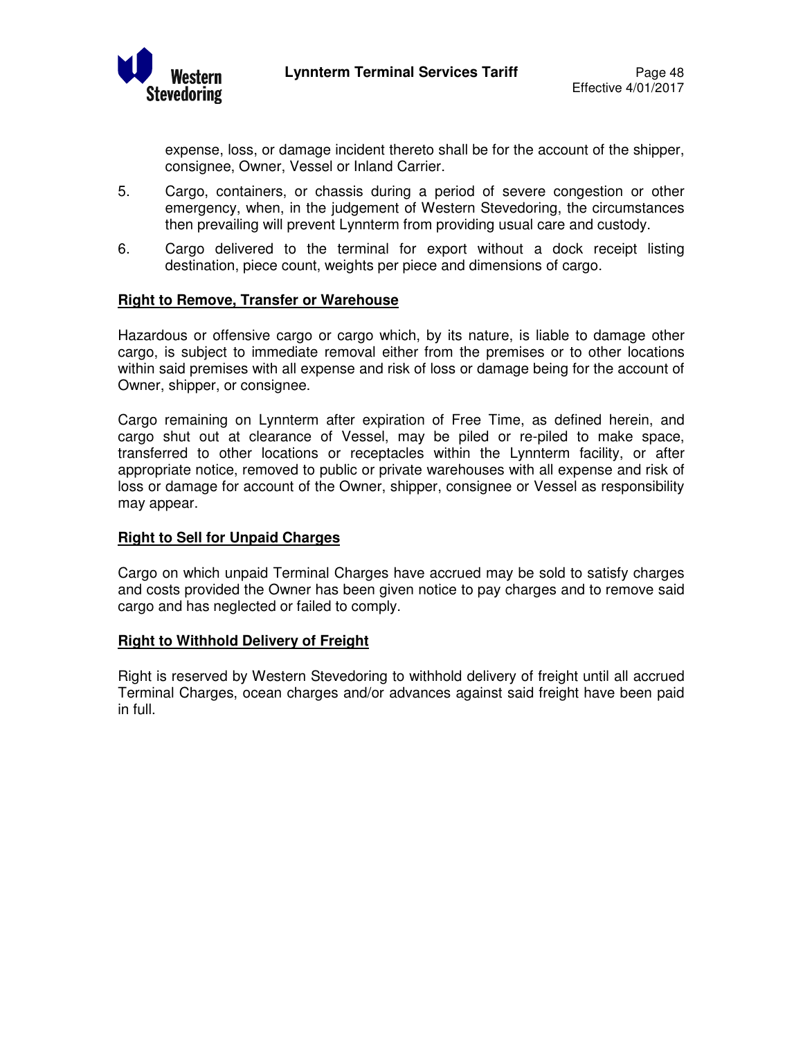expense, loss, or damage incident thereto shall be for the account of the shipper, consignee, Owner, Vessel or Inland Carrier.

5. Cargo, containers, or chassis during a period of severe congestion or other emergency, when, in the judgement of Western Stevedoring, the circumstances then prevailing will prevent Lynnterm from providing usual care and custody.

6. Cargo delivered to the terminal for export without a dock receipt listing destination, piece count, weights per piece and dimensions of cargo.

**Right to Remove, Transfer or Warehouse**

Hazardous or offensive cargo or cargo which, by its nature, is liable to damage other cargo, is subject to immediate removal either from the premises or to other locations within said premises with all expense and risk of loss or damage being for the account of Owner, shipper, or consignee.

Cargo remaining on Lynnterm after expiration of Free Time, as defined herein, and cargo shut out at clearance of Vessel, may be piled or re-piled to make space, transferred to other locations or receptacles within the Lynnterm facility, or after appropriate notice, removed to public or private warehouses with all expense and risk of loss or damage for account of the Owner, shipper, consignee or Vessel as responsibility may appear.

**Right to Sell for Unpaid Charges**

Cargo on which unpaid Terminal Charges have accrued may be sold to satisfy charges and costs provided the Owner has been given notice to pay charges and to remove said cargo and has neglected or failed to comply.

**Right to Withhold Delivery of Freight**

Right is reserved by Western Stevedoring to withhold delivery of freight until all accrued Terminal Charges, ocean charges and/or advances against said freight have been paid in full.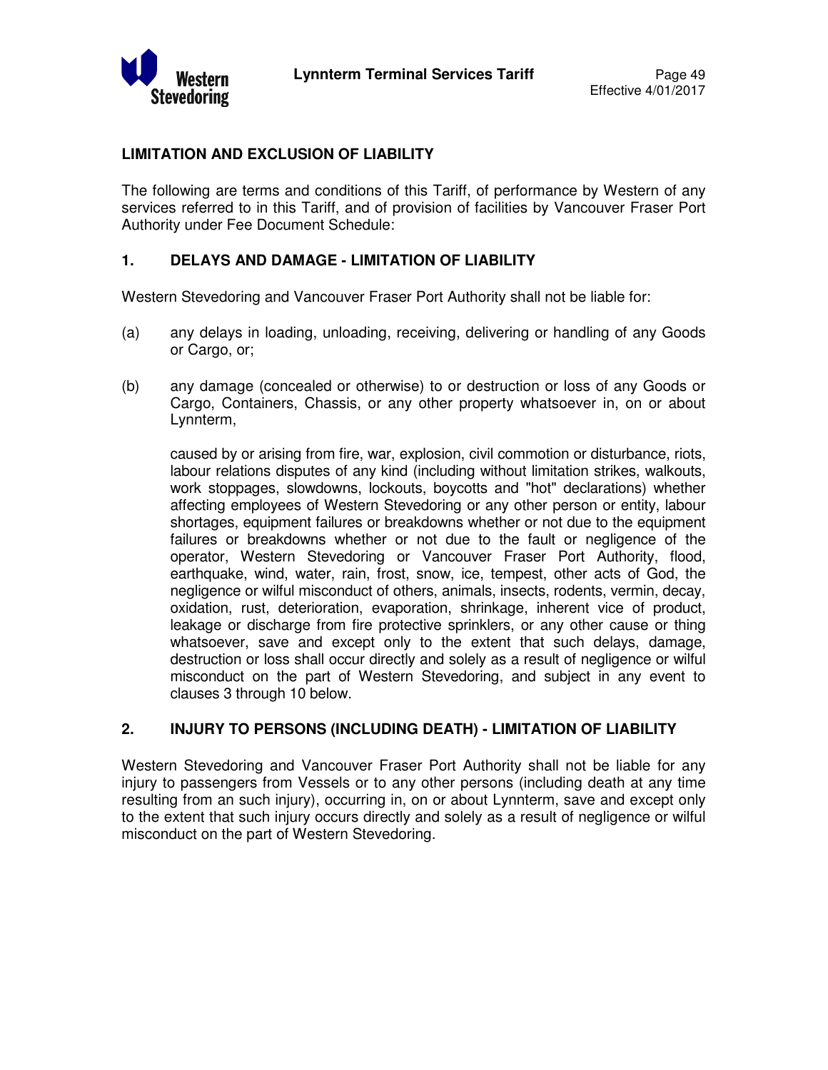## LIMITATION AND EXCLUSION OF LIABILITY

The following are terms and conditions of this Tariff, of performance by Western of any services referred to in this Tariff, and of provision of facilities by Vancouver Fraser Port Authority under Fee Document Schedule:

### 1. DELAYS AND DAMAGE - LIMITATION OF LIABILITY

Western Stevedoring and Vancouver Fraser Port Authority shall not be liable for:

(a) any delays in loading, unloading, receiving, delivering or handling of any Goods or Cargo, or;

(b) any damage (concealed or otherwise) to or destruction or loss of any Goods or Cargo, Containers, Chassis, or any other property whatsoever in, on or about Lynnterm,

caused by or arising from fire, war, explosion, civil commotion or disturbance, riots, labour relations disputes of any kind (including without limitation strikes, walkouts, work stoppages, slowdowns, lockouts, boycotts and "hot" declarations) whether affecting employees of Western Stevedoring or any other person or entity, labour shortages, equipment failures or breakdowns whether or not due to the equipment failures or breakdowns whether or not due to the fault or negligence of the operator, Western Stevedoring or Vancouver Fraser Port Authority, flood, earthquake, wind, water, rain, frost, snow, ice, tempest, other acts of God, the negligence or wilful misconduct of others, animals, insects, rodents, vermin, decay, oxidation, rust, deterioration, evaporation, shrinkage, inherent vice of product, leakage or discharge from fire protective sprinklers, or any other cause or thing whatsoever, save and except only to the extent that such delays, damage, destruction or loss shall occur directly and solely as a result of negligence or wilful misconduct on the part of Western Stevedoring, and subject in any event to clauses 3 through 10 below.

### 2. INJURY TO PERSONS (INCLUDING DEATH) - LIMITATION OF LIABILITY

Western Stevedoring and Vancouver Fraser Port Authority shall not be liable for any injury to passengers from Vessels or to any other persons (including death at any time resulting from an such injury), occurring in, on or about Lynnterm, save and except only to the extent that such injury occurs directly and solely as a result of negligence or wilful misconduct on the part of Western Stevedoring.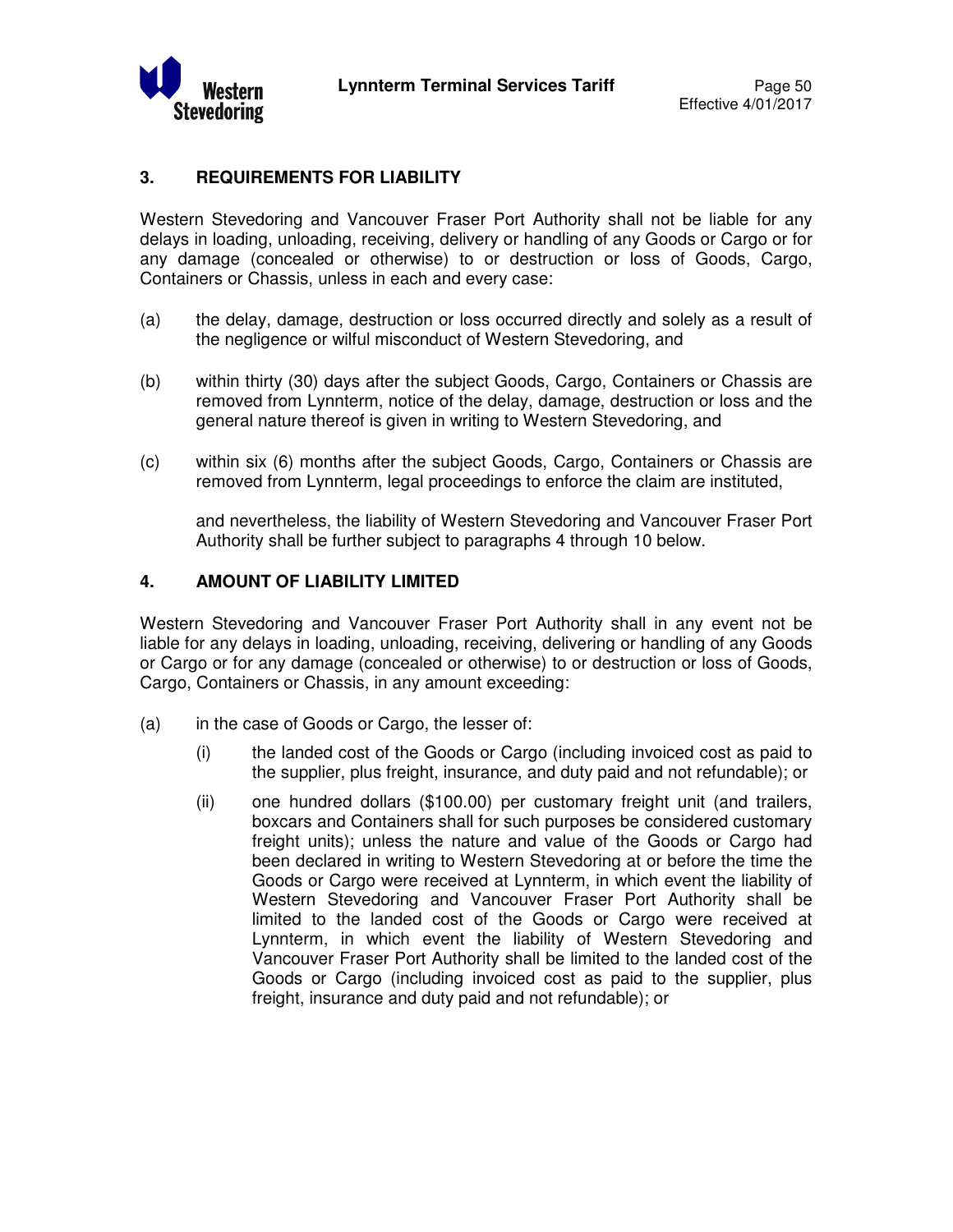## 3. REQUIREMENTS FOR LIABILITY

Western Stevedoring and Vancouver Fraser Port Authority shall not be liable for any delays in loading, unloading, receiving, delivery or handling of any Goods or Cargo or for any damage (concealed or otherwise) to or destruction or loss of Goods, Cargo, Containers or Chassis, unless in each and every case:

(a) the delay, damage, destruction or loss occurred directly and solely as a result of the negligence or wilful misconduct of Western Stevedoring, and

(b) within thirty (30) days after the subject Goods, Cargo, Containers or Chassis are removed from Lynnterm, notice of the delay, damage, destruction or loss and the general nature thereof is given in writing to Western Stevedoring, and

(c) within six (6) months after the subject Goods, Cargo, Containers or Chassis are removed from Lynnterm, legal proceedings to enforce the claim are instituted,

and nevertheless, the liability of Western Stevedoring and Vancouver Fraser Port Authority shall be further subject to paragraphs 4 through 10 below.

## 4. AMOUNT OF LIABILITY LIMITED

Western Stevedoring and Vancouver Fraser Port Authority shall in any event not be liable for any delays in loading, unloading, receiving, delivering or handling of any Goods or Cargo or for any damage (concealed or otherwise) to or destruction or loss of Goods, Cargo, Containers or Chassis, in any amount exceeding:

(a) in the case of Goods or Cargo, the lesser of:

   (i) the landed cost of the Goods or Cargo (including invoiced cost as paid to the supplier, plus freight, insurance, and duty paid and not refundable); or

   (ii) one hundred dollars ($100.00) per customary freight unit (and trailers, boxcars and Containers shall for such purposes be considered customary freight units); unless the nature and value of the Goods or Cargo had been declared in writing to Western Stevedoring at or before the time the Goods or Cargo were received at Lynnterm, in which event the liability of Western Stevedoring and Vancouver Fraser Port Authority shall be limited to the landed cost of the Goods or Cargo were received at Lynnterm, in which event the liability of Western Stevedoring and Vancouver Fraser Port Authority shall be limited to the landed cost of the Goods or Cargo (including invoiced cost as paid to the supplier, plus freight, insurance and duty paid and not refundable); or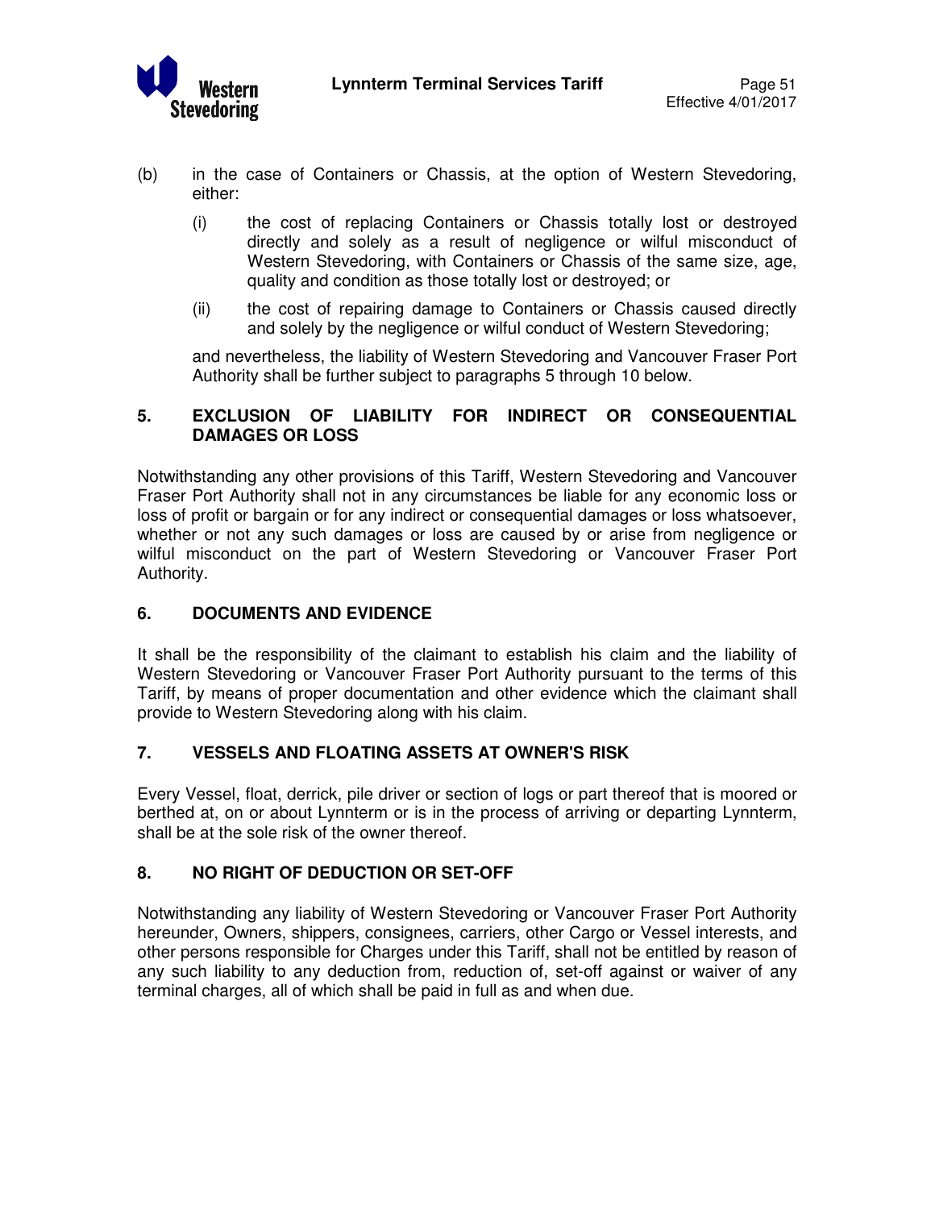(b) in the case of Containers or Chassis, at the option of Western Stevedoring, either:

   (i) the cost of replacing Containers or Chassis totally lost or destroyed directly and solely as a result of negligence or wilful misconduct of Western Stevedoring, with Containers or Chassis of the same size, age, quality and condition as those totally lost or destroyed; or

   (ii) the cost of repairing damage to Containers or Chassis caused directly and solely by the negligence or wilful conduct of Western Stevedoring;

   and nevertheless, the liability of Western Stevedoring and Vancouver Fraser Port Authority shall be further subject to paragraphs 5 through 10 below.

## 5. EXCLUSION OF LIABILITY FOR INDIRECT OR CONSEQUENTIAL DAMAGES OR LOSS

Notwithstanding any other provisions of this Tariff, Western Stevedoring and Vancouver Fraser Port Authority shall not in any circumstances be liable for any economic loss or loss of profit or bargain or for any indirect or consequential damages or loss whatsoever, whether or not any such damages or loss are caused by or arise from negligence or wilful misconduct on the part of Western Stevedoring or Vancouver Fraser Port Authority.

## 6. DOCUMENTS AND EVIDENCE

It shall be the responsibility of the claimant to establish his claim and the liability of Western Stevedoring or Vancouver Fraser Port Authority pursuant to the terms of this Tariff, by means of proper documentation and other evidence which the claimant shall provide to Western Stevedoring along with his claim.

## 7. VESSELS AND FLOATING ASSETS AT OWNER'S RISK

Every Vessel, float, derrick, pile driver or section of logs or part thereof that is moored or berthed at, on or about Lynnterm or is in the process of arriving or departing Lynnterm, shall be at the sole risk of the owner thereof.

## 8. NO RIGHT OF DEDUCTION OR SET-OFF

Notwithstanding any liability of Western Stevedoring or Vancouver Fraser Port Authority hereunder, Owners, shippers, consignees, carriers, other Cargo or Vessel interests, and other persons responsible for Charges under this Tariff, shall not be entitled by reason of any such liability to any deduction from, reduction of, set-off against or waiver of any terminal charges, all of which shall be paid in full as and when due.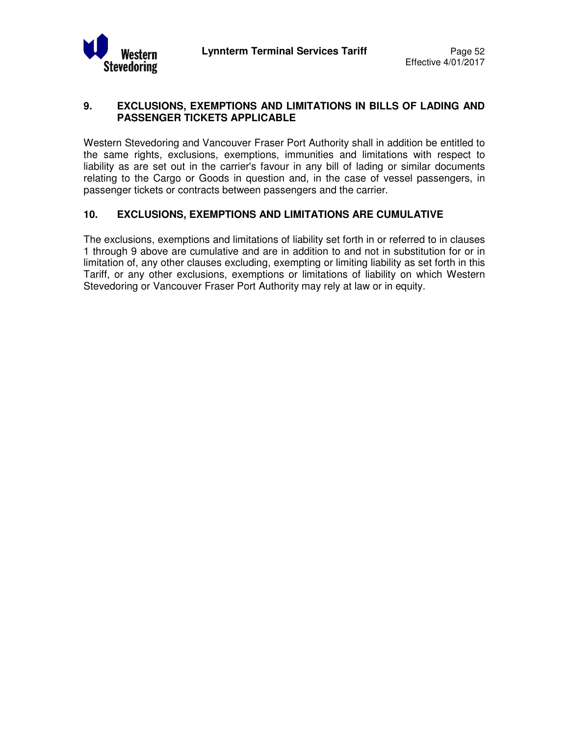## 9. EXCLUSIONS, EXEMPTIONS AND LIMITATIONS IN BILLS OF LADING AND PASSENGER TICKETS APPLICABLE

Western Stevedoring and Vancouver Fraser Port Authority shall in addition be entitled to the same rights, exclusions, exemptions, immunities and limitations with respect to liability as are set out in the carrier's favour in any bill of lading or similar documents relating to the Cargo or Goods in question and, in the case of vessel passengers, in passenger tickets or contracts between passengers and the carrier.

## 10. EXCLUSIONS, EXEMPTIONS AND LIMITATIONS ARE CUMULATIVE

The exclusions, exemptions and limitations of liability set forth in or referred to in clauses 1 through 9 above are cumulative and are in addition to and not in substitution for or in limitation of, any other clauses excluding, exempting or limiting liability as set forth in this Tariff, or any other exclusions, exemptions or limitations of liability on which Western Stevedoring or Vancouver Fraser Port Authority may rely at law or in equity.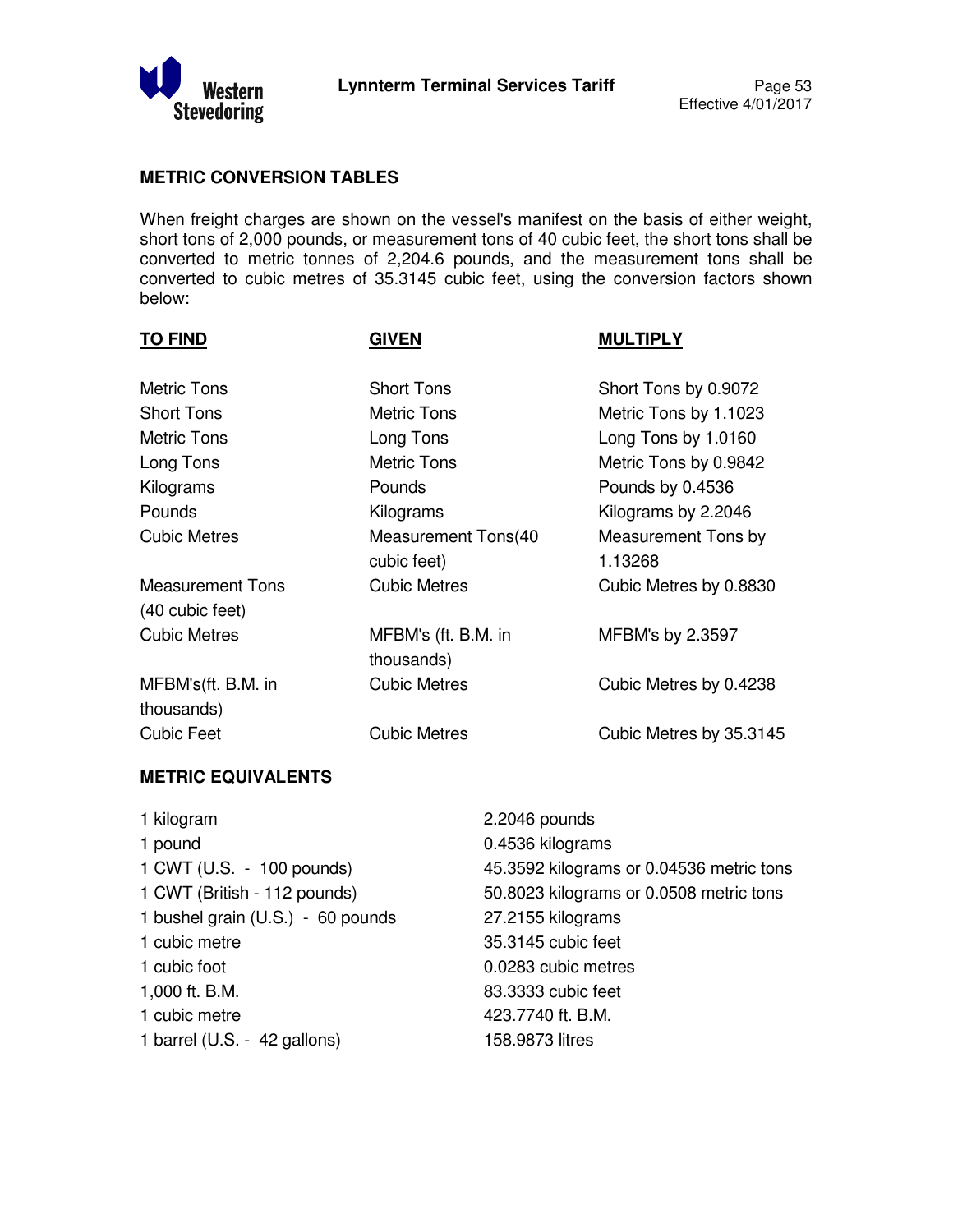## METRIC CONVERSION TABLES

When freight charges are shown on the vessel's manifest on the basis of either weight, short tons of 2,000 pounds, or measurement tons of 40 cubic feet, the short tons shall be converted to metric tonnes of 2,204.6 pounds, and the measurement tons shall be converted to cubic metres of 35.3145 cubic feet, using the conversion factors shown below:

| TO FIND | GIVEN | MULTIPLY |
|---|---|---|
| Metric Tons | Short Tons | Short Tons by 0.9072 |
| Short Tons | Metric Tons | Metric Tons by 1.1023 |
| Metric Tons | Long Tons | Long Tons by 1.0160 |
| Long Tons | Metric Tons | Metric Tons by 0.9842 |
| Kilograms | Pounds | Pounds by 0.4536 |
| Pounds | Kilograms | Kilograms by 2.2046 |
| Cubic Metres | Measurement Tons(40 cubic feet) | Measurement Tons by 1.13268 |
| Measurement Tons (40 cubic feet) | Cubic Metres | Cubic Metres by 0.8830 |
| Cubic Metres | MFBM's (ft. B.M. in thousands) | MFBM's by 2.3597 |
| MFBM's(ft. B.M. in thousands) | Cubic Metres | Cubic Metres by 0.4238 |
| Cubic Feet | Cubic Metres | Cubic Metres by 35.3145 |

## METRIC EQUIVALENTS

| | |
|---|---|
| 1 kilogram | 2.2046 pounds |
| 1 pound | 0.4536 kilograms |
| 1 CWT (U.S. - 100 pounds) | 45.3592 kilograms or 0.04536 metric tons |
| 1 CWT (British - 112 pounds) | 50.8023 kilograms or 0.0508 metric tons |
| 1 bushel grain (U.S.) - 60 pounds | 27.2155 kilograms |
| 1 cubic metre | 35.3145 cubic feet |
| 1 cubic foot | 0.0283 cubic metres |
| 1,000 ft. B.M. | 83.3333 cubic feet |
| 1 cubic metre | 423.7740 ft. B.M. |
| 1 barrel (U.S. - 42 gallons) | 158.9873 litres |